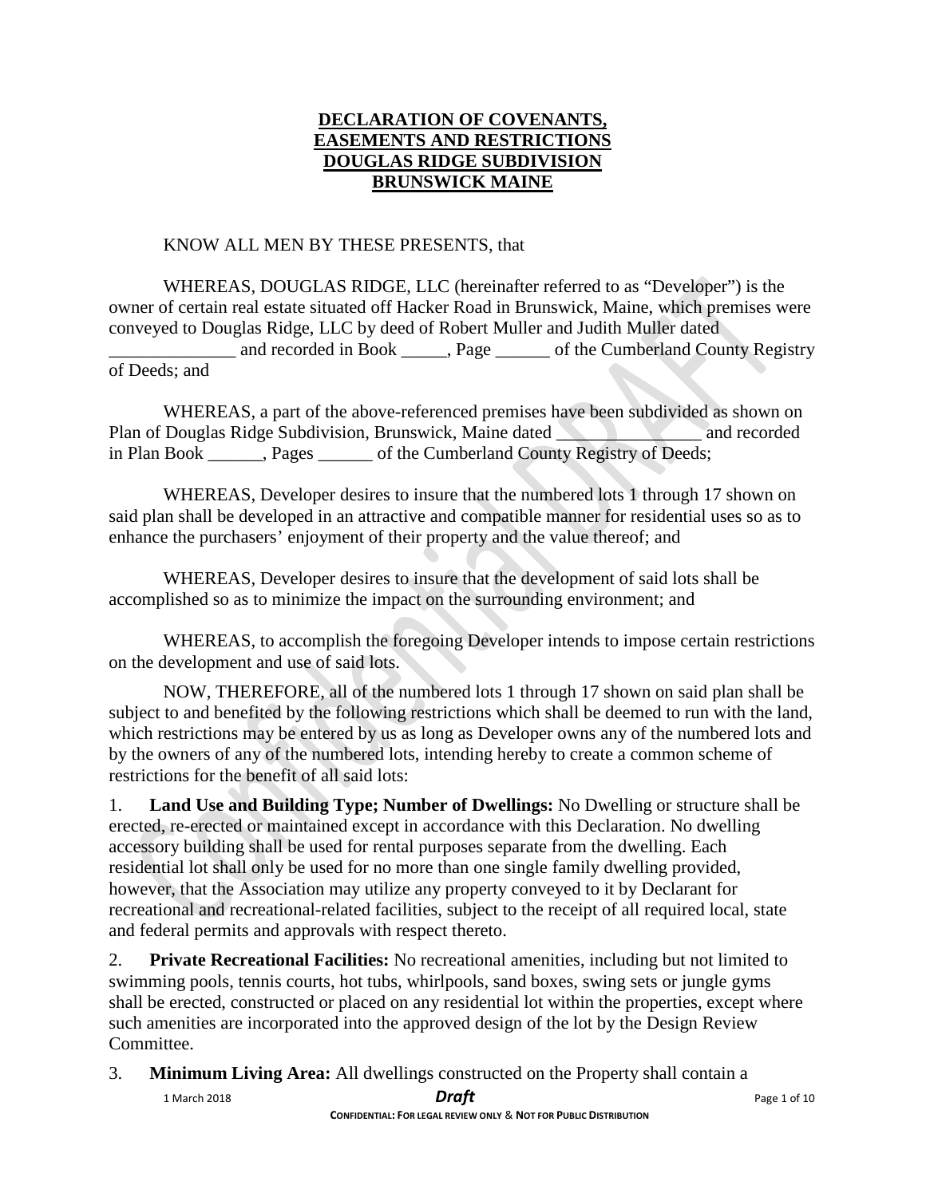# DECLARATION OF COVENANTS, EASEMENTS AND RESTRICTIONS DOUGLAS RIDGE SUBDIVISION BRUNSWICK MAINE

KNOW ALL MEN BY THESE PRESENTS, that

WHEREAS, DOUGLAS RIDGE, LLC (hereinafter referred to as "Developer") is the owner of certain real estate situated off Hacker Road in Brunswick, Maine, which premises were conveyed to Douglas Ridge, LLC by deed of Robert Muller and Judith Muller dated ______________ and recorded in Book _____, Page ______ of the Cumberland County Registry of Deeds; and

WHEREAS, a part of the above-referenced premises have been subdivided as shown on Plan of Douglas Ridge Subdivision, Brunswick, Maine dated ________________ and recorded in Plan Book ______, Pages ______ of the Cumberland County Registry of Deeds;

WHEREAS, Developer desires to insure that the numbered lots 1 through 17 shown on said plan shall be developed in an attractive and compatible manner for residential uses so as to enhance the purchasers' enjoyment of their property and the value thereof; and

WHEREAS, Developer desires to insure that the development of said lots shall be accomplished so as to minimize the impact on the surrounding environment; and

WHEREAS, to accomplish the foregoing Developer intends to impose certain restrictions on the development and use of said lots.

NOW, THEREFORE, all of the numbered lots 1 through 17 shown on said plan shall be subject to and benefited by the following restrictions which shall be deemed to run with the land, which restrictions may be entered by us as long as Developer owns any of the numbered lots and by the owners of any of the numbered lots, intending hereby to create a common scheme of restrictions for the benefit of all said lots:

1. **Land Use and Building Type; Number of Dwellings:** No Dwelling or structure shall be erected, re-erected or maintained except in accordance with this Declaration. No dwelling accessory building shall be used for rental purposes separate from the dwelling. Each residential lot shall only be used for no more than one single family dwelling provided, however, that the Association may utilize any property conveyed to it by Declarant for recreational and recreational-related facilities, subject to the receipt of all required local, state and federal permits and approvals with respect thereto.

2. **Private Recreational Facilities:** No recreational amenities, including but not limited to swimming pools, tennis courts, hot tubs, whirlpools, sand boxes, swing sets or jungle gyms shall be erected, constructed or placed on any residential lot within the properties, except where such amenities are incorporated into the approved design of the lot by the Design Review Committee.

3. **Minimum Living Area:** All dwellings constructed on the Property shall contain a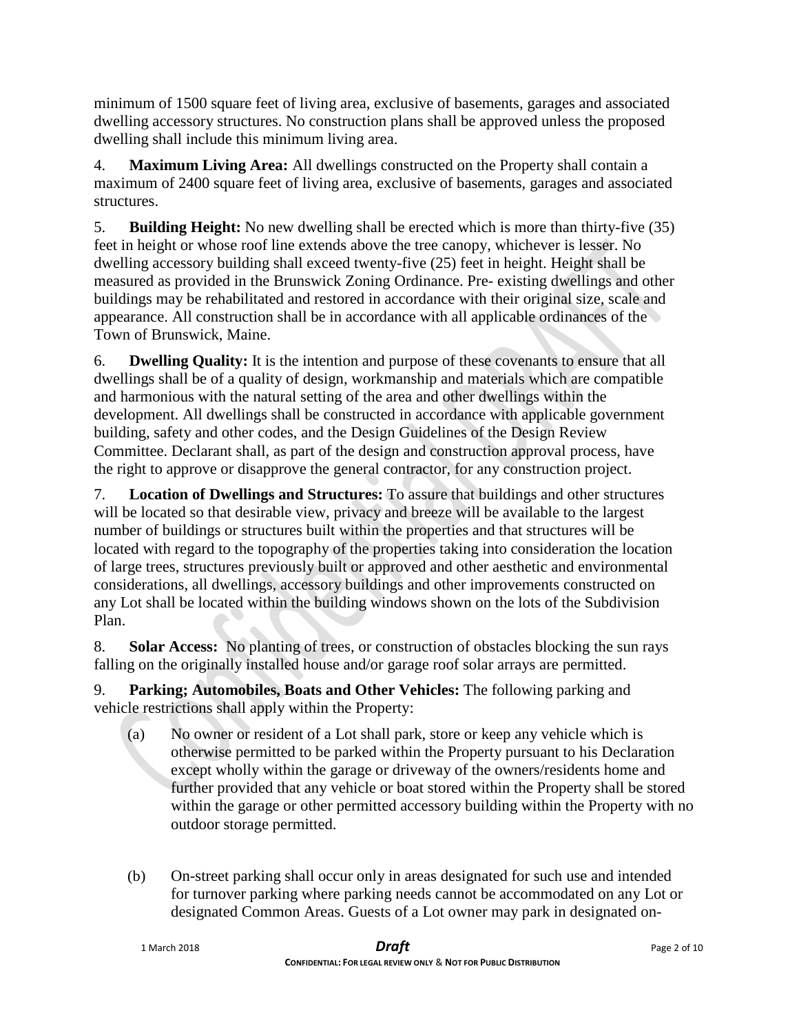minimum of 1500 square feet of living area, exclusive of basements, garages and associated dwelling accessory structures. No construction plans shall be approved unless the proposed dwelling shall include this minimum living area.

4. **Maximum Living Area:** All dwellings constructed on the Property shall contain a maximum of 2400 square feet of living area, exclusive of basements, garages and associated structures.

5. **Building Height:** No new dwelling shall be erected which is more than thirty-five (35) feet in height or whose roof line extends above the tree canopy, whichever is lesser. No dwelling accessory building shall exceed twenty-five (25) feet in height. Height shall be measured as provided in the Brunswick Zoning Ordinance. Pre- existing dwellings and other buildings may be rehabilitated and restored in accordance with their original size, scale and appearance. All construction shall be in accordance with all applicable ordinances of the Town of Brunswick, Maine.

6. **Dwelling Quality:** It is the intention and purpose of these covenants to ensure that all dwellings shall be of a quality of design, workmanship and materials which are compatible and harmonious with the natural setting of the area and other dwellings within the development. All dwellings shall be constructed in accordance with applicable government building, safety and other codes, and the Design Guidelines of the Design Review Committee. Declarant shall, as part of the design and construction approval process, have the right to approve or disapprove the general contractor, for any construction project.

7. **Location of Dwellings and Structures:** To assure that buildings and other structures will be located so that desirable view, privacy and breeze will be available to the largest number of buildings or structures built within the properties and that structures will be located with regard to the topography of the properties taking into consideration the location of large trees, structures previously built or approved and other aesthetic and environmental considerations, all dwellings, accessory buildings and other improvements constructed on any Lot shall be located within the building windows shown on the lots of the Subdivision Plan.

8. **Solar Access:** No planting of trees, or construction of obstacles blocking the sun rays falling on the originally installed house and/or garage roof solar arrays are permitted.

9. **Parking; Automobiles, Boats and Other Vehicles:** The following parking and vehicle restrictions shall apply within the Property:

   (a) No owner or resident of a Lot shall park, store or keep any vehicle which is otherwise permitted to be parked within the Property pursuant to his Declaration except wholly within the garage or driveway of the owners/residents home and further provided that any vehicle or boat stored within the Property shall be stored within the garage or other permitted accessory building within the Property with no outdoor storage permitted.

   (b) On-street parking shall occur only in areas designated for such use and intended for turnover parking where parking needs cannot be accommodated on any Lot or designated Common Areas. Guests of a Lot owner may park in designated on-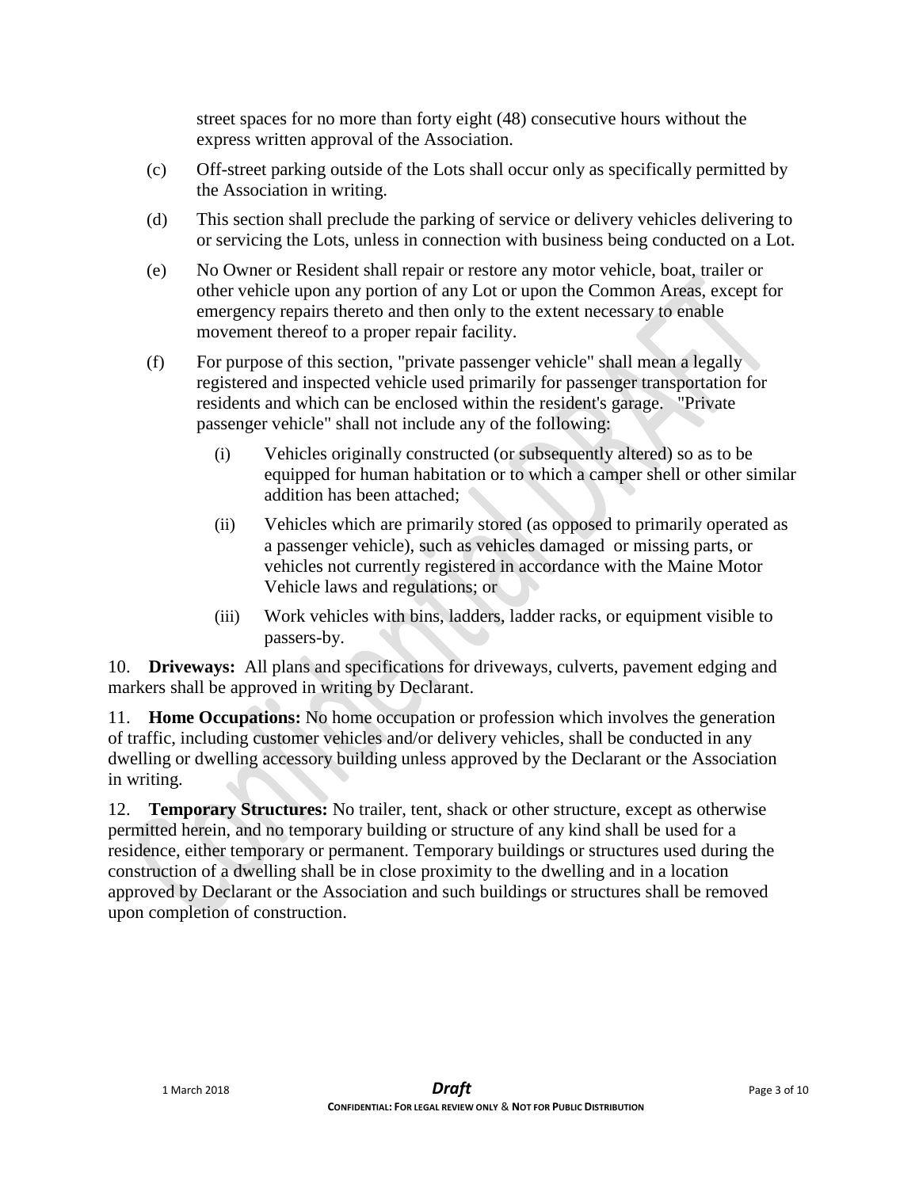street spaces for no more than forty eight (48) consecutive hours without the express written approval of the Association.

(c) Off-street parking outside of the Lots shall occur only as specifically permitted by the Association in writing.

(d) This section shall preclude the parking of service or delivery vehicles delivering to or servicing the Lots, unless in connection with business being conducted on a Lot.

(e) No Owner or Resident shall repair or restore any motor vehicle, boat, trailer or other vehicle upon any portion of any Lot or upon the Common Areas, except for emergency repairs thereto and then only to the extent necessary to enable movement thereof to a proper repair facility.

(f) For purpose of this section, "private passenger vehicle" shall mean a legally registered and inspected vehicle used primarily for passenger transportation for residents and which can be enclosed within the resident's garage. "Private passenger vehicle" shall not include any of the following:

  (i) Vehicles originally constructed (or subsequently altered) so as to be equipped for human habitation or to which a camper shell or other similar addition has been attached;

  (ii) Vehicles which are primarily stored (as opposed to primarily operated as a passenger vehicle), such as vehicles damaged or missing parts, or vehicles not currently registered in accordance with the Maine Motor Vehicle laws and regulations; or

  (iii) Work vehicles with bins, ladders, ladder racks, or equipment visible to passers-by.

10. **Driveways:** All plans and specifications for driveways, culverts, pavement edging and markers shall be approved in writing by Declarant.

11. **Home Occupations:** No home occupation or profession which involves the generation of traffic, including customer vehicles and/or delivery vehicles, shall be conducted in any dwelling or dwelling accessory building unless approved by the Declarant or the Association in writing.

12. **Temporary Structures:** No trailer, tent, shack or other structure, except as otherwise permitted herein, and no temporary building or structure of any kind shall be used for a residence, either temporary or permanent. Temporary buildings or structures used during the construction of a dwelling shall be in close proximity to the dwelling and in a location approved by Declarant or the Association and such buildings or structures shall be removed upon completion of construction.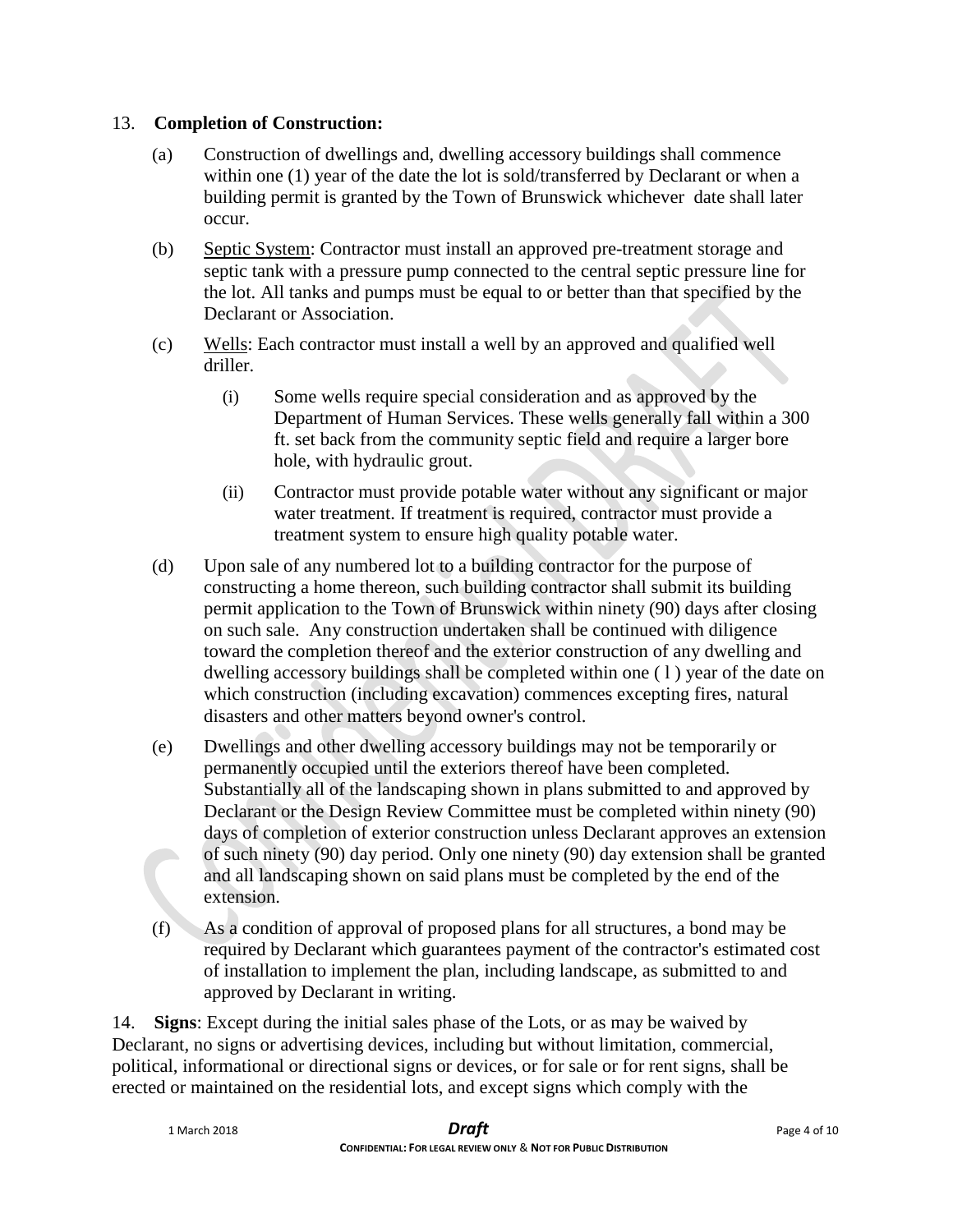13. **Completion of Construction:**

(a) Construction of dwellings and, dwelling accessory buildings shall commence within one (1) year of the date the lot is sold/transferred by Declarant or when a building permit is granted by the Town of Brunswick whichever date shall later occur.

(b) Septic System: Contractor must install an approved pre-treatment storage and septic tank with a pressure pump connected to the central septic pressure line for the lot. All tanks and pumps must be equal to or better than that specified by the Declarant or Association.

(c) Wells: Each contractor must install a well by an approved and qualified well driller.

(i) Some wells require special consideration and as approved by the Department of Human Services. These wells generally fall within a 300 ft. set back from the community septic field and require a larger bore hole, with hydraulic grout.

(ii) Contractor must provide potable water without any significant or major water treatment. If treatment is required, contractor must provide a treatment system to ensure high quality potable water.

(d) Upon sale of any numbered lot to a building contractor for the purpose of constructing a home thereon, such building contractor shall submit its building permit application to the Town of Brunswick within ninety (90) days after closing on such sale. Any construction undertaken shall be continued with diligence toward the completion thereof and the exterior construction of any dwelling and dwelling accessory buildings shall be completed within one ( l ) year of the date on which construction (including excavation) commences excepting fires, natural disasters and other matters beyond owner's control.

(e) Dwellings and other dwelling accessory buildings may not be temporarily or permanently occupied until the exteriors thereof have been completed. Substantially all of the landscaping shown in plans submitted to and approved by Declarant or the Design Review Committee must be completed within ninety (90) days of completion of exterior construction unless Declarant approves an extension of such ninety (90) day period. Only one ninety (90) day extension shall be granted and all landscaping shown on said plans must be completed by the end of the extension.

(f) As a condition of approval of proposed plans for all structures, a bond may be required by Declarant which guarantees payment of the contractor's estimated cost of installation to implement the plan, including landscape, as submitted to and approved by Declarant in writing.

14. **Signs**: Except during the initial sales phase of the Lots, or as may be waived by Declarant, no signs or advertising devices, including but without limitation, commercial, political, informational or directional signs or devices, or for sale or for rent signs, shall be erected or maintained on the residential lots, and except signs which comply with the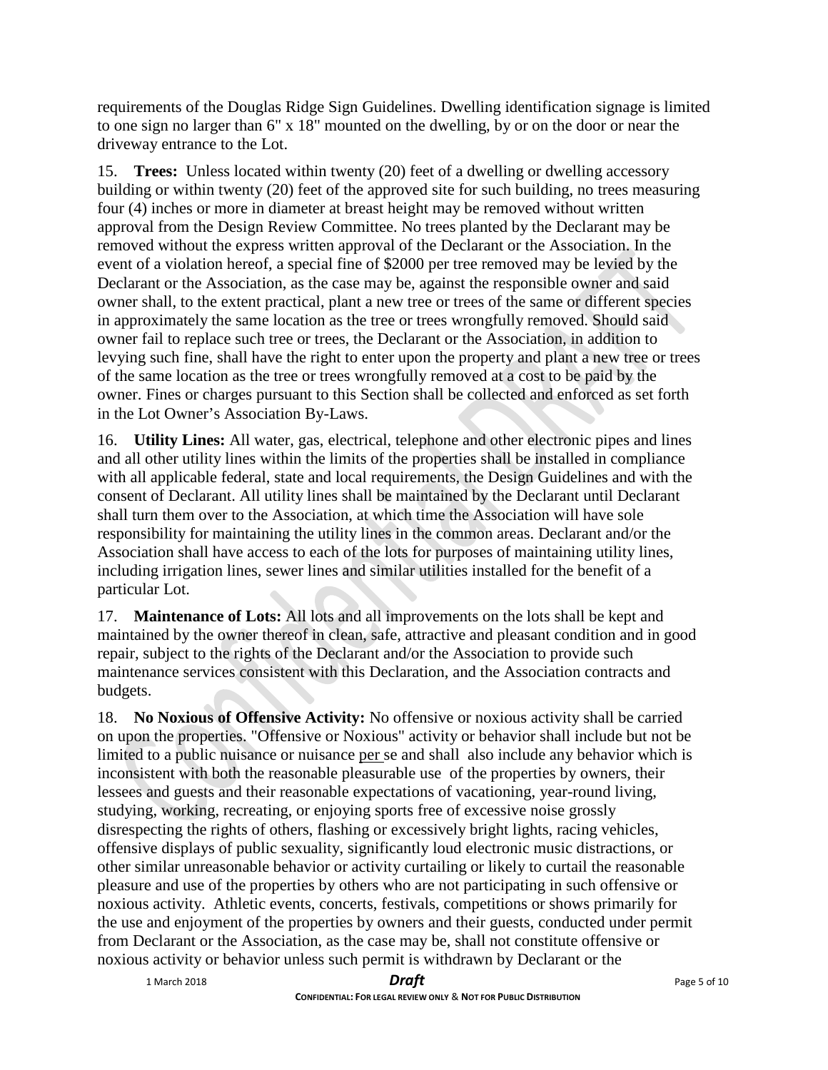requirements of the Douglas Ridge Sign Guidelines. Dwelling identification signage is limited to one sign no larger than 6" x 18" mounted on the dwelling, by or on the door or near the driveway entrance to the Lot.

15. **Trees:** Unless located within twenty (20) feet of a dwelling or dwelling accessory building or within twenty (20) feet of the approved site for such building, no trees measuring four (4) inches or more in diameter at breast height may be removed without written approval from the Design Review Committee. No trees planted by the Declarant may be removed without the express written approval of the Declarant or the Association. In the event of a violation hereof, a special fine of $2000 per tree removed may be levied by the Declarant or the Association, as the case may be, against the responsible owner and said owner shall, to the extent practical, plant a new tree or trees of the same or different species in approximately the same location as the tree or trees wrongfully removed. Should said owner fail to replace such tree or trees, the Declarant or the Association, in addition to levying such fine, shall have the right to enter upon the property and plant a new tree or trees of the same location as the tree or trees wrongfully removed at a cost to be paid by the owner. Fines or charges pursuant to this Section shall be collected and enforced as set forth in the Lot Owner's Association By-Laws.

16. **Utility Lines:** All water, gas, electrical, telephone and other electronic pipes and lines and all other utility lines within the limits of the properties shall be installed in compliance with all applicable federal, state and local requirements, the Design Guidelines and with the consent of Declarant. All utility lines shall be maintained by the Declarant until Declarant shall turn them over to the Association, at which time the Association will have sole responsibility for maintaining the utility lines in the common areas. Declarant and/or the Association shall have access to each of the lots for purposes of maintaining utility lines, including irrigation lines, sewer lines and similar utilities installed for the benefit of a particular Lot.

17. **Maintenance of Lots:** All lots and all improvements on the lots shall be kept and maintained by the owner thereof in clean, safe, attractive and pleasant condition and in good repair, subject to the rights of the Declarant and/or the Association to provide such maintenance services consistent with this Declaration, and the Association contracts and budgets.

18. **No Noxious of Offensive Activity:** No offensive or noxious activity shall be carried on upon the properties. "Offensive or Noxious" activity or behavior shall include but not be limited to a public nuisance or nuisance per se and shall also include any behavior which is inconsistent with both the reasonable pleasurable use of the properties by owners, their lessees and guests and their reasonable expectations of vacationing, year-round living, studying, working, recreating, or enjoying sports free of excessive noise grossly disrespecting the rights of others, flashing or excessively bright lights, racing vehicles, offensive displays of public sexuality, significantly loud electronic music distractions, or other similar unreasonable behavior or activity curtailing or likely to curtail the reasonable pleasure and use of the properties by others who are not participating in such offensive or noxious activity. Athletic events, concerts, festivals, competitions or shows primarily for the use and enjoyment of the properties by owners and their guests, conducted under permit from Declarant or the Association, as the case may be, shall not constitute offensive or noxious activity or behavior unless such permit is withdrawn by Declarant or the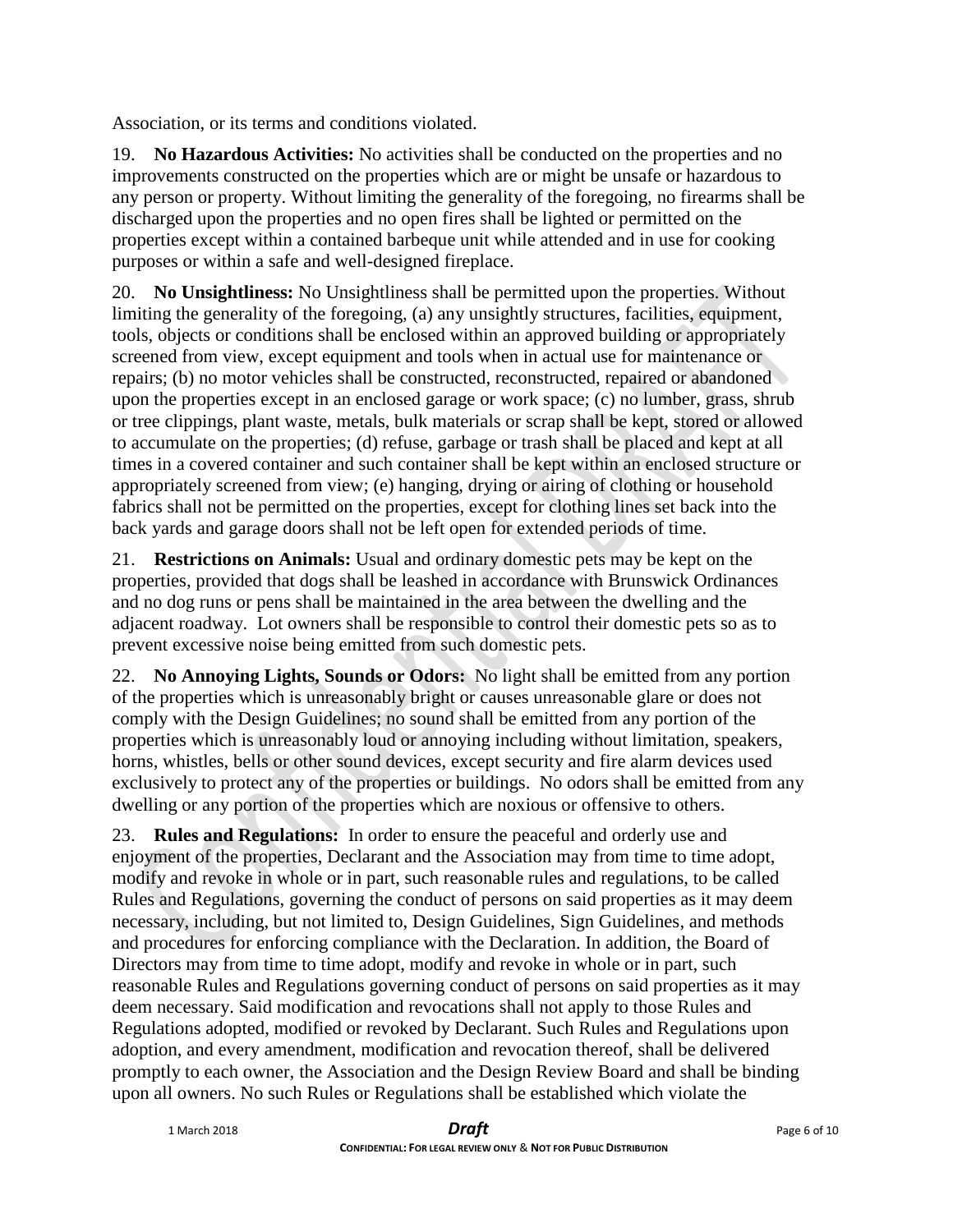Association, or its terms and conditions violated.

19. **No Hazardous Activities:** No activities shall be conducted on the properties and no improvements constructed on the properties which are or might be unsafe or hazardous to any person or property. Without limiting the generality of the foregoing, no firearms shall be discharged upon the properties and no open fires shall be lighted or permitted on the properties except within a contained barbeque unit while attended and in use for cooking purposes or within a safe and well-designed fireplace.

20. **No Unsightliness:** No Unsightliness shall be permitted upon the properties. Without limiting the generality of the foregoing, (a) any unsightly structures, facilities, equipment, tools, objects or conditions shall be enclosed within an approved building or appropriately screened from view, except equipment and tools when in actual use for maintenance or repairs; (b) no motor vehicles shall be constructed, reconstructed, repaired or abandoned upon the properties except in an enclosed garage or work space; (c) no lumber, grass, shrub or tree clippings, plant waste, metals, bulk materials or scrap shall be kept, stored or allowed to accumulate on the properties; (d) refuse, garbage or trash shall be placed and kept at all times in a covered container and such container shall be kept within an enclosed structure or appropriately screened from view; (e) hanging, drying or airing of clothing or household fabrics shall not be permitted on the properties, except for clothing lines set back into the back yards and garage doors shall not be left open for extended periods of time.

21. **Restrictions on Animals:** Usual and ordinary domestic pets may be kept on the properties, provided that dogs shall be leashed in accordance with Brunswick Ordinances and no dog runs or pens shall be maintained in the area between the dwelling and the adjacent roadway. Lot owners shall be responsible to control their domestic pets so as to prevent excessive noise being emitted from such domestic pets.

22. **No Annoying Lights, Sounds or Odors:** No light shall be emitted from any portion of the properties which is unreasonably bright or causes unreasonable glare or does not comply with the Design Guidelines; no sound shall be emitted from any portion of the properties which is unreasonably loud or annoying including without limitation, speakers, horns, whistles, bells or other sound devices, except security and fire alarm devices used exclusively to protect any of the properties or buildings. No odors shall be emitted from any dwelling or any portion of the properties which are noxious or offensive to others.

23. **Rules and Regulations:** In order to ensure the peaceful and orderly use and enjoyment of the properties, Declarant and the Association may from time to time adopt, modify and revoke in whole or in part, such reasonable rules and regulations, to be called Rules and Regulations, governing the conduct of persons on said properties as it may deem necessary, including, but not limited to, Design Guidelines, Sign Guidelines, and methods and procedures for enforcing compliance with the Declaration. In addition, the Board of Directors may from time to time adopt, modify and revoke in whole or in part, such reasonable Rules and Regulations governing conduct of persons on said properties as it may deem necessary. Said modification and revocations shall not apply to those Rules and Regulations adopted, modified or revoked by Declarant. Such Rules and Regulations upon adoption, and every amendment, modification and revocation thereof, shall be delivered promptly to each owner, the Association and the Design Review Board and shall be binding upon all owners. No such Rules or Regulations shall be established which violate the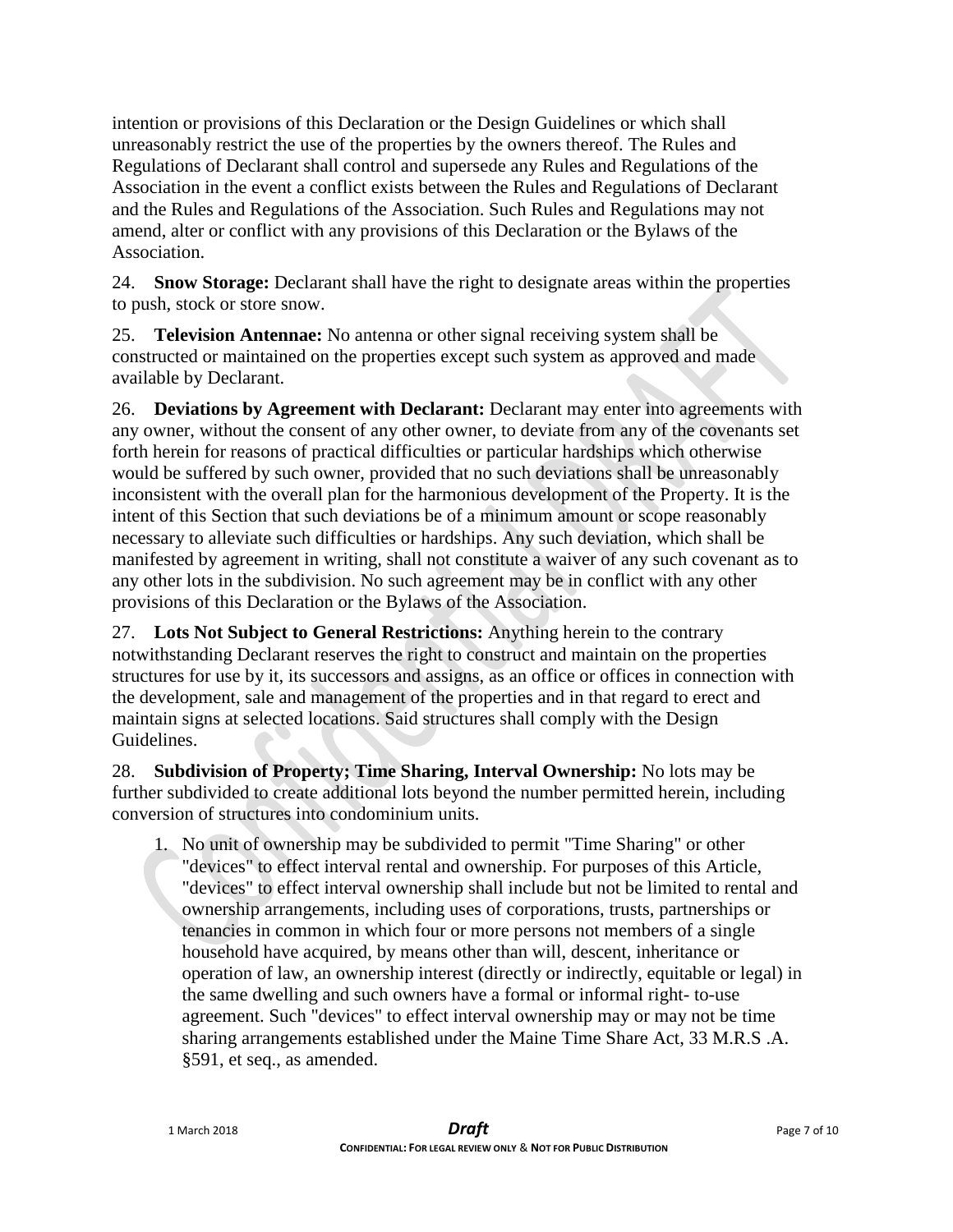intention or provisions of this Declaration or the Design Guidelines or which shall unreasonably restrict the use of the properties by the owners thereof. The Rules and Regulations of Declarant shall control and supersede any Rules and Regulations of the Association in the event a conflict exists between the Rules and Regulations of Declarant and the Rules and Regulations of the Association. Such Rules and Regulations may not amend, alter or conflict with any provisions of this Declaration or the Bylaws of the Association.

24. **Snow Storage:** Declarant shall have the right to designate areas within the properties to push, stock or store snow.

25. **Television Antennae:** No antenna or other signal receiving system shall be constructed or maintained on the properties except such system as approved and made available by Declarant.

26. **Deviations by Agreement with Declarant:** Declarant may enter into agreements with any owner, without the consent of any other owner, to deviate from any of the covenants set forth herein for reasons of practical difficulties or particular hardships which otherwise would be suffered by such owner, provided that no such deviations shall be unreasonably inconsistent with the overall plan for the harmonious development of the Property. It is the intent of this Section that such deviations be of a minimum amount or scope reasonably necessary to alleviate such difficulties or hardships. Any such deviation, which shall be manifested by agreement in writing, shall not constitute a waiver of any such covenant as to any other lots in the subdivision. No such agreement may be in conflict with any other provisions of this Declaration or the Bylaws of the Association.

27. **Lots Not Subject to General Restrictions:** Anything herein to the contrary notwithstanding Declarant reserves the right to construct and maintain on the properties structures for use by it, its successors and assigns, as an office or offices in connection with the development, sale and management of the properties and in that regard to erect and maintain signs at selected locations. Said structures shall comply with the Design Guidelines.

28. **Subdivision of Property; Time Sharing, Interval Ownership:** No lots may be further subdivided to create additional lots beyond the number permitted herein, including conversion of structures into condominium units.

1. No unit of ownership may be subdivided to permit "Time Sharing" or other "devices" to effect interval rental and ownership. For purposes of this Article, "devices" to effect interval ownership shall include but not be limited to rental and ownership arrangements, including uses of corporations, trusts, partnerships or tenancies in common in which four or more persons not members of a single household have acquired, by means other than will, descent, inheritance or operation of law, an ownership interest (directly or indirectly, equitable or legal) in the same dwelling and such owners have a formal or informal right- to-use agreement. Such "devices" to effect interval ownership may or may not be time sharing arrangements established under the Maine Time Share Act, 33 M.R.S .A. §591, et seq., as amended.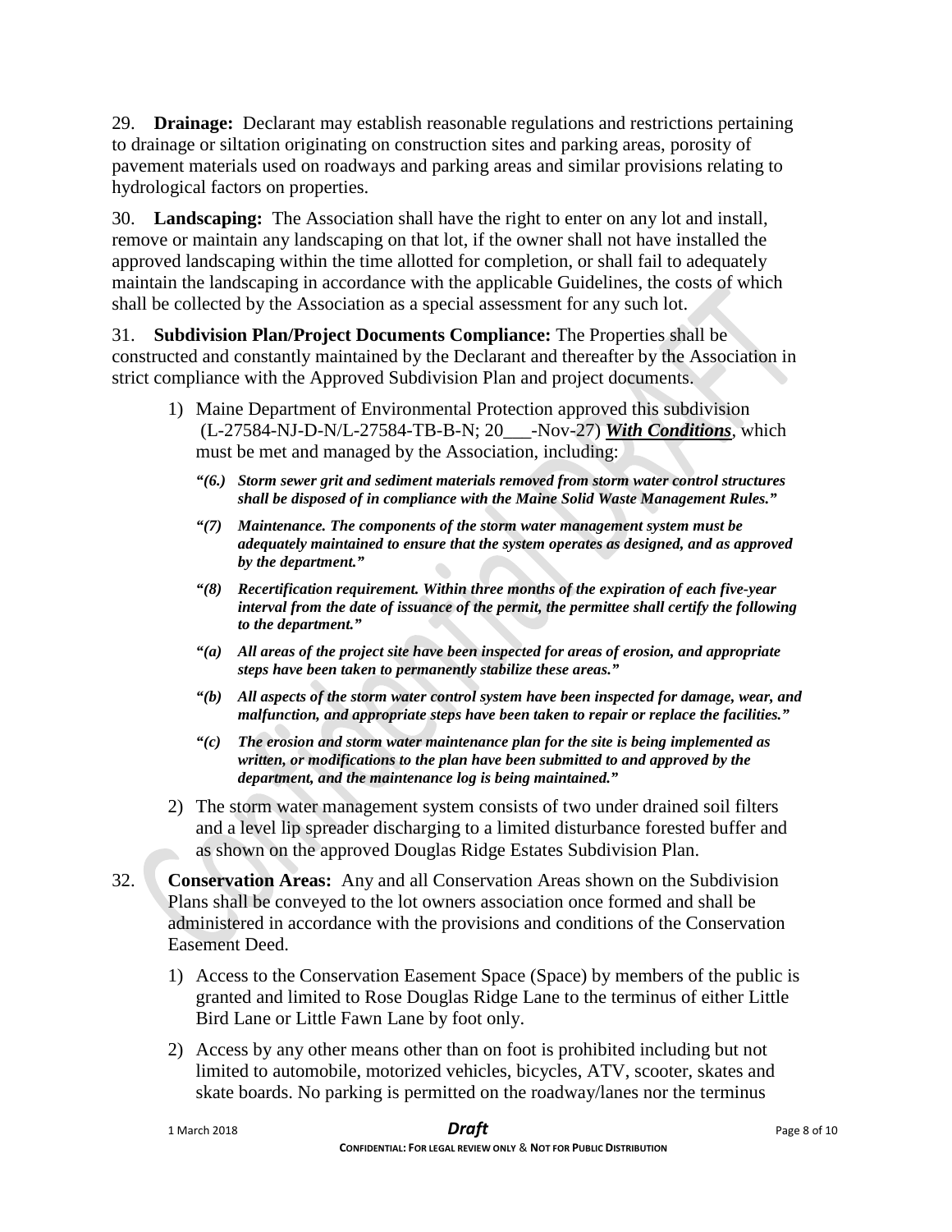29. **Drainage:** Declarant may establish reasonable regulations and restrictions pertaining to drainage or siltation originating on construction sites and parking areas, porosity of pavement materials used on roadways and parking areas and similar provisions relating to hydrological factors on properties.

30. **Landscaping:** The Association shall have the right to enter on any lot and install, remove or maintain any landscaping on that lot, if the owner shall not have installed the approved landscaping within the time allotted for completion, or shall fail to adequately maintain the landscaping in accordance with the applicable Guidelines, the costs of which shall be collected by the Association as a special assessment for any such lot.

31. **Subdivision Plan/Project Documents Compliance:** The Properties shall be constructed and constantly maintained by the Declarant and thereafter by the Association in strict compliance with the Approved Subdivision Plan and project documents.

1) Maine Department of Environmental Protection approved this subdivision (L-27584-NJ-D-N/L-27584-TB-B-N; 20___-Nov-27) ***With Conditions***, which must be met and managed by the Association, including:

   ***"(6.) Storm sewer grit and sediment materials removed from storm water control structures shall be disposed of in compliance with the Maine Solid Waste Management Rules."***

   ***"(7) Maintenance. The components of the storm water management system must be adequately maintained to ensure that the system operates as designed, and as approved by the department."***

   ***"(8) Recertification requirement. Within three months of the expiration of each five-year interval from the date of issuance of the permit, the permittee shall certify the following to the department."***

   ***"(a) All areas of the project site have been inspected for areas of erosion, and appropriate steps have been taken to permanently stabilize these areas."***

   ***"(b) All aspects of the storm water control system have been inspected for damage, wear, and malfunction, and appropriate steps have been taken to repair or replace the facilities."***

   ***"(c) The erosion and storm water maintenance plan for the site is being implemented as written, or modifications to the plan have been submitted to and approved by the department, and the maintenance log is being maintained."***

2) The storm water management system consists of two under drained soil filters and a level lip spreader discharging to a limited disturbance forested buffer and as shown on the approved Douglas Ridge Estates Subdivision Plan.

32. **Conservation Areas:** Any and all Conservation Areas shown on the Subdivision Plans shall be conveyed to the lot owners association once formed and shall be administered in accordance with the provisions and conditions of the Conservation Easement Deed.

1) Access to the Conservation Easement Space (Space) by members of the public is granted and limited to Rose Douglas Ridge Lane to the terminus of either Little Bird Lane or Little Fawn Lane by foot only.

2) Access by any other means other than on foot is prohibited including but not limited to automobile, motorized vehicles, bicycles, ATV, scooter, skates and skate boards. No parking is permitted on the roadway/lanes nor the terminus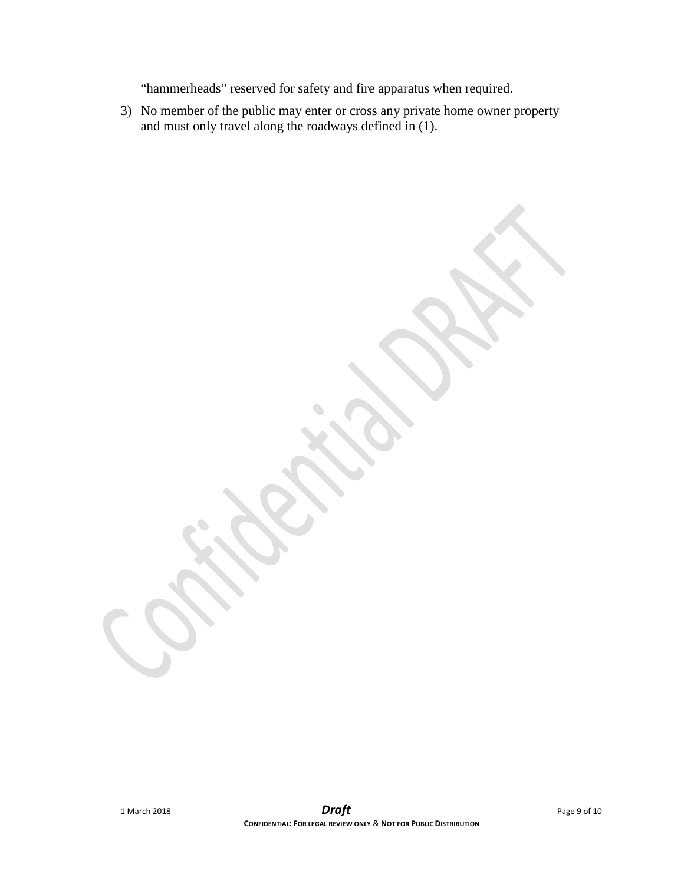"hammerheads" reserved for safety and fire apparatus when required.

3) No member of the public may enter or cross any private home owner property and must only travel along the roadways defined in (1).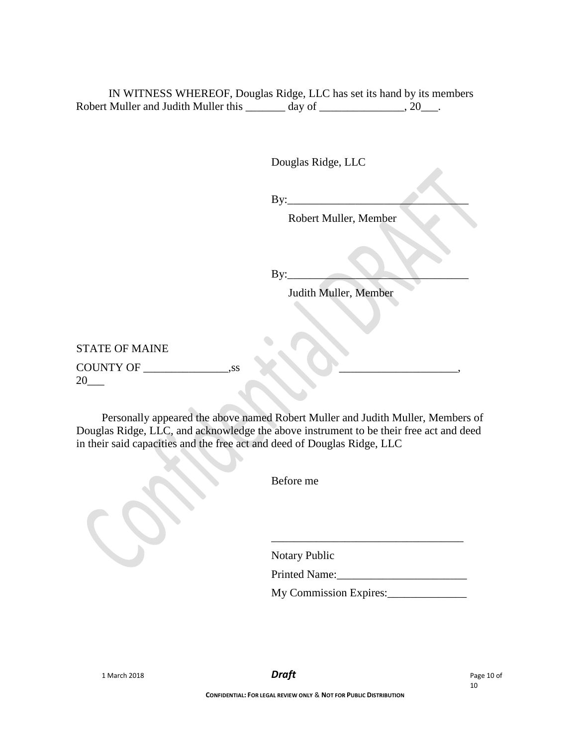IN WITNESS WHEREOF, Douglas Ridge, LLC has set its hand by its members Robert Muller and Judith Muller this _______ day of _______________, 20___.

Douglas Ridge, LLC

By:________________________________

Robert Muller, Member

By:________________________________

Judith Muller, Member

STATE OF MAINE

COUNTY OF _______________,ss _____________________, 20___

Personally appeared the above named Robert Muller and Judith Muller, Members of Douglas Ridge, LLC, and acknowledge the above instrument to be their free act and deed in their said capacities and the free act and deed of Douglas Ridge, LLC

Before me

__________________________________

Notary Public

Printed Name:_______________________

My Commission Expires:______________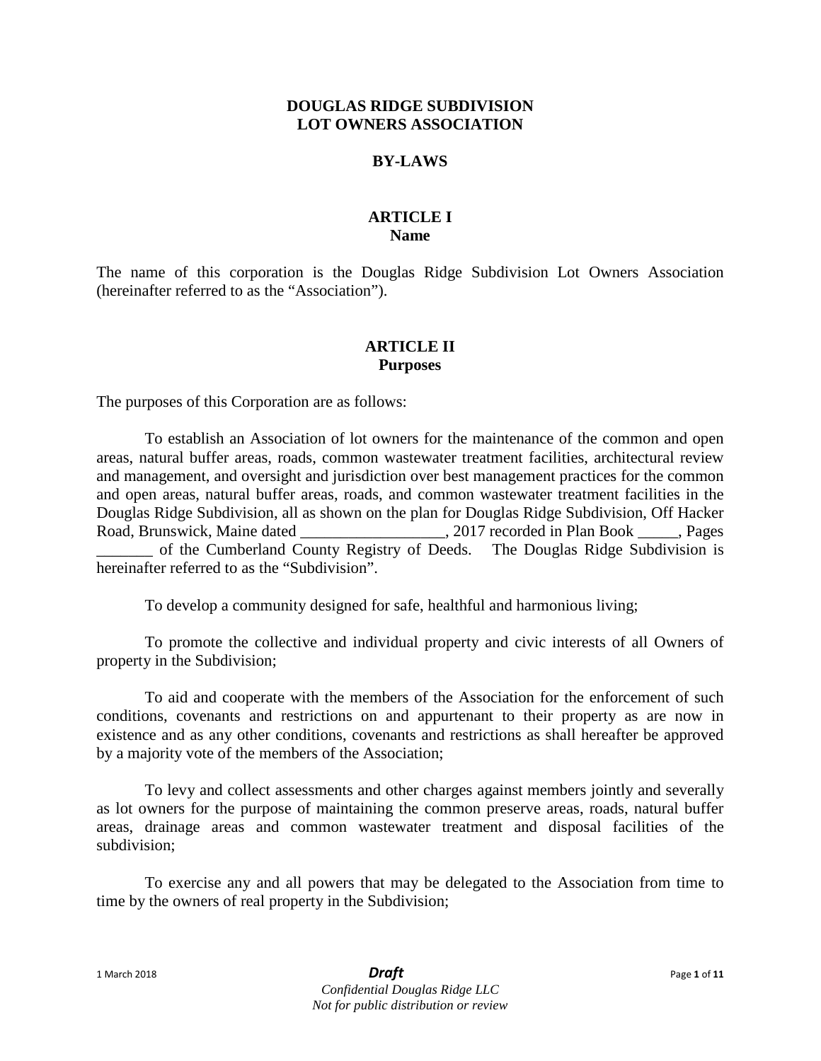# DOUGLAS RIDGE SUBDIVISION
# LOT OWNERS ASSOCIATION

## BY-LAWS

### ARTICLE I
### Name

The name of this corporation is the Douglas Ridge Subdivision Lot Owners Association (hereinafter referred to as the "Association").

### ARTICLE II
### Purposes

The purposes of this Corporation are as follows:

To establish an Association of lot owners for the maintenance of the common and open areas, natural buffer areas, roads, common wastewater treatment facilities, architectural review and management, and oversight and jurisdiction over best management practices for the common and open areas, natural buffer areas, roads, and common wastewater treatment facilities in the Douglas Ridge Subdivision, all as shown on the plan for Douglas Ridge Subdivision, Off Hacker Road, Brunswick, Maine dated __________________, 2017 recorded in Plan Book _____, Pages _______ of the Cumberland County Registry of Deeds. The Douglas Ridge Subdivision is hereinafter referred to as the "Subdivision".

To develop a community designed for safe, healthful and harmonious living;

To promote the collective and individual property and civic interests of all Owners of property in the Subdivision;

To aid and cooperate with the members of the Association for the enforcement of such conditions, covenants and restrictions on and appurtenant to their property as are now in existence and as any other conditions, covenants and restrictions as shall hereafter be approved by a majority vote of the members of the Association;

To levy and collect assessments and other charges against members jointly and severally as lot owners for the purpose of maintaining the common preserve areas, roads, natural buffer areas, drainage areas and common wastewater treatment and disposal facilities of the subdivision;

To exercise any and all powers that may be delegated to the Association from time to time by the owners of real property in the Subdivision;

1 March 2018 — ***Draft***
*Confidential Douglas Ridge LLC*
*Not for public distribution or review*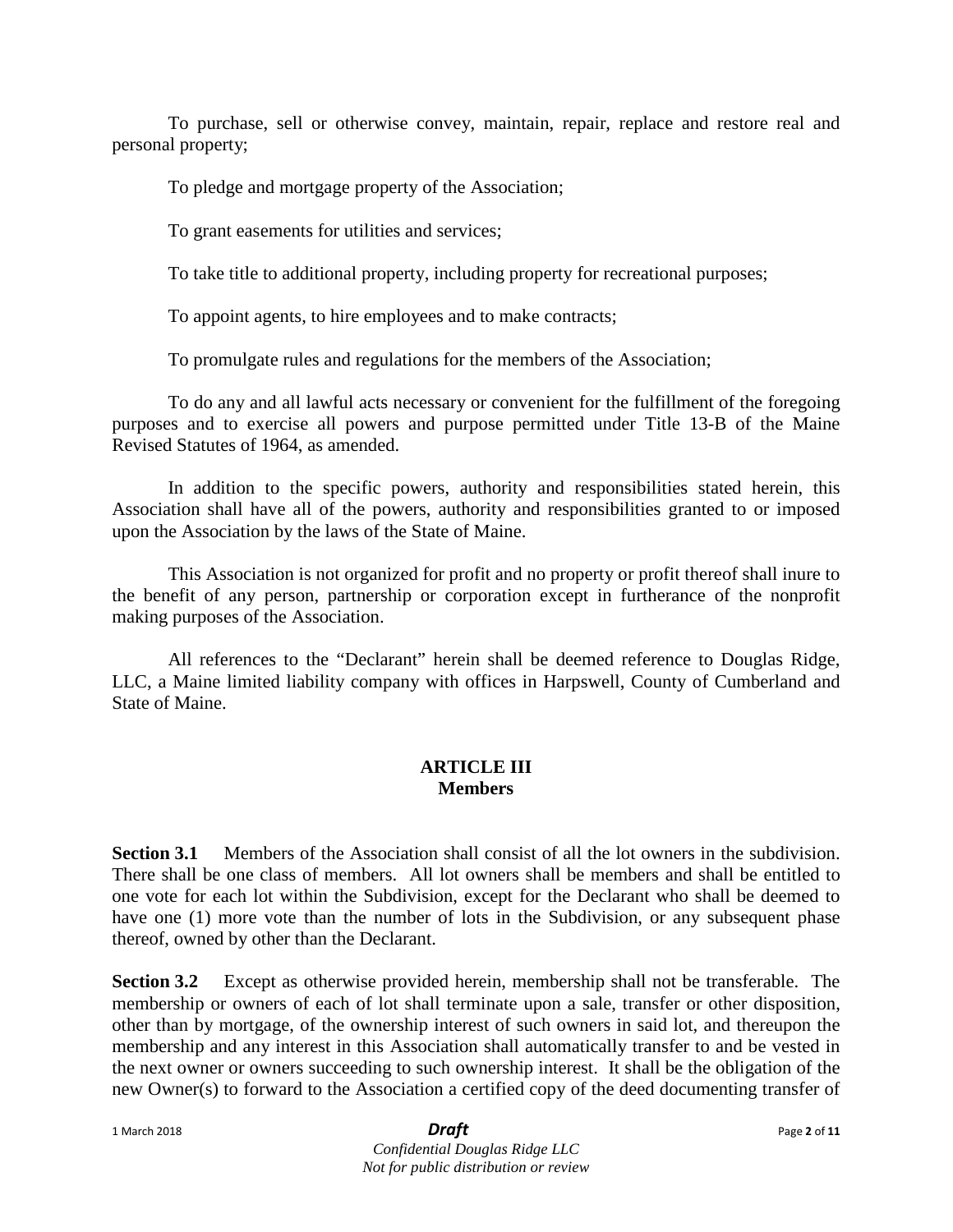To purchase, sell or otherwise convey, maintain, repair, replace and restore real and personal property;

To pledge and mortgage property of the Association;

To grant easements for utilities and services;

To take title to additional property, including property for recreational purposes;

To appoint agents, to hire employees and to make contracts;

To promulgate rules and regulations for the members of the Association;

To do any and all lawful acts necessary or convenient for the fulfillment of the foregoing purposes and to exercise all powers and purpose permitted under Title 13-B of the Maine Revised Statutes of 1964, as amended.

In addition to the specific powers, authority and responsibilities stated herein, this Association shall have all of the powers, authority and responsibilities granted to or imposed upon the Association by the laws of the State of Maine.

This Association is not organized for profit and no property or profit thereof shall inure to the benefit of any person, partnership or corporation except in furtherance of the nonprofit making purposes of the Association.

All references to the "Declarant" herein shall be deemed reference to Douglas Ridge, LLC, a Maine limited liability company with offices in Harpswell, County of Cumberland and State of Maine.

## ARTICLE III
## Members

**Section 3.1** Members of the Association shall consist of all the lot owners in the subdivision. There shall be one class of members. All lot owners shall be members and shall be entitled to one vote for each lot within the Subdivision, except for the Declarant who shall be deemed to have one (1) more vote than the number of lots in the Subdivision, or any subsequent phase thereof, owned by other than the Declarant.

**Section 3.2** Except as otherwise provided herein, membership shall not be transferable. The membership or owners of each of lot shall terminate upon a sale, transfer or other disposition, other than by mortgage, of the ownership interest of such owners in said lot, and thereupon the membership and any interest in this Association shall automatically transfer to and be vested in the next owner or owners succeeding to such ownership interest. It shall be the obligation of the new Owner(s) to forward to the Association a certified copy of the deed documenting transfer of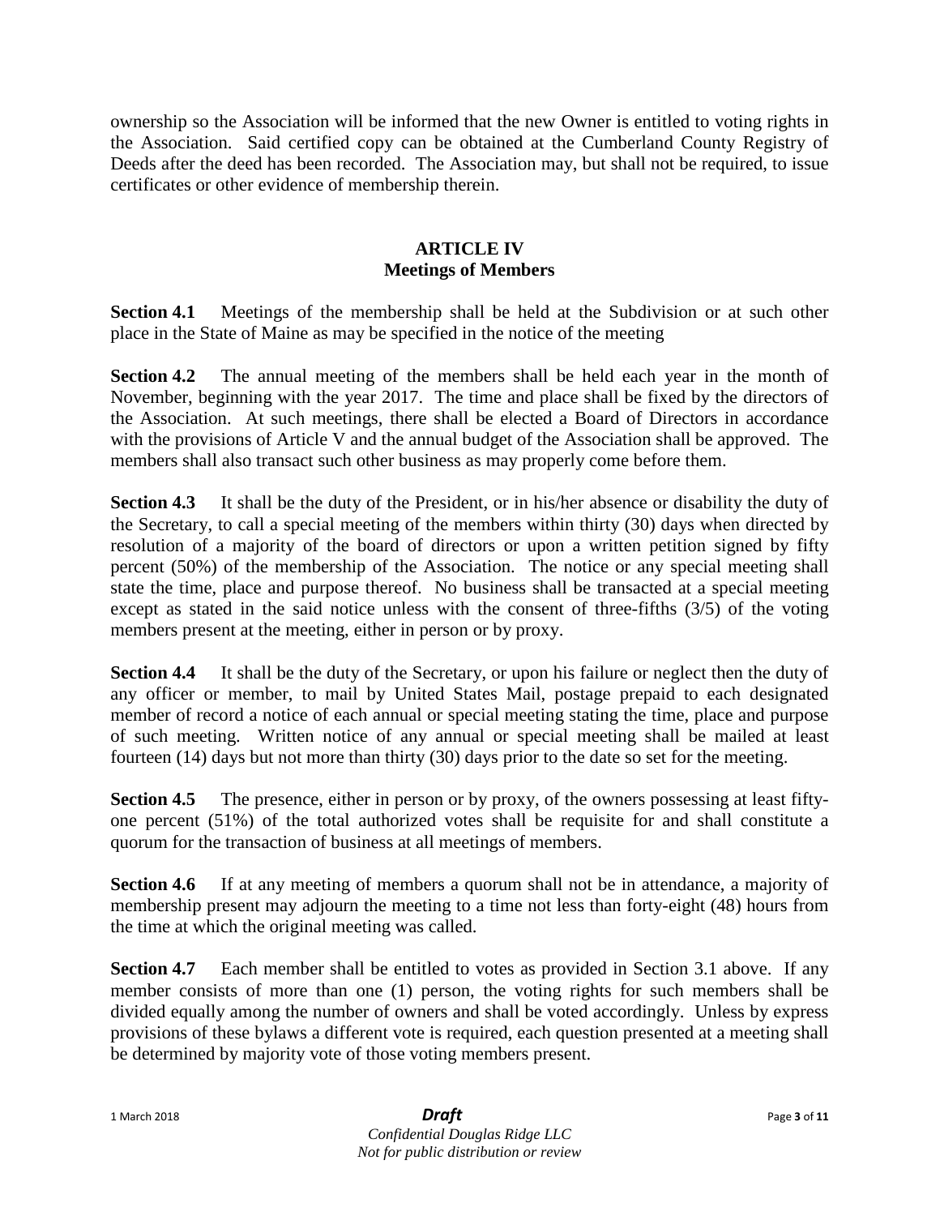ownership so the Association will be informed that the new Owner is entitled to voting rights in the Association. Said certified copy can be obtained at the Cumberland County Registry of Deeds after the deed has been recorded. The Association may, but shall not be required, to issue certificates or other evidence of membership therein.

## ARTICLE IV
## Meetings of Members

**Section 4.1** Meetings of the membership shall be held at the Subdivision or at such other place in the State of Maine as may be specified in the notice of the meeting

**Section 4.2** The annual meeting of the members shall be held each year in the month of November, beginning with the year 2017. The time and place shall be fixed by the directors of the Association. At such meetings, there shall be elected a Board of Directors in accordance with the provisions of Article V and the annual budget of the Association shall be approved. The members shall also transact such other business as may properly come before them.

**Section 4.3** It shall be the duty of the President, or in his/her absence or disability the duty of the Secretary, to call a special meeting of the members within thirty (30) days when directed by resolution of a majority of the board of directors or upon a written petition signed by fifty percent (50%) of the membership of the Association. The notice or any special meeting shall state the time, place and purpose thereof. No business shall be transacted at a special meeting except as stated in the said notice unless with the consent of three-fifths (3/5) of the voting members present at the meeting, either in person or by proxy.

**Section 4.4** It shall be the duty of the Secretary, or upon his failure or neglect then the duty of any officer or member, to mail by United States Mail, postage prepaid to each designated member of record a notice of each annual or special meeting stating the time, place and purpose of such meeting. Written notice of any annual or special meeting shall be mailed at least fourteen (14) days but not more than thirty (30) days prior to the date so set for the meeting.

**Section 4.5** The presence, either in person or by proxy, of the owners possessing at least fifty-one percent (51%) of the total authorized votes shall be requisite for and shall constitute a quorum for the transaction of business at all meetings of members.

**Section 4.6** If at any meeting of members a quorum shall not be in attendance, a majority of membership present may adjourn the meeting to a time not less than forty-eight (48) hours from the time at which the original meeting was called.

**Section 4.7** Each member shall be entitled to votes as provided in Section 3.1 above. If any member consists of more than one (1) person, the voting rights for such members shall be divided equally among the number of owners and shall be voted accordingly. Unless by express provisions of these bylaws a different vote is required, each question presented at a meeting shall be determined by majority vote of those voting members present.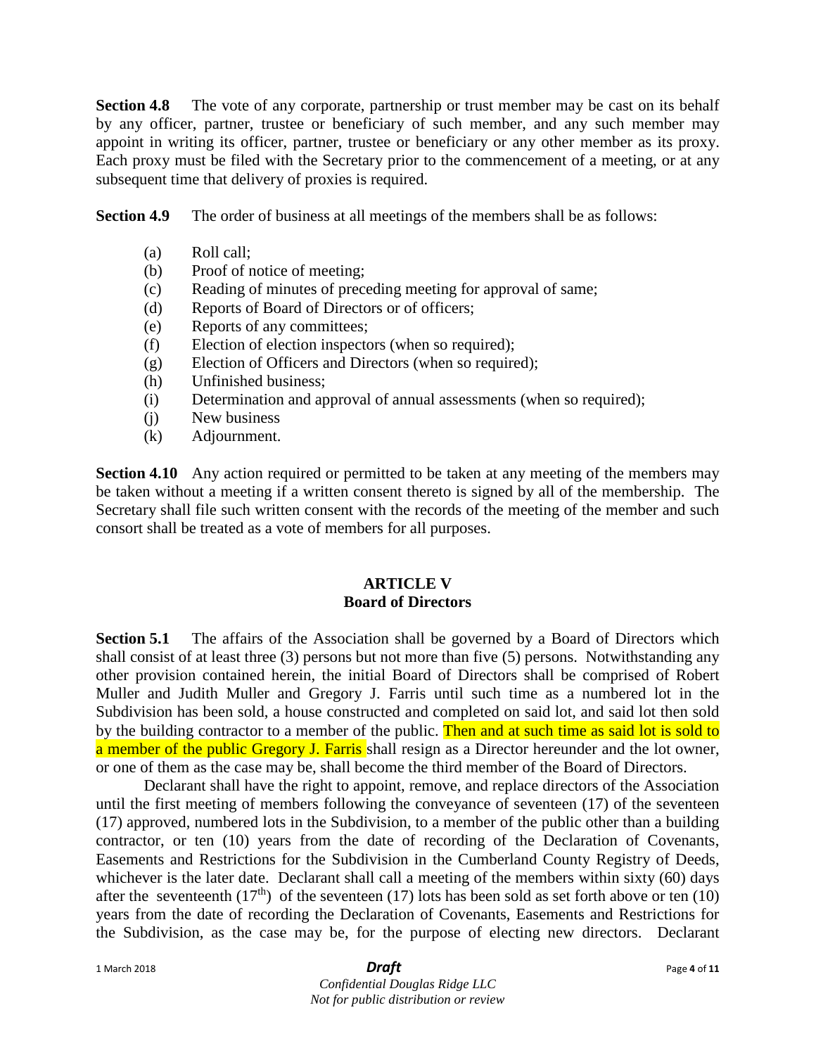**Section 4.8** The vote of any corporate, partnership or trust member may be cast on its behalf by any officer, partner, trustee or beneficiary of such member, and any such member may appoint in writing its officer, partner, trustee or beneficiary or any other member as its proxy. Each proxy must be filed with the Secretary prior to the commencement of a meeting, or at any subsequent time that delivery of proxies is required.

**Section 4.9** The order of business at all meetings of the members shall be as follows:

(a) Roll call;
(b) Proof of notice of meeting;
(c) Reading of minutes of preceding meeting for approval of same;
(d) Reports of Board of Directors or of officers;
(e) Reports of any committees;
(f) Election of election inspectors (when so required);
(g) Election of Officers and Directors (when so required);
(h) Unfinished business;
(i) Determination and approval of annual assessments (when so required);
(j) New business
(k) Adjournment.

**Section 4.10** Any action required or permitted to be taken at any meeting of the members may be taken without a meeting if a written consent thereto is signed by all of the membership. The Secretary shall file such written consent with the records of the meeting of the member and such consort shall be treated as a vote of members for all purposes.

## ARTICLE V
## Board of Directors

**Section 5.1** The affairs of the Association shall be governed by a Board of Directors which shall consist of at least three (3) persons but not more than five (5) persons. Notwithstanding any other provision contained herein, the initial Board of Directors shall be comprised of Robert Muller and Judith Muller and Gregory J. Farris until such time as a numbered lot in the Subdivision has been sold, a house constructed and completed on said lot, and said lot then sold by the building contractor to a member of the public. Then and at such time as said lot is sold to a member of the public Gregory J. Farris shall resign as a Director hereunder and the lot owner, or one of them as the case may be, shall become the third member of the Board of Directors.

Declarant shall have the right to appoint, remove, and replace directors of the Association until the first meeting of members following the conveyance of seventeen (17) of the seventeen (17) approved, numbered lots in the Subdivision, to a member of the public other than a building contractor, or ten (10) years from the date of recording of the Declaration of Covenants, Easements and Restrictions for the Subdivision in the Cumberland County Registry of Deeds, whichever is the later date. Declarant shall call a meeting of the members within sixty (60) days after the seventeenth (17th) of the seventeen (17) lots has been sold as set forth above or ten (10) years from the date of recording the Declaration of Covenants, Easements and Restrictions for the Subdivision, as the case may be, for the purpose of electing new directors. Declarant

1 March 2018 ***Draft***
*Confidential Douglas Ridge LLC*
*Not for public distribution or review*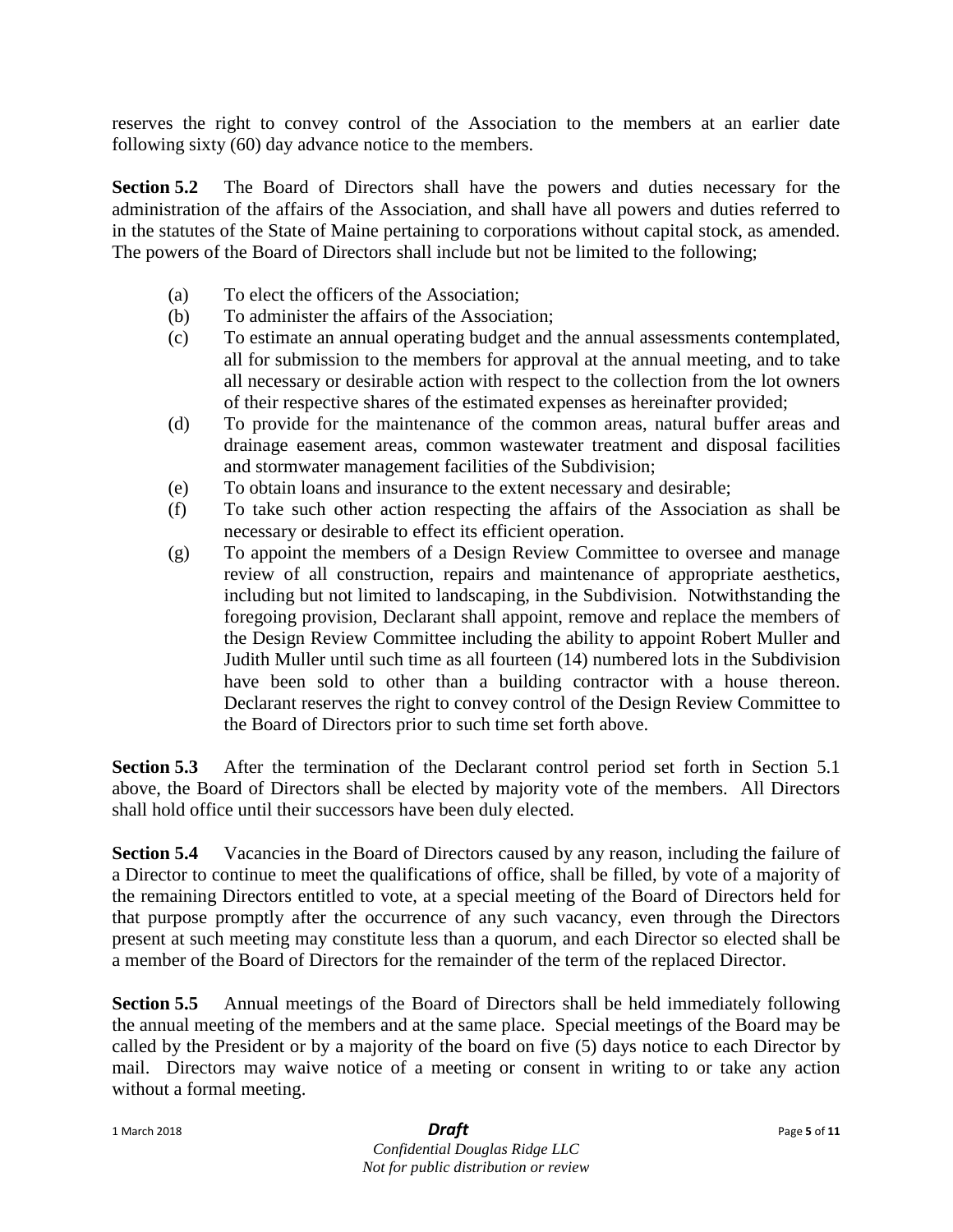reserves the right to convey control of the Association to the members at an earlier date following sixty (60) day advance notice to the members.

**Section 5.2** The Board of Directors shall have the powers and duties necessary for the administration of the affairs of the Association, and shall have all powers and duties referred to in the statutes of the State of Maine pertaining to corporations without capital stock, as amended. The powers of the Board of Directors shall include but not be limited to the following;

(a) To elect the officers of the Association;

(b) To administer the affairs of the Association;

(c) To estimate an annual operating budget and the annual assessments contemplated, all for submission to the members for approval at the annual meeting, and to take all necessary or desirable action with respect to the collection from the lot owners of their respective shares of the estimated expenses as hereinafter provided;

(d) To provide for the maintenance of the common areas, natural buffer areas and drainage easement areas, common wastewater treatment and disposal facilities and stormwater management facilities of the Subdivision;

(e) To obtain loans and insurance to the extent necessary and desirable;

(f) To take such other action respecting the affairs of the Association as shall be necessary or desirable to effect its efficient operation.

(g) To appoint the members of a Design Review Committee to oversee and manage review of all construction, repairs and maintenance of appropriate aesthetics, including but not limited to landscaping, in the Subdivision. Notwithstanding the foregoing provision, Declarant shall appoint, remove and replace the members of the Design Review Committee including the ability to appoint Robert Muller and Judith Muller until such time as all fourteen (14) numbered lots in the Subdivision have been sold to other than a building contractor with a house thereon. Declarant reserves the right to convey control of the Design Review Committee to the Board of Directors prior to such time set forth above.

**Section 5.3** After the termination of the Declarant control period set forth in Section 5.1 above, the Board of Directors shall be elected by majority vote of the members. All Directors shall hold office until their successors have been duly elected.

**Section 5.4** Vacancies in the Board of Directors caused by any reason, including the failure of a Director to continue to meet the qualifications of office, shall be filled, by vote of a majority of the remaining Directors entitled to vote, at a special meeting of the Board of Directors held for that purpose promptly after the occurrence of any such vacancy, even through the Directors present at such meeting may constitute less than a quorum, and each Director so elected shall be a member of the Board of Directors for the remainder of the term of the replaced Director.

**Section 5.5** Annual meetings of the Board of Directors shall be held immediately following the annual meeting of the members and at the same place. Special meetings of the Board may be called by the President or by a majority of the board on five (5) days notice to each Director by mail. Directors may waive notice of a meeting or consent in writing to or take any action without a formal meeting.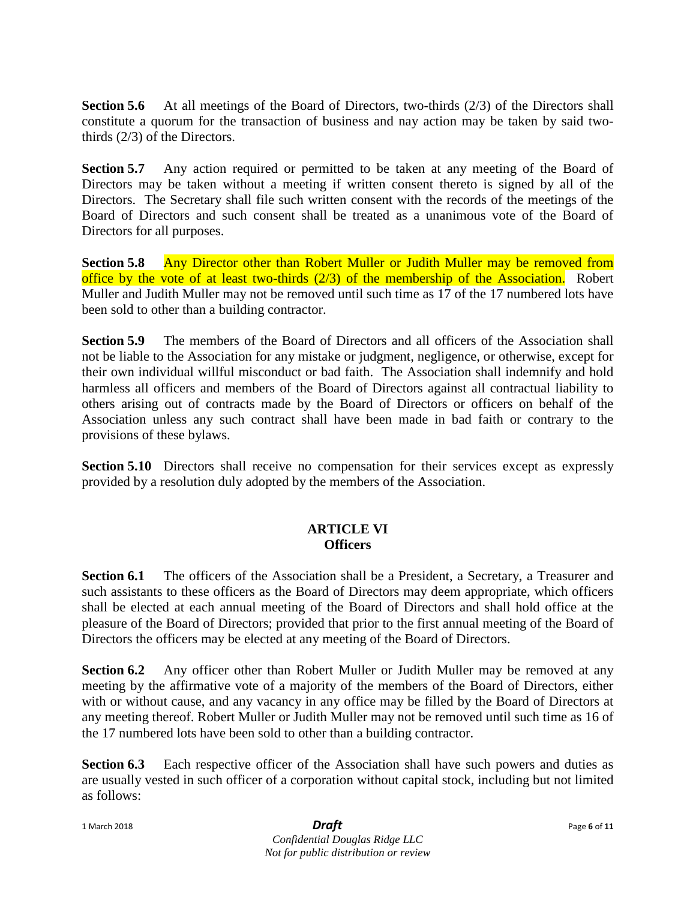**Section 5.6** At all meetings of the Board of Directors, two-thirds (2/3) of the Directors shall constitute a quorum for the transaction of business and nay action may be taken by said two-thirds (2/3) of the Directors.

**Section 5.7** Any action required or permitted to be taken at any meeting of the Board of Directors may be taken without a meeting if written consent thereto is signed by all of the Directors. The Secretary shall file such written consent with the records of the meetings of the Board of Directors and such consent shall be treated as a unanimous vote of the Board of Directors for all purposes.

**Section 5.8** Any Director other than Robert Muller or Judith Muller may be removed from office by the vote of at least two-thirds (2/3) of the membership of the Association. Robert Muller and Judith Muller may not be removed until such time as 17 of the 17 numbered lots have been sold to other than a building contractor.

**Section 5.9** The members of the Board of Directors and all officers of the Association shall not be liable to the Association for any mistake or judgment, negligence, or otherwise, except for their own individual willful misconduct or bad faith. The Association shall indemnify and hold harmless all officers and members of the Board of Directors against all contractual liability to others arising out of contracts made by the Board of Directors or officers on behalf of the Association unless any such contract shall have been made in bad faith or contrary to the provisions of these bylaws.

**Section 5.10** Directors shall receive no compensation for their services except as expressly provided by a resolution duly adopted by the members of the Association.

## ARTICLE VI
## Officers

**Section 6.1** The officers of the Association shall be a President, a Secretary, a Treasurer and such assistants to these officers as the Board of Directors may deem appropriate, which officers shall be elected at each annual meeting of the Board of Directors and shall hold office at the pleasure of the Board of Directors; provided that prior to the first annual meeting of the Board of Directors the officers may be elected at any meeting of the Board of Directors.

**Section 6.2** Any officer other than Robert Muller or Judith Muller may be removed at any meeting by the affirmative vote of a majority of the members of the Board of Directors, either with or without cause, and any vacancy in any office may be filled by the Board of Directors at any meeting thereof. Robert Muller or Judith Muller may not be removed until such time as 16 of the 17 numbered lots have been sold to other than a building contractor.

**Section 6.3** Each respective officer of the Association shall have such powers and duties as are usually vested in such officer of a corporation without capital stock, including but not limited as follows:

1 March 2018 ***Draft***
*Confidential Douglas Ridge LLC*
*Not for public distribution or review*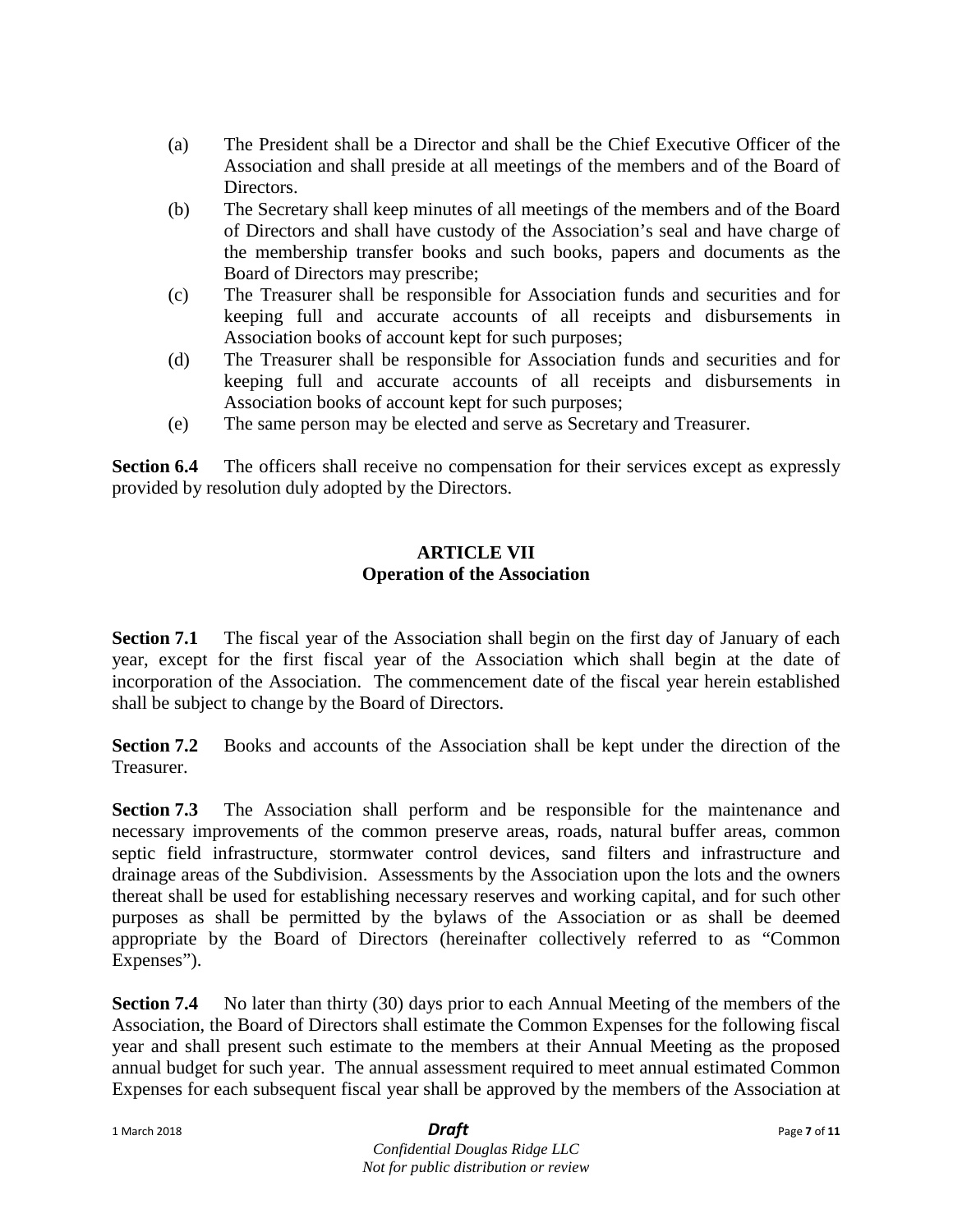(a) The President shall be a Director and shall be the Chief Executive Officer of the Association and shall preside at all meetings of the members and of the Board of Directors.

(b) The Secretary shall keep minutes of all meetings of the members and of the Board of Directors and shall have custody of the Association's seal and have charge of the membership transfer books and such books, papers and documents as the Board of Directors may prescribe;

(c) The Treasurer shall be responsible for Association funds and securities and for keeping full and accurate accounts of all receipts and disbursements in Association books of account kept for such purposes;

(d) The Treasurer shall be responsible for Association funds and securities and for keeping full and accurate accounts of all receipts and disbursements in Association books of account kept for such purposes;

(e) The same person may be elected and serve as Secretary and Treasurer.

**Section 6.4** The officers shall receive no compensation for their services except as expressly provided by resolution duly adopted by the Directors.

## ARTICLE VII
## Operation of the Association

**Section 7.1** The fiscal year of the Association shall begin on the first day of January of each year, except for the first fiscal year of the Association which shall begin at the date of incorporation of the Association. The commencement date of the fiscal year herein established shall be subject to change by the Board of Directors.

**Section 7.2** Books and accounts of the Association shall be kept under the direction of the Treasurer.

**Section 7.3** The Association shall perform and be responsible for the maintenance and necessary improvements of the common preserve areas, roads, natural buffer areas, common septic field infrastructure, stormwater control devices, sand filters and infrastructure and drainage areas of the Subdivision. Assessments by the Association upon the lots and the owners thereat shall be used for establishing necessary reserves and working capital, and for such other purposes as shall be permitted by the bylaws of the Association or as shall be deemed appropriate by the Board of Directors (hereinafter collectively referred to as "Common Expenses").

**Section 7.4** No later than thirty (30) days prior to each Annual Meeting of the members of the Association, the Board of Directors shall estimate the Common Expenses for the following fiscal year and shall present such estimate to the members at their Annual Meeting as the proposed annual budget for such year. The annual assessment required to meet annual estimated Common Expenses for each subsequent fiscal year shall be approved by the members of the Association at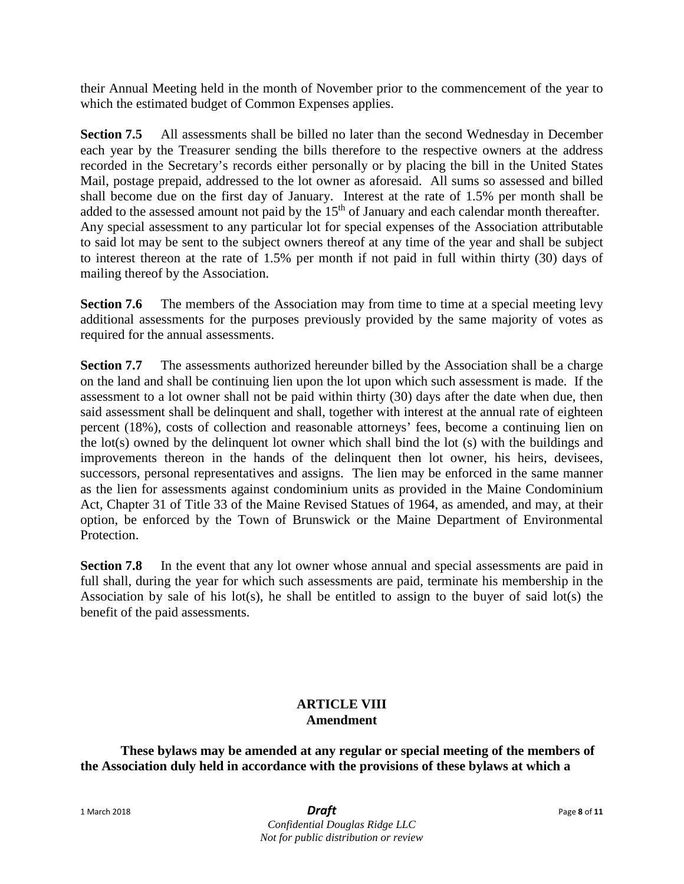their Annual Meeting held in the month of November prior to the commencement of the year to which the estimated budget of Common Expenses applies.

**Section 7.5** All assessments shall be billed no later than the second Wednesday in December each year by the Treasurer sending the bills therefore to the respective owners at the address recorded in the Secretary's records either personally or by placing the bill in the United States Mail, postage prepaid, addressed to the lot owner as aforesaid. All sums so assessed and billed shall become due on the first day of January. Interest at the rate of 1.5% per month shall be added to the assessed amount not paid by the 15th of January and each calendar month thereafter. Any special assessment to any particular lot for special expenses of the Association attributable to said lot may be sent to the subject owners thereof at any time of the year and shall be subject to interest thereon at the rate of 1.5% per month if not paid in full within thirty (30) days of mailing thereof by the Association.

**Section 7.6** The members of the Association may from time to time at a special meeting levy additional assessments for the purposes previously provided by the same majority of votes as required for the annual assessments.

**Section 7.7** The assessments authorized hereunder billed by the Association shall be a charge on the land and shall be continuing lien upon the lot upon which such assessment is made. If the assessment to a lot owner shall not be paid within thirty (30) days after the date when due, then said assessment shall be delinquent and shall, together with interest at the annual rate of eighteen percent (18%), costs of collection and reasonable attorneys' fees, become a continuing lien on the lot(s) owned by the delinquent lot owner which shall bind the lot (s) with the buildings and improvements thereon in the hands of the delinquent then lot owner, his heirs, devisees, successors, personal representatives and assigns. The lien may be enforced in the same manner as the lien for assessments against condominium units as provided in the Maine Condominium Act, Chapter 31 of Title 33 of the Maine Revised Statues of 1964, as amended, and may, at their option, be enforced by the Town of Brunswick or the Maine Department of Environmental Protection.

**Section 7.8** In the event that any lot owner whose annual and special assessments are paid in full shall, during the year for which such assessments are paid, terminate his membership in the Association by sale of his lot(s), he shall be entitled to assign to the buyer of said lot(s) the benefit of the paid assessments.

## ARTICLE VIII
## Amendment

**These bylaws may be amended at any regular or special meeting of the members of the Association duly held in accordance with the provisions of these bylaws at which a**

1 March 2018 ***Draft***

*Confidential Douglas Ridge LLC*
*Not for public distribution or review*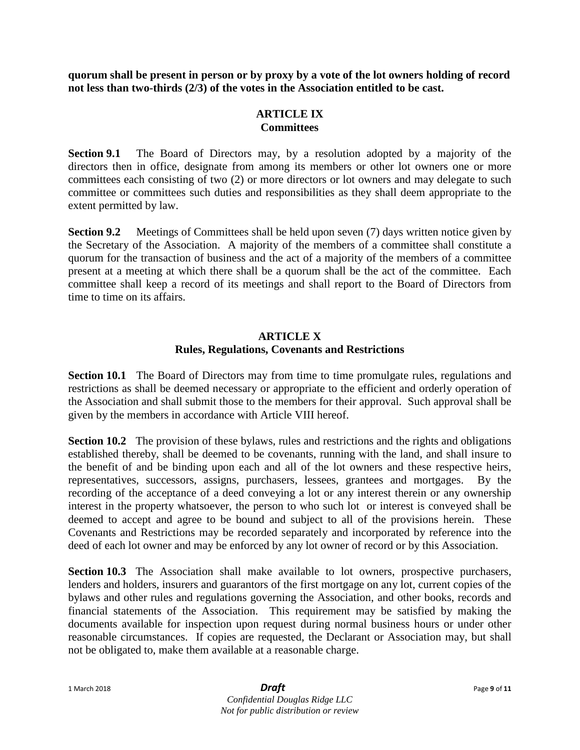**quorum shall be present in person or by proxy by a vote of the lot owners holding of record not less than two-thirds (2/3) of the votes in the Association entitled to be cast.**

## ARTICLE IX
## Committees

**Section 9.1** The Board of Directors may, by a resolution adopted by a majority of the directors then in office, designate from among its members or other lot owners one or more committees each consisting of two (2) or more directors or lot owners and may delegate to such committee or committees such duties and responsibilities as they shall deem appropriate to the extent permitted by law.

**Section 9.2** Meetings of Committees shall be held upon seven (7) days written notice given by the Secretary of the Association. A majority of the members of a committee shall constitute a quorum for the transaction of business and the act of a majority of the members of a committee present at a meeting at which there shall be a quorum shall be the act of the committee. Each committee shall keep a record of its meetings and shall report to the Board of Directors from time to time on its affairs.

## ARTICLE X
## Rules, Regulations, Covenants and Restrictions

**Section 10.1** The Board of Directors may from time to time promulgate rules, regulations and restrictions as shall be deemed necessary or appropriate to the efficient and orderly operation of the Association and shall submit those to the members for their approval. Such approval shall be given by the members in accordance with Article VIII hereof.

**Section 10.2** The provision of these bylaws, rules and restrictions and the rights and obligations established thereby, shall be deemed to be covenants, running with the land, and shall insure to the benefit of and be binding upon each and all of the lot owners and these respective heirs, representatives, successors, assigns, purchasers, lessees, grantees and mortgages. By the recording of the acceptance of a deed conveying a lot or any interest therein or any ownership interest in the property whatsoever, the person to who such lot or interest is conveyed shall be deemed to accept and agree to be bound and subject to all of the provisions herein. These Covenants and Restrictions may be recorded separately and incorporated by reference into the deed of each lot owner and may be enforced by any lot owner of record or by this Association.

**Section 10.3** The Association shall make available to lot owners, prospective purchasers, lenders and holders, insurers and guarantors of the first mortgage on any lot, current copies of the bylaws and other rules and regulations governing the Association, and other books, records and financial statements of the Association. This requirement may be satisfied by making the documents available for inspection upon request during normal business hours or under other reasonable circumstances. If copies are requested, the Declarant or Association may, but shall not be obligated to, make them available at a reasonable charge.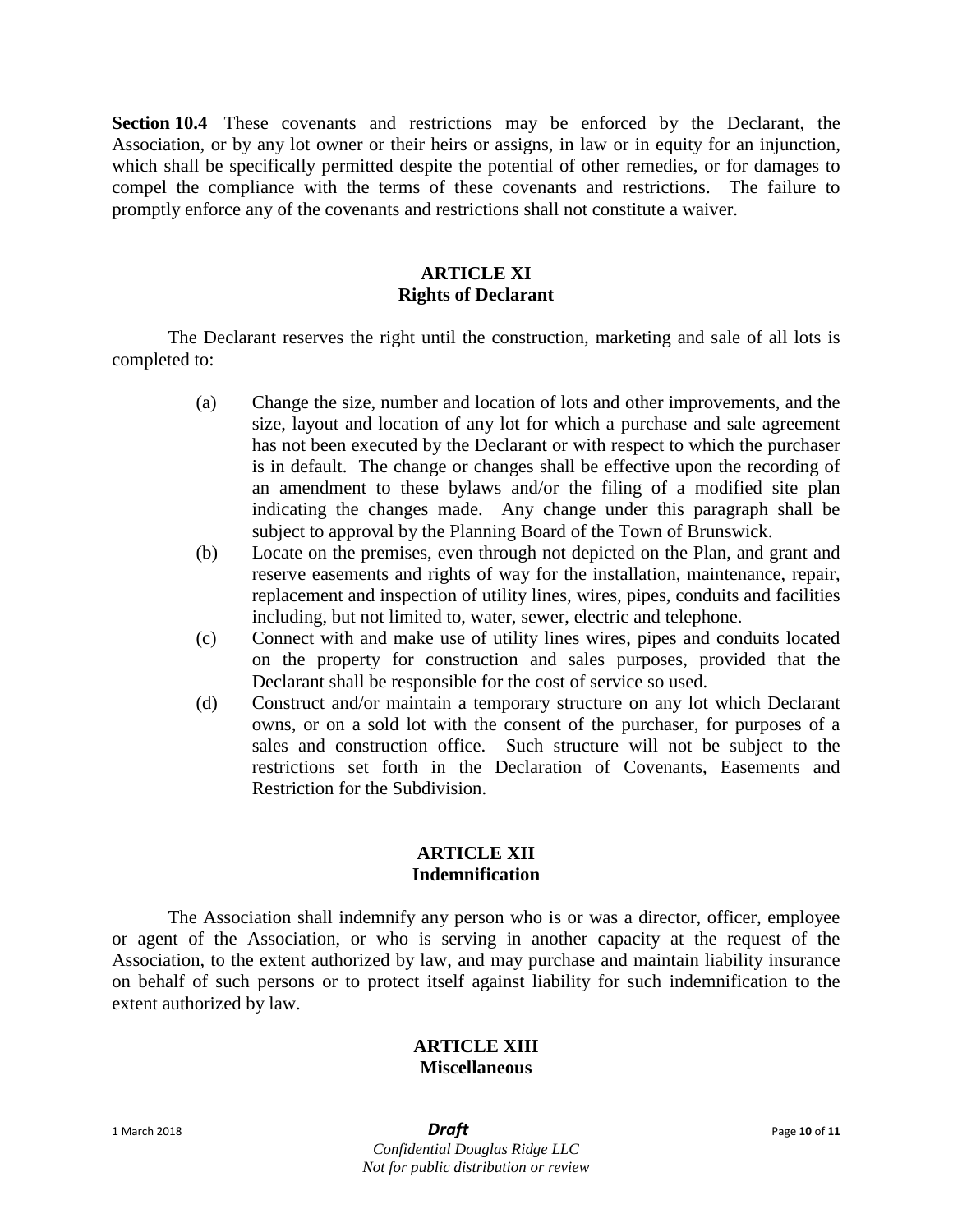**Section 10.4** These covenants and restrictions may be enforced by the Declarant, the Association, or by any lot owner or their heirs or assigns, in law or in equity for an injunction, which shall be specifically permitted despite the potential of other remedies, or for damages to compel the compliance with the terms of these covenants and restrictions. The failure to promptly enforce any of the covenants and restrictions shall not constitute a waiver.

## ARTICLE XI
## Rights of Declarant

The Declarant reserves the right until the construction, marketing and sale of all lots is completed to:

(a) Change the size, number and location of lots and other improvements, and the size, layout and location of any lot for which a purchase and sale agreement has not been executed by the Declarant or with respect to which the purchaser is in default. The change or changes shall be effective upon the recording of an amendment to these bylaws and/or the filing of a modified site plan indicating the changes made. Any change under this paragraph shall be subject to approval by the Planning Board of the Town of Brunswick.

(b) Locate on the premises, even through not depicted on the Plan, and grant and reserve easements and rights of way for the installation, maintenance, repair, replacement and inspection of utility lines, wires, pipes, conduits and facilities including, but not limited to, water, sewer, electric and telephone.

(c) Connect with and make use of utility lines wires, pipes and conduits located on the property for construction and sales purposes, provided that the Declarant shall be responsible for the cost of service so used.

(d) Construct and/or maintain a temporary structure on any lot which Declarant owns, or on a sold lot with the consent of the purchaser, for purposes of a sales and construction office. Such structure will not be subject to the restrictions set forth in the Declaration of Covenants, Easements and Restriction for the Subdivision.

## ARTICLE XII
## Indemnification

The Association shall indemnify any person who is or was a director, officer, employee or agent of the Association, or who is serving in another capacity at the request of the Association, to the extent authorized by law, and may purchase and maintain liability insurance on behalf of such persons or to protect itself against liability for such indemnification to the extent authorized by law.

## ARTICLE XIII
## Miscellaneous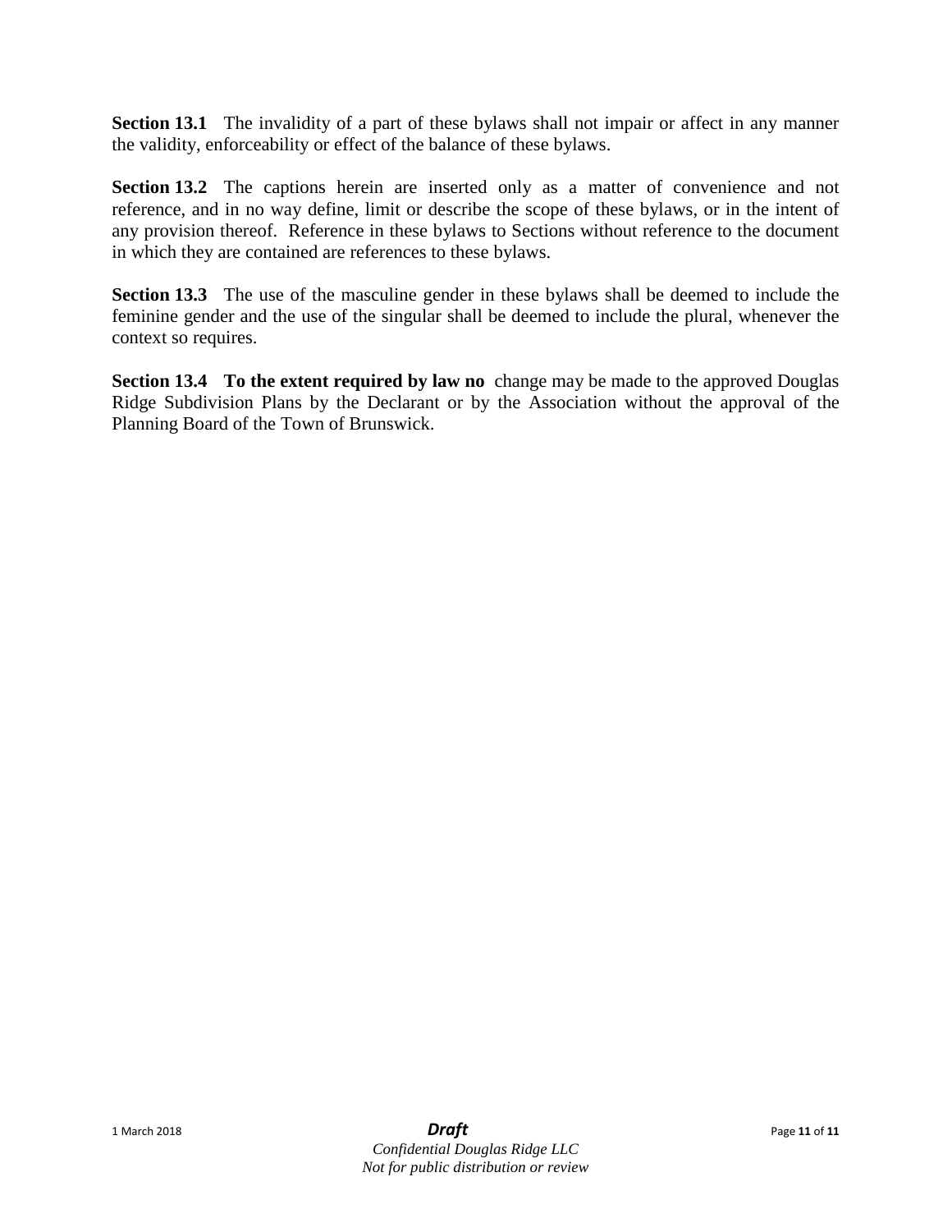**Section 13.1** The invalidity of a part of these bylaws shall not impair or affect in any manner the validity, enforceability or effect of the balance of these bylaws.

**Section 13.2** The captions herein are inserted only as a matter of convenience and not reference, and in no way define, limit or describe the scope of these bylaws, or in the intent of any provision thereof. Reference in these bylaws to Sections without reference to the document in which they are contained are references to these bylaws.

**Section 13.3** The use of the masculine gender in these bylaws shall be deemed to include the feminine gender and the use of the singular shall be deemed to include the plural, whenever the context so requires.

**Section 13.4** **To the extent required by law no** change may be made to the approved Douglas Ridge Subdivision Plans by the Declarant or by the Association without the approval of the Planning Board of the Town of Brunswick.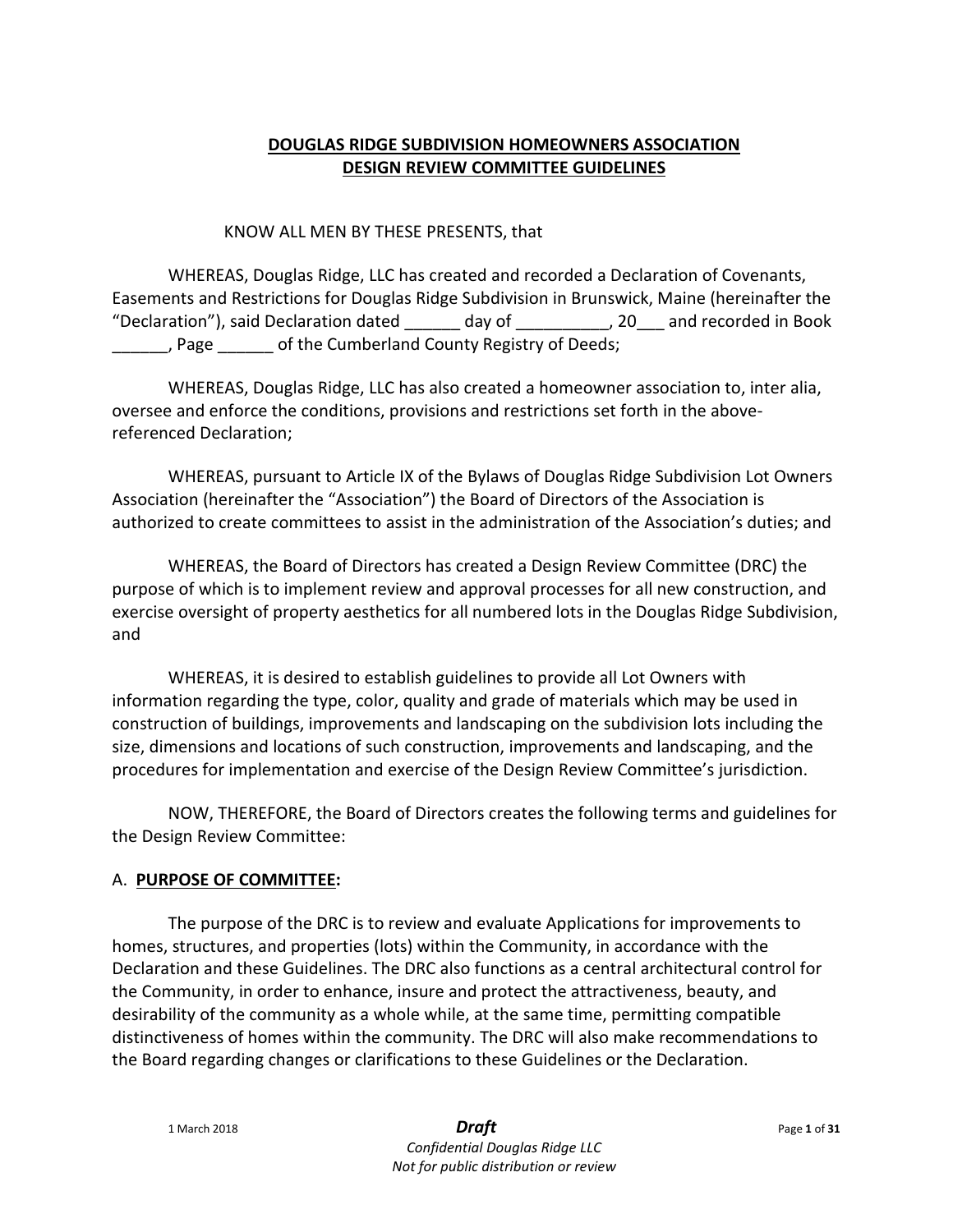# DOUGLAS RIDGE SUBDIVISION HOMEOWNERS ASSOCIATION
# DESIGN REVIEW COMMITTEE GUIDELINES

KNOW ALL MEN BY THESE PRESENTS, that

WHEREAS, Douglas Ridge, LLC has created and recorded a Declaration of Covenants, Easements and Restrictions for Douglas Ridge Subdivision in Brunswick, Maine (hereinafter the "Declaration"), said Declaration dated ______ day of __________, 20___ and recorded in Book ______, Page ______ of the Cumberland County Registry of Deeds;

WHEREAS, Douglas Ridge, LLC has also created a homeowner association to, inter alia, oversee and enforce the conditions, provisions and restrictions set forth in the above-referenced Declaration;

WHEREAS, pursuant to Article IX of the Bylaws of Douglas Ridge Subdivision Lot Owners Association (hereinafter the "Association") the Board of Directors of the Association is authorized to create committees to assist in the administration of the Association's duties; and

WHEREAS, the Board of Directors has created a Design Review Committee (DRC) the purpose of which is to implement review and approval processes for all new construction, and exercise oversight of property aesthetics for all numbered lots in the Douglas Ridge Subdivision, and

WHEREAS, it is desired to establish guidelines to provide all Lot Owners with information regarding the type, color, quality and grade of materials which may be used in construction of buildings, improvements and landscaping on the subdivision lots including the size, dimensions and locations of such construction, improvements and landscaping, and the procedures for implementation and exercise of the Design Review Committee's jurisdiction.

NOW, THEREFORE, the Board of Directors creates the following terms and guidelines for the Design Review Committee:

## A. **PURPOSE OF COMMITTEE:**

The purpose of the DRC is to review and evaluate Applications for improvements to homes, structures, and properties (lots) within the Community, in accordance with the Declaration and these Guidelines. The DRC also functions as a central architectural control for the Community, in order to enhance, insure and protect the attractiveness, beauty, and desirability of the community as a whole while, at the same time, permitting compatible distinctiveness of homes within the community. The DRC will also make recommendations to the Board regarding changes or clarifications to these Guidelines or the Declaration.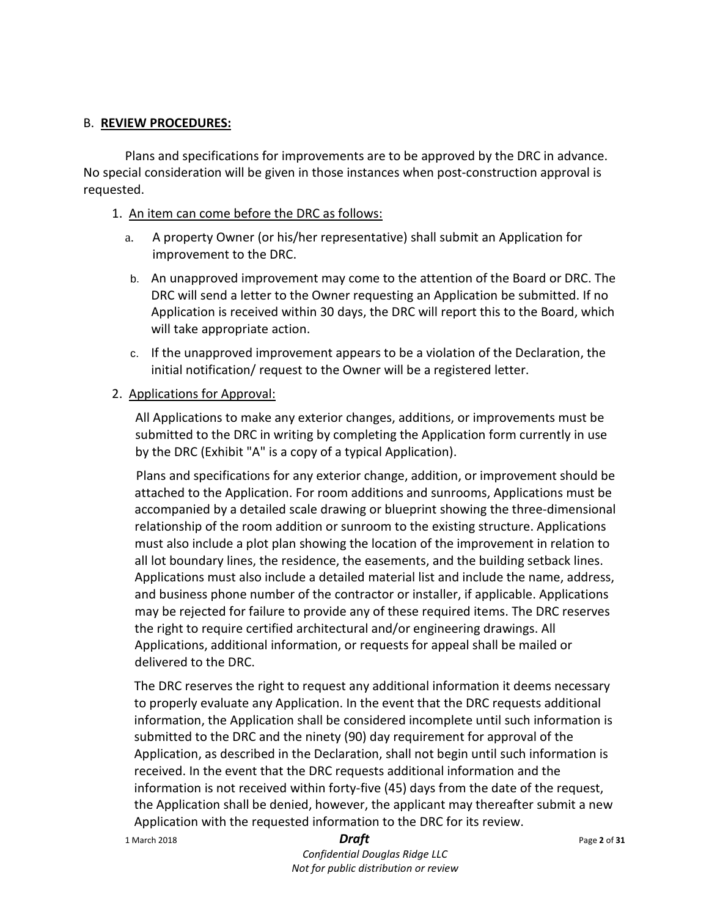## B. **REVIEW PROCEDURES:**

Plans and specifications for improvements are to be approved by the DRC in advance. No special consideration will be given in those instances when post-construction approval is requested.

1. An item can come before the DRC as follows:

   a. A property Owner (or his/her representative) shall submit an Application for improvement to the DRC.

   b. An unapproved improvement may come to the attention of the Board or DRC. The DRC will send a letter to the Owner requesting an Application be submitted. If no Application is received within 30 days, the DRC will report this to the Board, which will take appropriate action.

   c. If the unapproved improvement appears to be a violation of the Declaration, the initial notification/ request to the Owner will be a registered letter.

2. Applications for Approval:

   All Applications to make any exterior changes, additions, or improvements must be submitted to the DRC in writing by completing the Application form currently in use by the DRC (Exhibit "A" is a copy of a typical Application).

   Plans and specifications for any exterior change, addition, or improvement should be attached to the Application. For room additions and sunrooms, Applications must be accompanied by a detailed scale drawing or blueprint showing the three-dimensional relationship of the room addition or sunroom to the existing structure. Applications must also include a plot plan showing the location of the improvement in relation to all lot boundary lines, the residence, the easements, and the building setback lines. Applications must also include a detailed material list and include the name, address, and business phone number of the contractor or installer, if applicable. Applications may be rejected for failure to provide any of these required items. The DRC reserves the right to require certified architectural and/or engineering drawings. All Applications, additional information, or requests for appeal shall be mailed or delivered to the DRC.

   The DRC reserves the right to request any additional information it deems necessary to properly evaluate any Application. In the event that the DRC requests additional information, the Application shall be considered incomplete until such information is submitted to the DRC and the ninety (90) day requirement for approval of the Application, as described in the Declaration, shall not begin until such information is received. In the event that the DRC requests additional information and the information is not received within forty-five (45) days from the date of the request, the Application shall be denied, however, the applicant may thereafter submit a new Application with the requested information to the DRC for its review.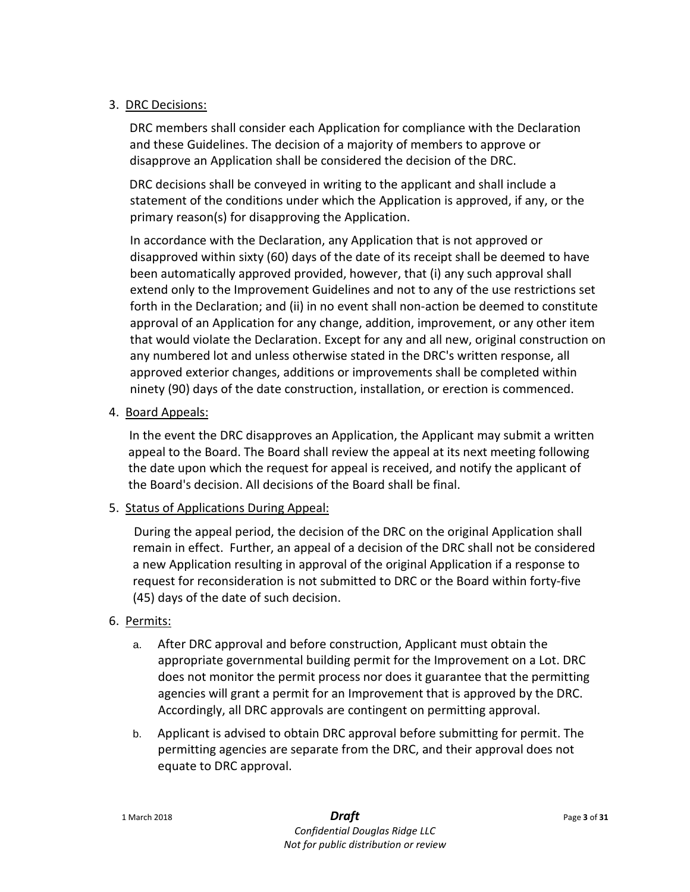3. <u>DRC Decisions:</u>

   DRC members shall consider each Application for compliance with the Declaration and these Guidelines. The decision of a majority of members to approve or disapprove an Application shall be considered the decision of the DRC.

   DRC decisions shall be conveyed in writing to the applicant and shall include a statement of the conditions under which the Application is approved, if any, or the primary reason(s) for disapproving the Application.

   In accordance with the Declaration, any Application that is not approved or disapproved within sixty (60) days of the date of its receipt shall be deemed to have been automatically approved provided, however, that (i) any such approval shall extend only to the Improvement Guidelines and not to any of the use restrictions set forth in the Declaration; and (ii) in no event shall non-action be deemed to constitute approval of an Application for any change, addition, improvement, or any other item that would violate the Declaration. Except for any and all new, original construction on any numbered lot and unless otherwise stated in the DRC's written response, all approved exterior changes, additions or improvements shall be completed within ninety (90) days of the date construction, installation, or erection is commenced.

4. <u>Board Appeals:</u>

   In the event the DRC disapproves an Application, the Applicant may submit a written appeal to the Board. The Board shall review the appeal at its next meeting following the date upon which the request for appeal is received, and notify the applicant of the Board's decision. All decisions of the Board shall be final.

5. <u>Status of Applications During Appeal:</u>

   During the appeal period, the decision of the DRC on the original Application shall remain in effect. Further, an appeal of a decision of the DRC shall not be considered a new Application resulting in approval of the original Application if a response to request for reconsideration is not submitted to DRC or the Board within forty-five (45) days of the date of such decision.

6. <u>Permits:</u>

   a. After DRC approval and before construction, Applicant must obtain the appropriate governmental building permit for the Improvement on a Lot. DRC does not monitor the permit process nor does it guarantee that the permitting agencies will grant a permit for an Improvement that is approved by the DRC. Accordingly, all DRC approvals are contingent on permitting approval.

   b. Applicant is advised to obtain DRC approval before submitting for permit. The permitting agencies are separate from the DRC, and their approval does not equate to DRC approval.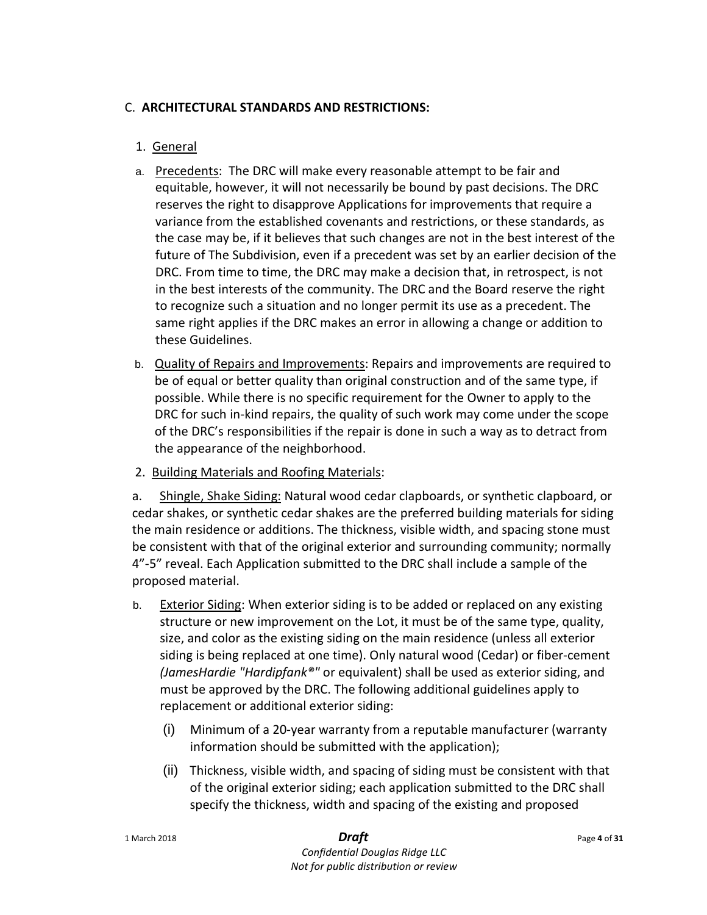C. **ARCHITECTURAL STANDARDS AND RESTRICTIONS:**

1. General

a. Precedents: The DRC will make every reasonable attempt to be fair and equitable, however, it will not necessarily be bound by past decisions. The DRC reserves the right to disapprove Applications for improvements that require a variance from the established covenants and restrictions, or these standards, as the case may be, if it believes that such changes are not in the best interest of the future of The Subdivision, even if a precedent was set by an earlier decision of the DRC. From time to time, the DRC may make a decision that, in retrospect, is not in the best interests of the community. The DRC and the Board reserve the right to recognize such a situation and no longer permit its use as a precedent. The same right applies if the DRC makes an error in allowing a change or addition to these Guidelines.

b. Quality of Repairs and Improvements: Repairs and improvements are required to be of equal or better quality than original construction and of the same type, if possible. While there is no specific requirement for the Owner to apply to the DRC for such in-kind repairs, the quality of such work may come under the scope of the DRC's responsibilities if the repair is done in such a way as to detract from the appearance of the neighborhood.

2. Building Materials and Roofing Materials:

a. Shingle, Shake Siding: Natural wood cedar clapboards, or synthetic clapboard, or cedar shakes, or synthetic cedar shakes are the preferred building materials for siding the main residence or additions. The thickness, visible width, and spacing stone must be consistent with that of the original exterior and surrounding community; normally 4"-5" reveal. Each Application submitted to the DRC shall include a sample of the proposed material.

b. Exterior Siding: When exterior siding is to be added or replaced on any existing structure or new improvement on the Lot, it must be of the same type, quality, size, and color as the existing siding on the main residence (unless all exterior siding is being replaced at one time). Only natural wood (Cedar) or fiber-cement *(JamesHardie "Hardipfank®"* or equivalent) shall be used as exterior siding, and must be approved by the DRC. The following additional guidelines apply to replacement or additional exterior siding:

   (i) Minimum of a 20-year warranty from a reputable manufacturer (warranty information should be submitted with the application);

   (ii) Thickness, visible width, and spacing of siding must be consistent with that of the original exterior siding; each application submitted to the DRC shall specify the thickness, width and spacing of the existing and proposed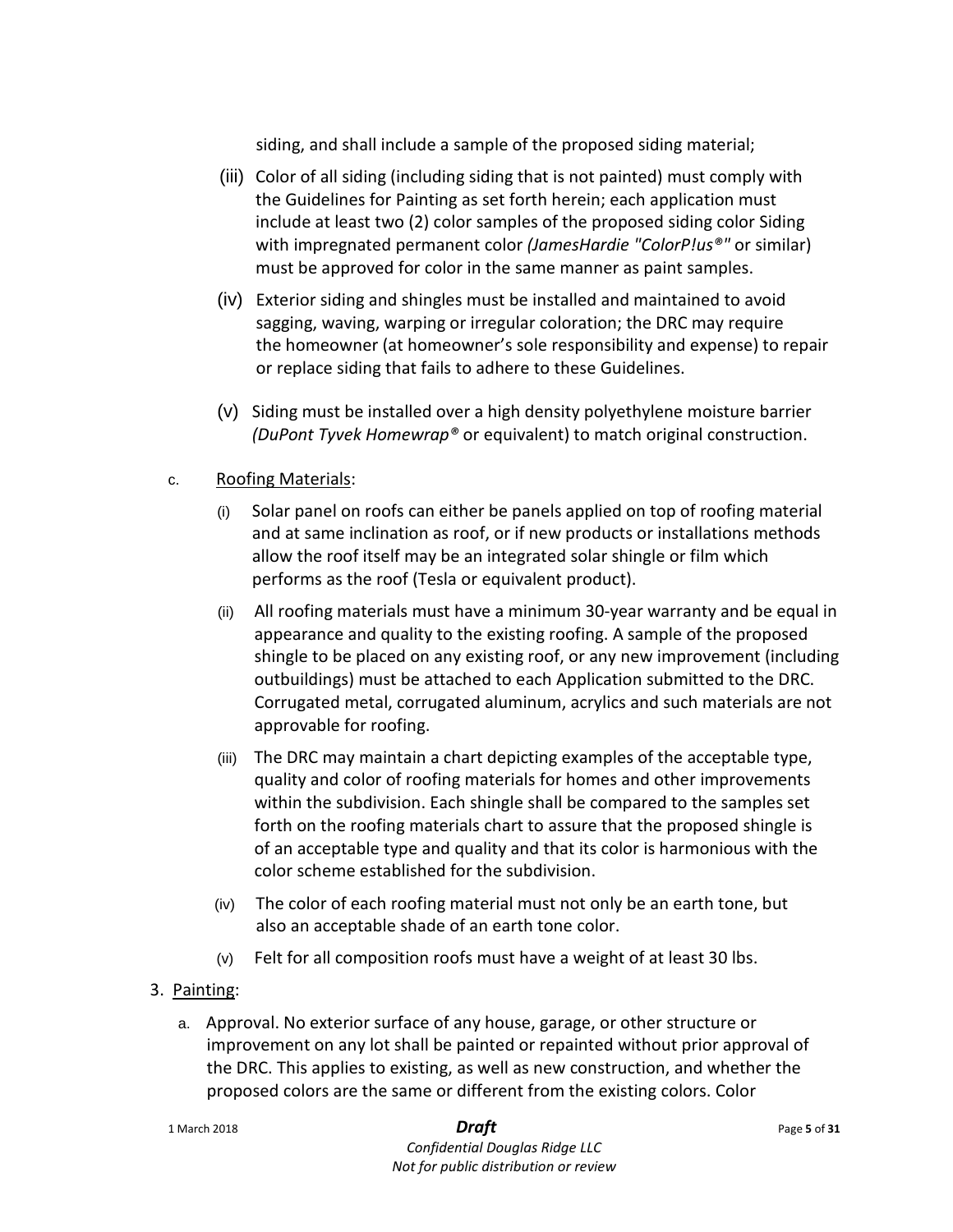siding, and shall include a sample of the proposed siding material;

(iii) Color of all siding (including siding that is not painted) must comply with the Guidelines for Painting as set forth herein; each application must include at least two (2) color samples of the proposed siding color Siding with impregnated permanent color *(JamesHardie "ColorP!us®"* or similar) must be approved for color in the same manner as paint samples.

(iv) Exterior siding and shingles must be installed and maintained to avoid sagging, waving, warping or irregular coloration; the DRC may require the homeowner (at homeowner's sole responsibility and expense) to repair or replace siding that fails to adhere to these Guidelines.

(v) Siding must be installed over a high density polyethylene moisture barrier *(DuPont Tyvek Homewrap®* or equivalent) to match original construction.

c. Roofing Materials:

(i) Solar panel on roofs can either be panels applied on top of roofing material and at same inclination as roof, or if new products or installations methods allow the roof itself may be an integrated solar shingle or film which performs as the roof (Tesla or equivalent product).

(ii) All roofing materials must have a minimum 30-year warranty and be equal in appearance and quality to the existing roofing. A sample of the proposed shingle to be placed on any existing roof, or any new improvement (including outbuildings) must be attached to each Application submitted to the DRC. Corrugated metal, corrugated aluminum, acrylics and such materials are not approvable for roofing.

(iii) The DRC may maintain a chart depicting examples of the acceptable type, quality and color of roofing materials for homes and other improvements within the subdivision. Each shingle shall be compared to the samples set forth on the roofing materials chart to assure that the proposed shingle is of an acceptable type and quality and that its color is harmonious with the color scheme established for the subdivision.

(iv) The color of each roofing material must not only be an earth tone, but also an acceptable shade of an earth tone color.

(v) Felt for all composition roofs must have a weight of at least 30 lbs.

3. Painting:

a. Approval. No exterior surface of any house, garage, or other structure or improvement on any lot shall be painted or repainted without prior approval of the DRC. This applies to existing, as well as new construction, and whether the proposed colors are the same or different from the existing colors. Color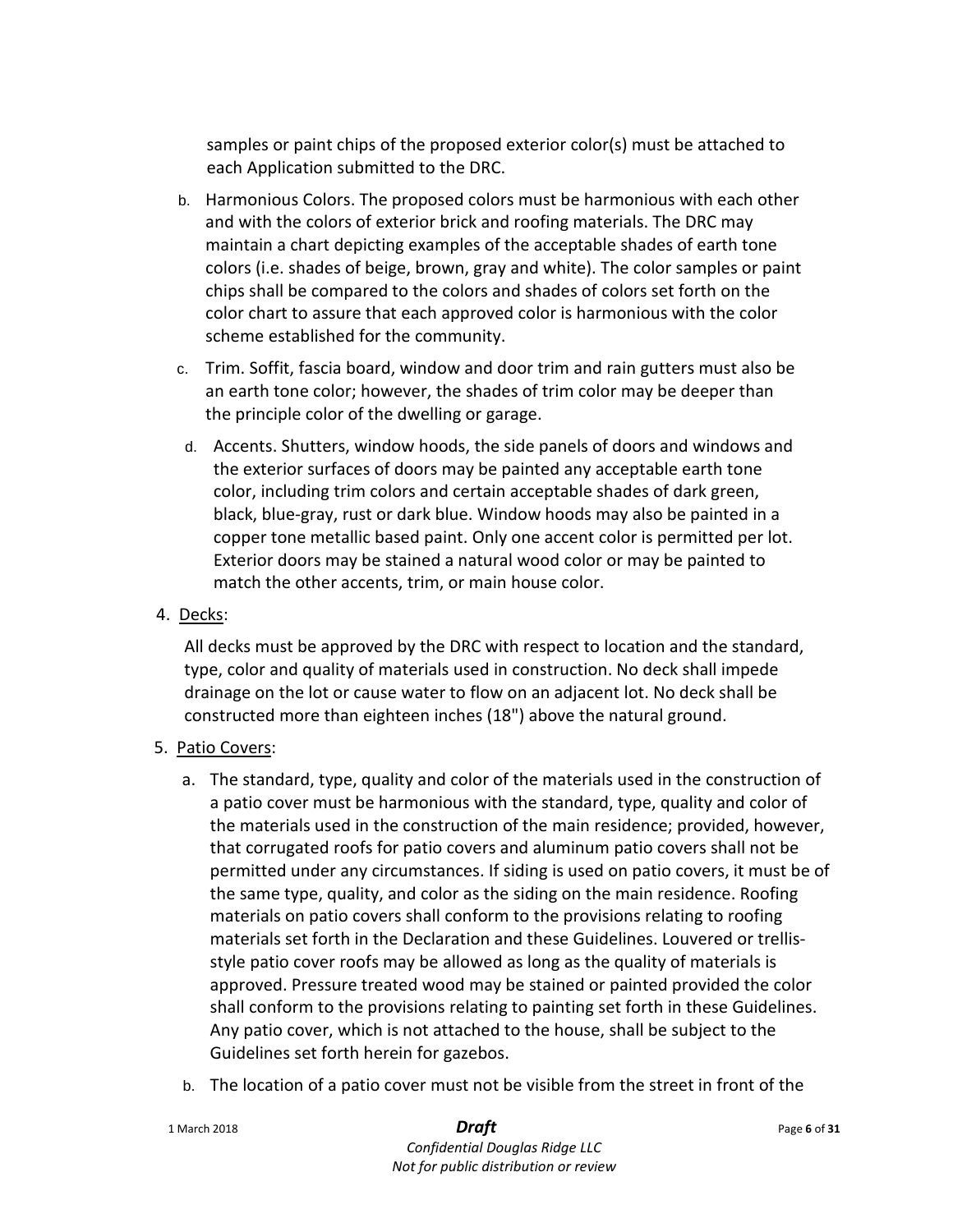samples or paint chips of the proposed exterior color(s) must be attached to each Application submitted to the DRC.

b. Harmonious Colors. The proposed colors must be harmonious with each other and with the colors of exterior brick and roofing materials. The DRC may maintain a chart depicting examples of the acceptable shades of earth tone colors (i.e. shades of beige, brown, gray and white). The color samples or paint chips shall be compared to the colors and shades of colors set forth on the color chart to assure that each approved color is harmonious with the color scheme established for the community.

c. Trim. Soffit, fascia board, window and door trim and rain gutters must also be an earth tone color; however, the shades of trim color may be deeper than the principle color of the dwelling or garage.

d. Accents. Shutters, window hoods, the side panels of doors and windows and the exterior surfaces of doors may be painted any acceptable earth tone color, including trim colors and certain acceptable shades of dark green, black, blue-gray, rust or dark blue. Window hoods may also be painted in a copper tone metallic based paint. Only one accent color is permitted per lot. Exterior doors may be stained a natural wood color or may be painted to match the other accents, trim, or main house color.

4. Decks:

All decks must be approved by the DRC with respect to location and the standard, type, color and quality of materials used in construction. No deck shall impede drainage on the lot or cause water to flow on an adjacent lot. No deck shall be constructed more than eighteen inches (18") above the natural ground.

5. Patio Covers:

a. The standard, type, quality and color of the materials used in the construction of a patio cover must be harmonious with the standard, type, quality and color of the materials used in the construction of the main residence; provided, however, that corrugated roofs for patio covers and aluminum patio covers shall not be permitted under any circumstances. If siding is used on patio covers, it must be of the same type, quality, and color as the siding on the main residence. Roofing materials on patio covers shall conform to the provisions relating to roofing materials set forth in the Declaration and these Guidelines. Louvered or trellis-style patio cover roofs may be allowed as long as the quality of materials is approved. Pressure treated wood may be stained or painted provided the color shall conform to the provisions relating to painting set forth in these Guidelines. Any patio cover, which is not attached to the house, shall be subject to the Guidelines set forth herein for gazebos.

b. The location of a patio cover must not be visible from the street in front of the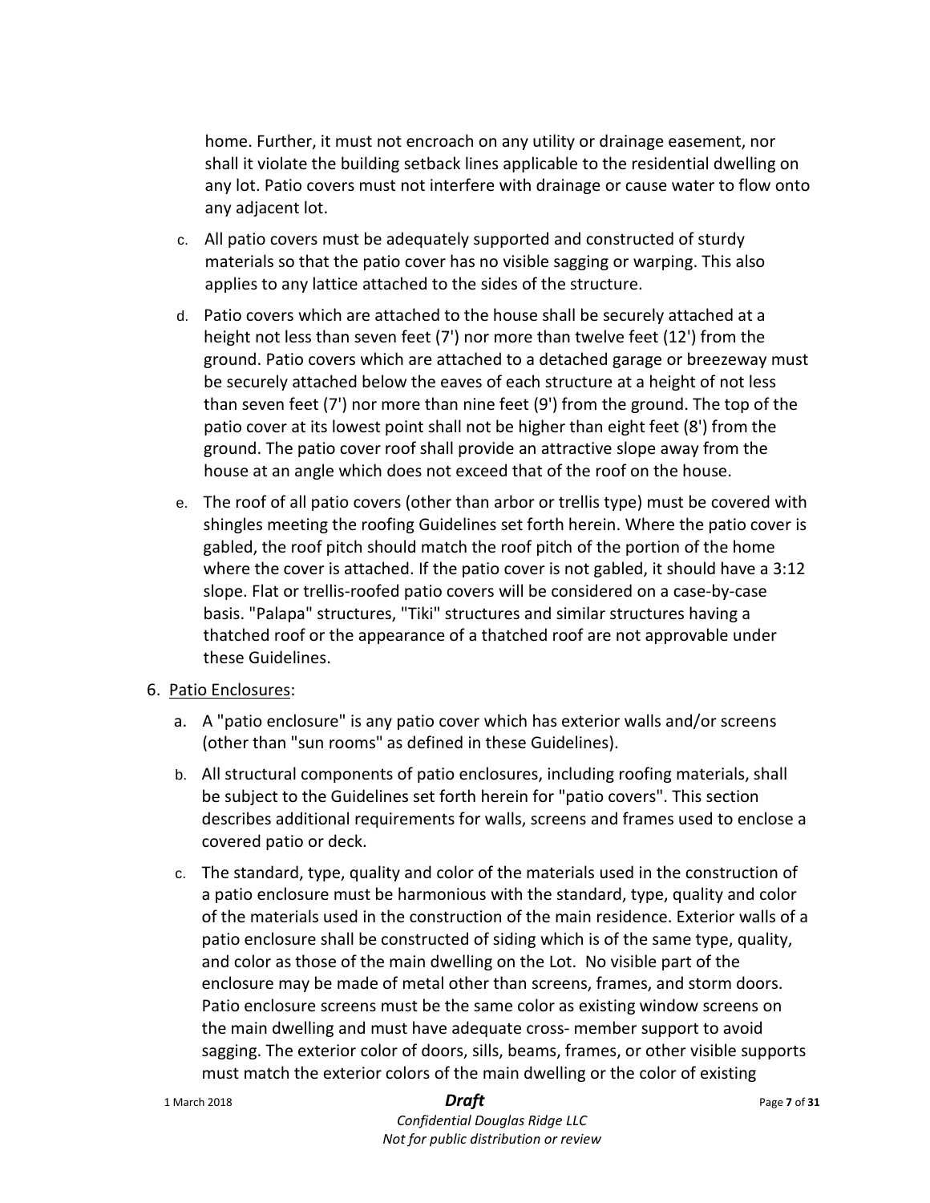home. Further, it must not encroach on any utility or drainage easement, nor shall it violate the building setback lines applicable to the residential dwelling on any lot. Patio covers must not interfere with drainage or cause water to flow onto any adjacent lot.

c. All patio covers must be adequately supported and constructed of sturdy materials so that the patio cover has no visible sagging or warping. This also applies to any lattice attached to the sides of the structure.

d. Patio covers which are attached to the house shall be securely attached at a height not less than seven feet (7') nor more than twelve feet (12') from the ground. Patio covers which are attached to a detached garage or breezeway must be securely attached below the eaves of each structure at a height of not less than seven feet (7') nor more than nine feet (9') from the ground. The top of the patio cover at its lowest point shall not be higher than eight feet (8') from the ground. The patio cover roof shall provide an attractive slope away from the house at an angle which does not exceed that of the roof on the house.

e. The roof of all patio covers (other than arbor or trellis type) must be covered with shingles meeting the roofing Guidelines set forth herein. Where the patio cover is gabled, the roof pitch should match the roof pitch of the portion of the home where the cover is attached. If the patio cover is not gabled, it should have a 3:12 slope. Flat or trellis-roofed patio covers will be considered on a case-by-case basis. "Palapa" structures, "Tiki" structures and similar structures having a thatched roof or the appearance of a thatched roof are not approvable under these Guidelines.

6. Patio Enclosures:

   a. A "patio enclosure" is any patio cover which has exterior walls and/or screens (other than "sun rooms" as defined in these Guidelines).

   b. All structural components of patio enclosures, including roofing materials, shall be subject to the Guidelines set forth herein for "patio covers". This section describes additional requirements for walls, screens and frames used to enclose a covered patio or deck.

   c. The standard, type, quality and color of the materials used in the construction of a patio enclosure must be harmonious with the standard, type, quality and color of the materials used in the construction of the main residence. Exterior walls of a patio enclosure shall be constructed of siding which is of the same type, quality, and color as those of the main dwelling on the Lot. No visible part of the enclosure may be made of metal other than screens, frames, and storm doors. Patio enclosure screens must be the same color as existing window screens on the main dwelling and must have adequate cross- member support to avoid sagging. The exterior color of doors, sills, beams, frames, or other visible supports must match the exterior colors of the main dwelling or the color of existing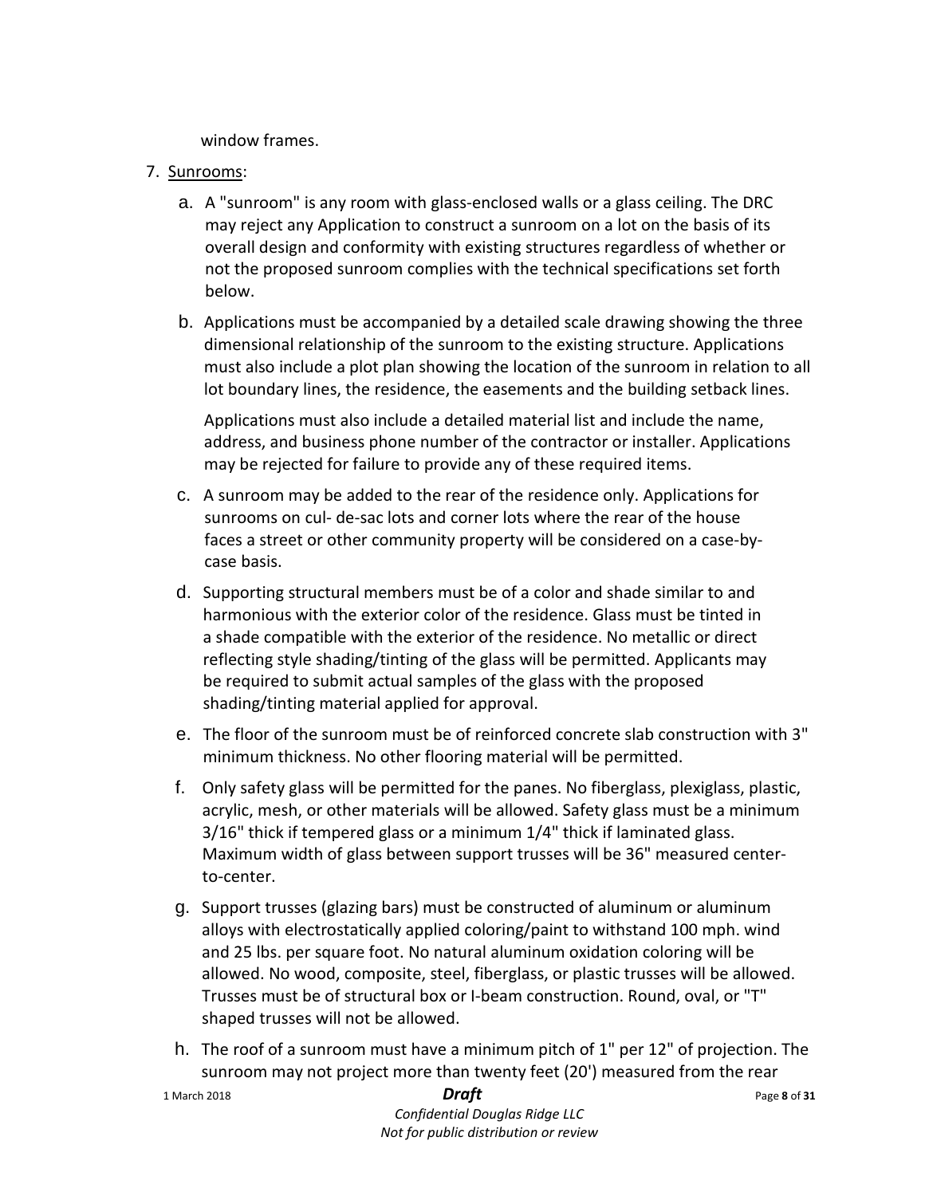window frames.

7. Sunrooms:

   a. A "sunroom" is any room with glass-enclosed walls or a glass ceiling. The DRC may reject any Application to construct a sunroom on a lot on the basis of its overall design and conformity with existing structures regardless of whether or not the proposed sunroom complies with the technical specifications set forth below.

   b. Applications must be accompanied by a detailed scale drawing showing the three dimensional relationship of the sunroom to the existing structure. Applications must also include a plot plan showing the location of the sunroom in relation to all lot boundary lines, the residence, the easements and the building setback lines.

      Applications must also include a detailed material list and include the name, address, and business phone number of the contractor or installer. Applications may be rejected for failure to provide any of these required items.

   c. A sunroom may be added to the rear of the residence only. Applications for sunrooms on cul- de-sac lots and corner lots where the rear of the house faces a street or other community property will be considered on a case-by-case basis.

   d. Supporting structural members must be of a color and shade similar to and harmonious with the exterior color of the residence. Glass must be tinted in a shade compatible with the exterior of the residence. No metallic or direct reflecting style shading/tinting of the glass will be permitted. Applicants may be required to submit actual samples of the glass with the proposed shading/tinting material applied for approval.

   e. The floor of the sunroom must be of reinforced concrete slab construction with 3" minimum thickness. No other flooring material will be permitted.

   f. Only safety glass will be permitted for the panes. No fiberglass, plexiglass, plastic, acrylic, mesh, or other materials will be allowed. Safety glass must be a minimum 3/16" thick if tempered glass or a minimum 1/4" thick if laminated glass. Maximum width of glass between support trusses will be 36" measured center-to-center.

   g. Support trusses (glazing bars) must be constructed of aluminum or aluminum alloys with electrostatically applied coloring/paint to withstand 100 mph. wind and 25 lbs. per square foot. No natural aluminum oxidation coloring will be allowed. No wood, composite, steel, fiberglass, or plastic trusses will be allowed. Trusses must be of structural box or I-beam construction. Round, oval, or "T" shaped trusses will not be allowed.

   h. The roof of a sunroom must have a minimum pitch of 1" per 12" of projection. The sunroom may not project more than twenty feet (20') measured from the rear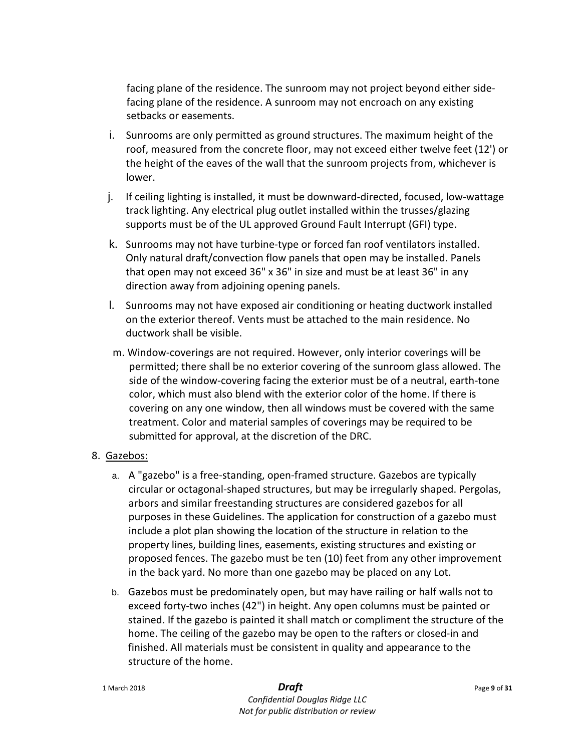facing plane of the residence. The sunroom may not project beyond either side-facing plane of the residence. A sunroom may not encroach on any existing setbacks or easements.

i. Sunrooms are only permitted as ground structures. The maximum height of the roof, measured from the concrete floor, may not exceed either twelve feet (12') or the height of the eaves of the wall that the sunroom projects from, whichever is lower.

j. If ceiling lighting is installed, it must be downward-directed, focused, low-wattage track lighting. Any electrical plug outlet installed within the trusses/glazing supports must be of the UL approved Ground Fault Interrupt (GFI) type.

k. Sunrooms may not have turbine-type or forced fan roof ventilators installed. Only natural draft/convection flow panels that open may be installed. Panels that open may not exceed 36" x 36" in size and must be at least 36" in any direction away from adjoining opening panels.

l. Sunrooms may not have exposed air conditioning or heating ductwork installed on the exterior thereof. Vents must be attached to the main residence. No ductwork shall be visible.

m. Window-coverings are not required. However, only interior coverings will be permitted; there shall be no exterior covering of the sunroom glass allowed. The side of the window-covering facing the exterior must be of a neutral, earth-tone color, which must also blend with the exterior color of the home. If there is covering on any one window, then all windows must be covered with the same treatment. Color and material samples of coverings may be required to be submitted for approval, at the discretion of the DRC.

8. Gazebos:

a. A "gazebo" is a free-standing, open-framed structure. Gazebos are typically circular or octagonal-shaped structures, but may be irregularly shaped. Pergolas, arbors and similar freestanding structures are considered gazebos for all purposes in these Guidelines. The application for construction of a gazebo must include a plot plan showing the location of the structure in relation to the property lines, building lines, easements, existing structures and existing or proposed fences. The gazebo must be ten (10) feet from any other improvement in the back yard. No more than one gazebo may be placed on any Lot.

b. Gazebos must be predominately open, but may have railing or half walls not to exceed forty-two inches (42") in height. Any open columns must be painted or stained. If the gazebo is painted it shall match or compliment the structure of the home. The ceiling of the gazebo may be open to the rafters or closed-in and finished. All materials must be consistent in quality and appearance to the structure of the home.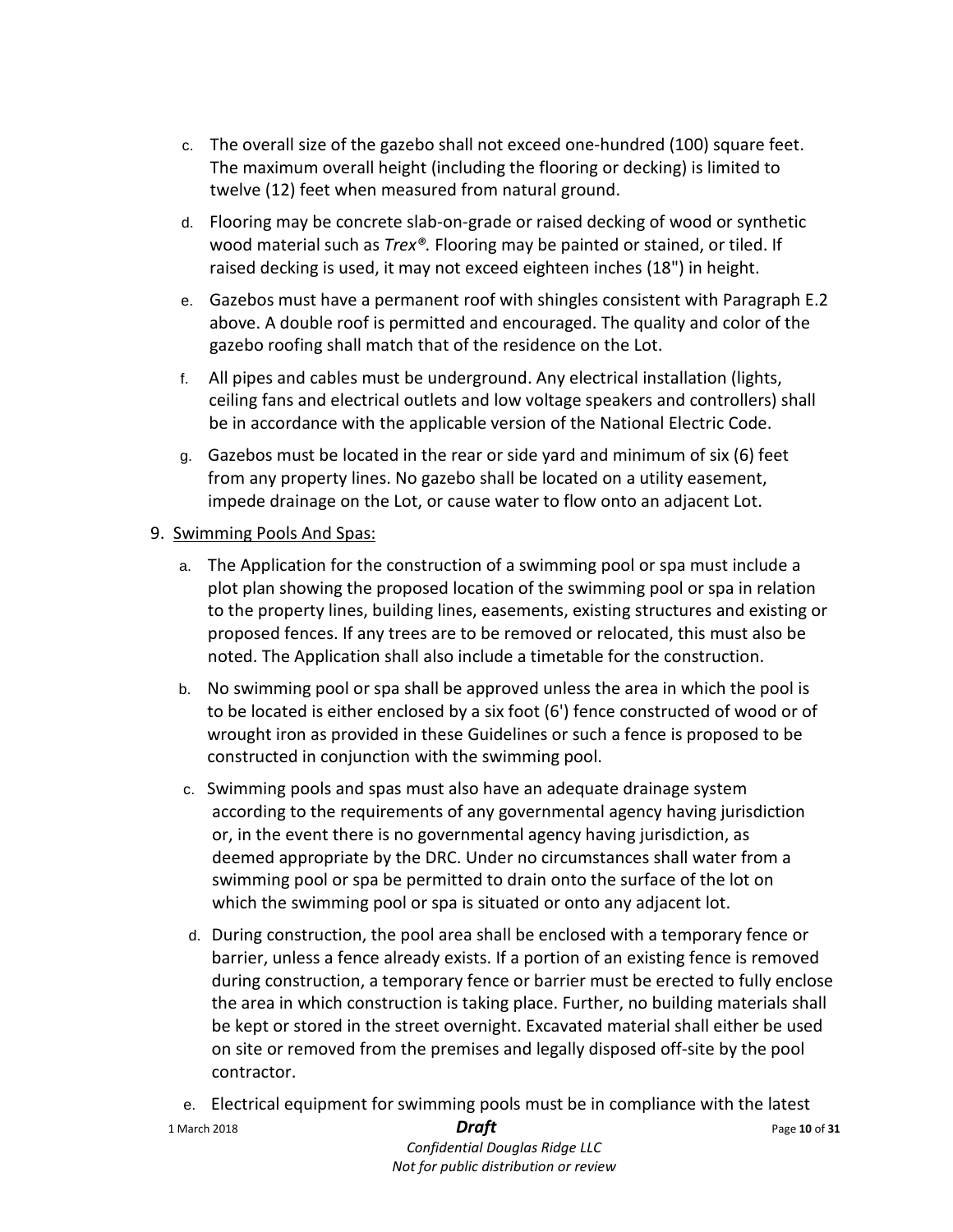c. The overall size of the gazebo shall not exceed one-hundred (100) square feet. The maximum overall height (including the flooring or decking) is limited to twelve (12) feet when measured from natural ground.

d. Flooring may be concrete slab-on-grade or raised decking of wood or synthetic wood material such as *Trex®.* Flooring may be painted or stained, or tiled. If raised decking is used, it may not exceed eighteen inches (18") in height.

e. Gazebos must have a permanent roof with shingles consistent with Paragraph E.2 above. A double roof is permitted and encouraged. The quality and color of the gazebo roofing shall match that of the residence on the Lot.

f. All pipes and cables must be underground. Any electrical installation (lights, ceiling fans and electrical outlets and low voltage speakers and controllers) shall be in accordance with the applicable version of the National Electric Code.

g. Gazebos must be located in the rear or side yard and minimum of six (6) feet from any property lines. No gazebo shall be located on a utility easement, impede drainage on the Lot, or cause water to flow onto an adjacent Lot.

9. <u>Swimming Pools And Spas:</u>

a. The Application for the construction of a swimming pool or spa must include a plot plan showing the proposed location of the swimming pool or spa in relation to the property lines, building lines, easements, existing structures and existing or proposed fences. If any trees are to be removed or relocated, this must also be noted. The Application shall also include a timetable for the construction.

b. No swimming pool or spa shall be approved unless the area in which the pool is to be located is either enclosed by a six foot (6') fence constructed of wood or of wrought iron as provided in these Guidelines or such a fence is proposed to be constructed in conjunction with the swimming pool.

c. Swimming pools and spas must also have an adequate drainage system according to the requirements of any governmental agency having jurisdiction or, in the event there is no governmental agency having jurisdiction, as deemed appropriate by the DRC. Under no circumstances shall water from a swimming pool or spa be permitted to drain onto the surface of the lot on which the swimming pool or spa is situated or onto any adjacent lot.

d. During construction, the pool area shall be enclosed with a temporary fence or barrier, unless a fence already exists. If a portion of an existing fence is removed during construction, a temporary fence or barrier must be erected to fully enclose the area in which construction is taking place. Further, no building materials shall be kept or stored in the street overnight. Excavated material shall either be used on site or removed from the premises and legally disposed off-site by the pool contractor.

e. Electrical equipment for swimming pools must be in compliance with the latest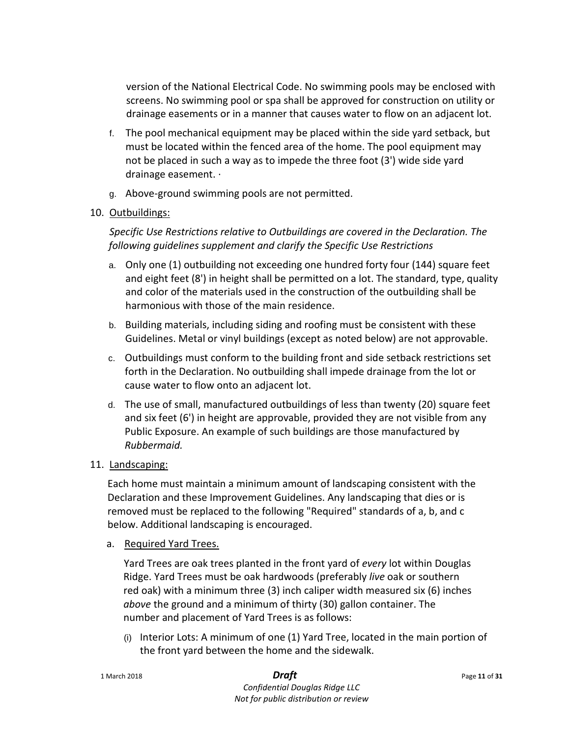version of the National Electrical Code. No swimming pools may be enclosed with screens. No swimming pool or spa shall be approved for construction on utility or drainage easements or in a manner that causes water to flow on an adjacent lot.

f. The pool mechanical equipment may be placed within the side yard setback, but must be located within the fenced area of the home. The pool equipment may not be placed in such a way as to impede the three foot (3') wide side yard drainage easement. ·

g. Above-ground swimming pools are not permitted.

10. <u>Outbuildings:</u>

*Specific Use Restrictions relative to Outbuildings are covered in the Declaration. The following guidelines supplement and clarify the Specific Use Restrictions*

a. Only one (1) outbuilding not exceeding one hundred forty four (144) square feet and eight feet (8') in height shall be permitted on a lot. The standard, type, quality and color of the materials used in the construction of the outbuilding shall be harmonious with those of the main residence.

b. Building materials, including siding and roofing must be consistent with these Guidelines. Metal or vinyl buildings (except as noted below) are not approvable.

c. Outbuildings must conform to the building front and side setback restrictions set forth in the Declaration. No outbuilding shall impede drainage from the lot or cause water to flow onto an adjacent lot.

d. The use of small, manufactured outbuildings of less than twenty (20) square feet and six feet (6') in height are approvable, provided they are not visible from any Public Exposure. An example of such buildings are those manufactured by *Rubbermaid.*

11. <u>Landscaping:</u>

Each home must maintain a minimum amount of landscaping consistent with the Declaration and these Improvement Guidelines. Any landscaping that dies or is removed must be replaced to the following "Required" standards of a, b, and c below. Additional landscaping is encouraged.

a. <u>Required Yard Trees.</u>

Yard Trees are oak trees planted in the front yard of *every* lot within Douglas Ridge. Yard Trees must be oak hardwoods (preferably *live* oak or southern red oak) with a minimum three (3) inch caliper width measured six (6) inches *above* the ground and a minimum of thirty (30) gallon container. The number and placement of Yard Trees is as follows:

(i) Interior Lots: A minimum of one (1) Yard Tree, located in the main portion of the front yard between the home and the sidewalk.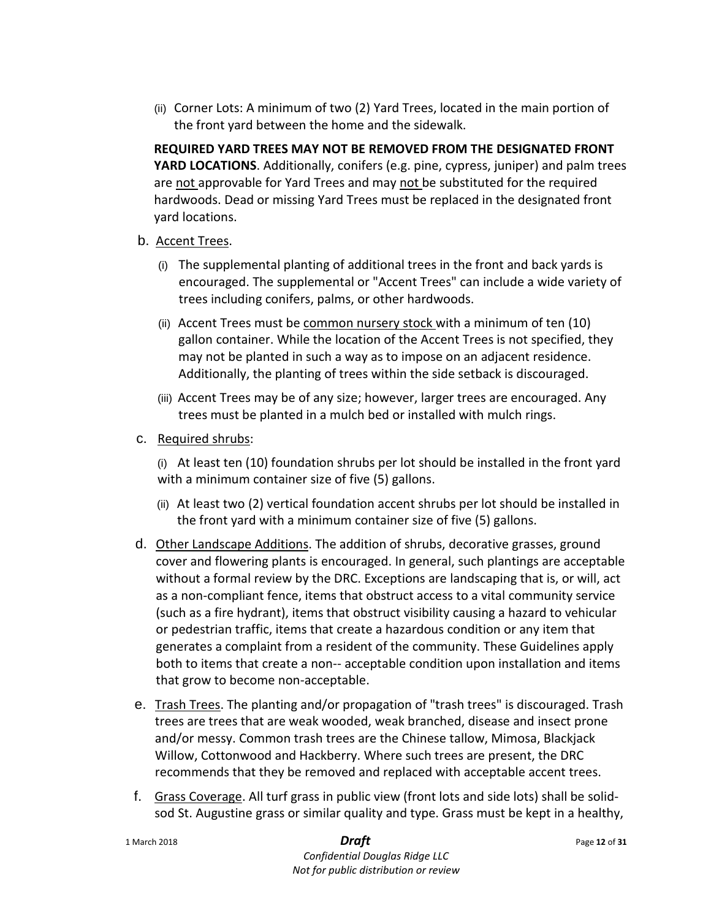(ii) Corner Lots: A minimum of two (2) Yard Trees, located in the main portion of the front yard between the home and the sidewalk.

**REQUIRED YARD TREES MAY NOT BE REMOVED FROM THE DESIGNATED FRONT YARD LOCATIONS**. Additionally, conifers (e.g. pine, cypress, juniper) and palm trees are not approvable for Yard Trees and may not be substituted for the required hardwoods. Dead or missing Yard Trees must be replaced in the designated front yard locations.

b. Accent Trees.

(i) The supplemental planting of additional trees in the front and back yards is encouraged. The supplemental or "Accent Trees" can include a wide variety of trees including conifers, palms, or other hardwoods.

(ii) Accent Trees must be common nursery stock with a minimum of ten (10) gallon container. While the location of the Accent Trees is not specified, they may not be planted in such a way as to impose on an adjacent residence. Additionally, the planting of trees within the side setback is discouraged.

(iii) Accent Trees may be of any size; however, larger trees are encouraged. Any trees must be planted in a mulch bed or installed with mulch rings.

c. Required shrubs:

(i) At least ten (10) foundation shrubs per lot should be installed in the front yard with a minimum container size of five (5) gallons.

(ii) At least two (2) vertical foundation accent shrubs per lot should be installed in the front yard with a minimum container size of five (5) gallons.

d. Other Landscape Additions. The addition of shrubs, decorative grasses, ground cover and flowering plants is encouraged. In general, such plantings are acceptable without a formal review by the DRC. Exceptions are landscaping that is, or will, act as a non-compliant fence, items that obstruct access to a vital community service (such as a fire hydrant), items that obstruct visibility causing a hazard to vehicular or pedestrian traffic, items that create a hazardous condition or any item that generates a complaint from a resident of the community. These Guidelines apply both to items that create a non-- acceptable condition upon installation and items that grow to become non-acceptable.

e. Trash Trees. The planting and/or propagation of "trash trees" is discouraged. Trash trees are trees that are weak wooded, weak branched, disease and insect prone and/or messy. Common trash trees are the Chinese tallow, Mimosa, Blackjack Willow, Cottonwood and Hackberry. Where such trees are present, the DRC recommends that they be removed and replaced with acceptable accent trees.

f. Grass Coverage. All turf grass in public view (front lots and side lots) shall be solid-sod St. Augustine grass or similar quality and type. Grass must be kept in a healthy,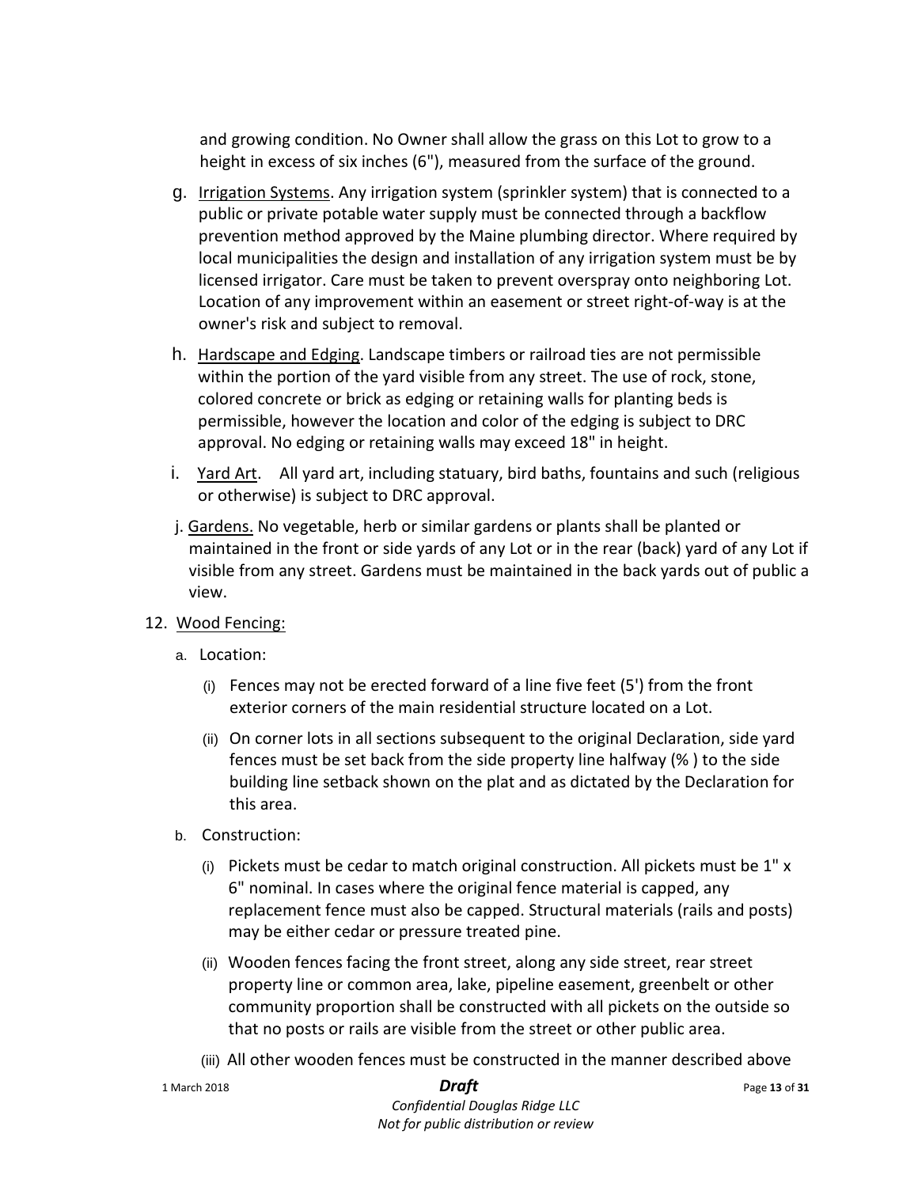and growing condition. No Owner shall allow the grass on this Lot to grow to a height in excess of six inches (6"), measured from the surface of the ground.

g. Irrigation Systems. Any irrigation system (sprinkler system) that is connected to a public or private potable water supply must be connected through a backflow prevention method approved by the Maine plumbing director. Where required by local municipalities the design and installation of any irrigation system must be by licensed irrigator. Care must be taken to prevent overspray onto neighboring Lot. Location of any improvement within an easement or street right-of-way is at the owner's risk and subject to removal.

h. Hardscape and Edging. Landscape timbers or railroad ties are not permissible within the portion of the yard visible from any street. The use of rock, stone, colored concrete or brick as edging or retaining walls for planting beds is permissible, however the location and color of the edging is subject to DRC approval. No edging or retaining walls may exceed 18" in height.

i. Yard Art. All yard art, including statuary, bird baths, fountains and such (religious or otherwise) is subject to DRC approval.

j. Gardens. No vegetable, herb or similar gardens or plants shall be planted or maintained in the front or side yards of any Lot or in the rear (back) yard of any Lot if visible from any street. Gardens must be maintained in the back yards out of public a view.

12. Wood Fencing:

a. Location:

(i) Fences may not be erected forward of a line five feet (5') from the front exterior corners of the main residential structure located on a Lot.

(ii) On corner lots in all sections subsequent to the original Declaration, side yard fences must be set back from the side property line halfway (% ) to the side building line setback shown on the plat and as dictated by the Declaration for this area.

b. Construction:

(i) Pickets must be cedar to match original construction. All pickets must be 1" x 6" nominal. In cases where the original fence material is capped, any replacement fence must also be capped. Structural materials (rails and posts) may be either cedar or pressure treated pine.

(ii) Wooden fences facing the front street, along any side street, rear street property line or common area, lake, pipeline easement, greenbelt or other community proportion shall be constructed with all pickets on the outside so that no posts or rails are visible from the street or other public area.

(iii) All other wooden fences must be constructed in the manner described above

*Draft*

*Confidential Douglas Ridge LLC*
*Not for public distribution or review*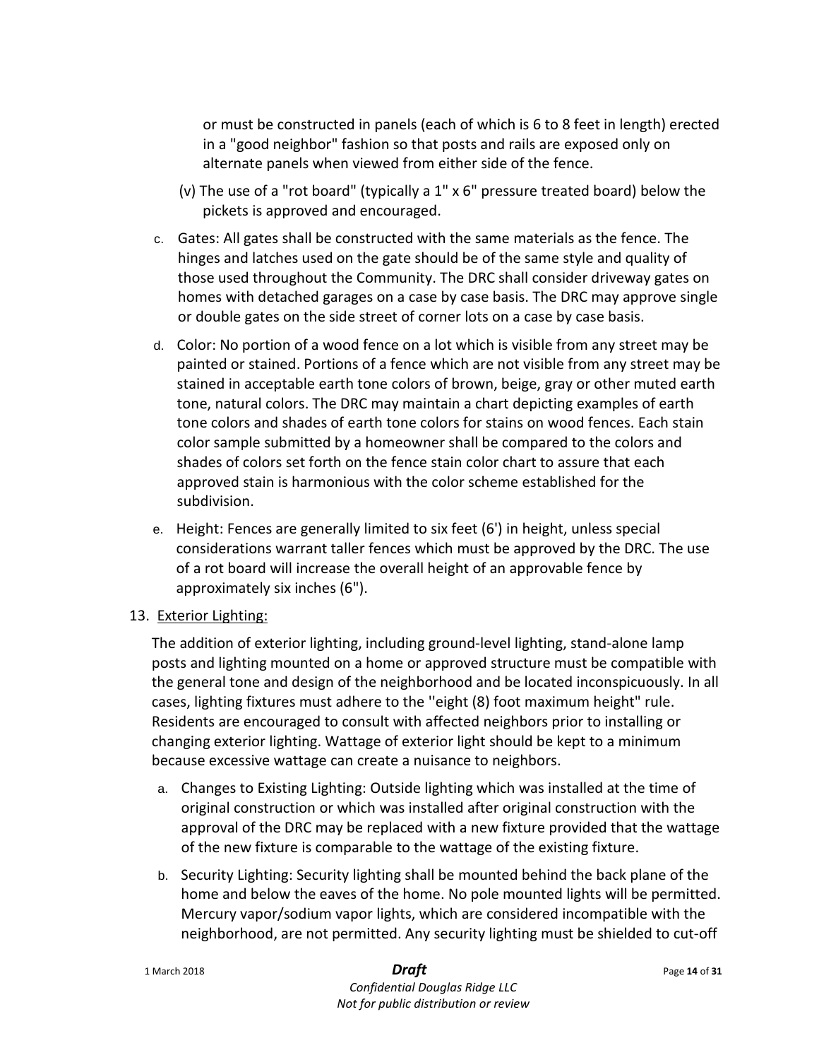or must be constructed in panels (each of which is 6 to 8 feet in length) erected in a "good neighbor" fashion so that posts and rails are exposed only on alternate panels when viewed from either side of the fence.

(v) The use of a "rot board" (typically a 1" x 6" pressure treated board) below the pickets is approved and encouraged.

c. Gates: All gates shall be constructed with the same materials as the fence. The hinges and latches used on the gate should be of the same style and quality of those used throughout the Community. The DRC shall consider driveway gates on homes with detached garages on a case by case basis. The DRC may approve single or double gates on the side street of corner lots on a case by case basis.

d. Color: No portion of a wood fence on a lot which is visible from any street may be painted or stained. Portions of a fence which are not visible from any street may be stained in acceptable earth tone colors of brown, beige, gray or other muted earth tone, natural colors. The DRC may maintain a chart depicting examples of earth tone colors and shades of earth tone colors for stains on wood fences. Each stain color sample submitted by a homeowner shall be compared to the colors and shades of colors set forth on the fence stain color chart to assure that each approved stain is harmonious with the color scheme established for the subdivision.

e. Height: Fences are generally limited to six feet (6') in height, unless special considerations warrant taller fences which must be approved by the DRC. The use of a rot board will increase the overall height of an approvable fence by approximately six inches (6").

13. <u>Exterior Lighting:</u>

The addition of exterior lighting, including ground-level lighting, stand-alone lamp posts and lighting mounted on a home or approved structure must be compatible with the general tone and design of the neighborhood and be located inconspicuously. In all cases, lighting fixtures must adhere to the ''eight (8) foot maximum height" rule. Residents are encouraged to consult with affected neighbors prior to installing or changing exterior lighting. Wattage of exterior light should be kept to a minimum because excessive wattage can create a nuisance to neighbors.

a. Changes to Existing Lighting: Outside lighting which was installed at the time of original construction or which was installed after original construction with the approval of the DRC may be replaced with a new fixture provided that the wattage of the new fixture is comparable to the wattage of the existing fixture.

b. Security Lighting: Security lighting shall be mounted behind the back plane of the home and below the eaves of the home. No pole mounted lights will be permitted. Mercury vapor/sodium vapor lights, which are considered incompatible with the neighborhood, are not permitted. Any security lighting must be shielded to cut-off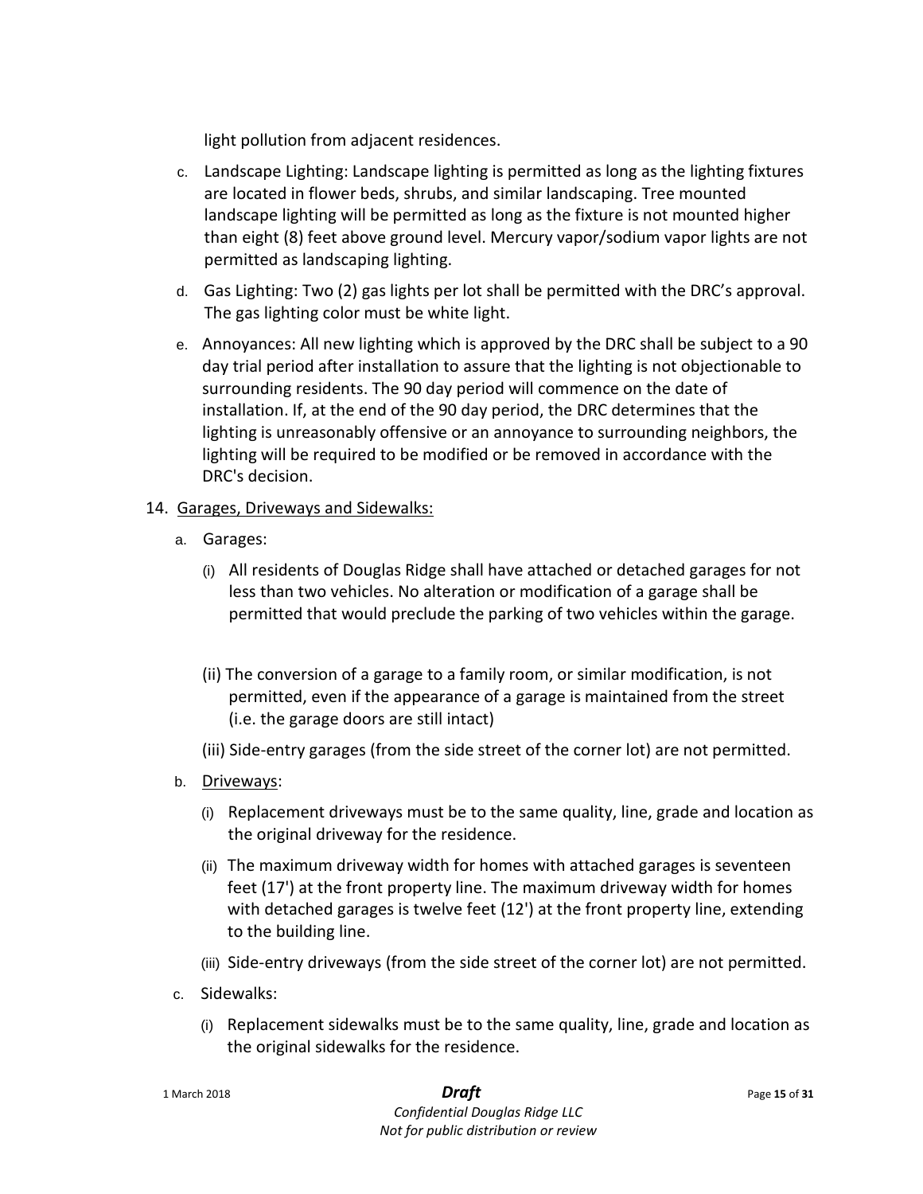light pollution from adjacent residences.

c. Landscape Lighting: Landscape lighting is permitted as long as the lighting fixtures are located in flower beds, shrubs, and similar landscaping. Tree mounted landscape lighting will be permitted as long as the fixture is not mounted higher than eight (8) feet above ground level. Mercury vapor/sodium vapor lights are not permitted as landscaping lighting.

d. Gas Lighting: Two (2) gas lights per lot shall be permitted with the DRC's approval. The gas lighting color must be white light.

e. Annoyances: All new lighting which is approved by the DRC shall be subject to a 90 day trial period after installation to assure that the lighting is not objectionable to surrounding residents. The 90 day period will commence on the date of installation. If, at the end of the 90 day period, the DRC determines that the lighting is unreasonably offensive or an annoyance to surrounding neighbors, the lighting will be required to be modified or be removed in accordance with the DRC's decision.

14. <u>Garages, Driveways and Sidewalks:</u>

a. Garages:

(i) All residents of Douglas Ridge shall have attached or detached garages for not less than two vehicles. No alteration or modification of a garage shall be permitted that would preclude the parking of two vehicles within the garage.

(ii) The conversion of a garage to a family room, or similar modification, is not permitted, even if the appearance of a garage is maintained from the street (i.e. the garage doors are still intact)

(iii) Side-entry garages (from the side street of the corner lot) are not permitted.

b. <u>Driveways</u>:

(i) Replacement driveways must be to the same quality, line, grade and location as the original driveway for the residence.

(ii) The maximum driveway width for homes with attached garages is seventeen feet (17') at the front property line. The maximum driveway width for homes with detached garages is twelve feet (12') at the front property line, extending to the building line.

(iii) Side-entry driveways (from the side street of the corner lot) are not permitted.

c. Sidewalks:

(i) Replacement sidewalks must be to the same quality, line, grade and location as the original sidewalks for the residence.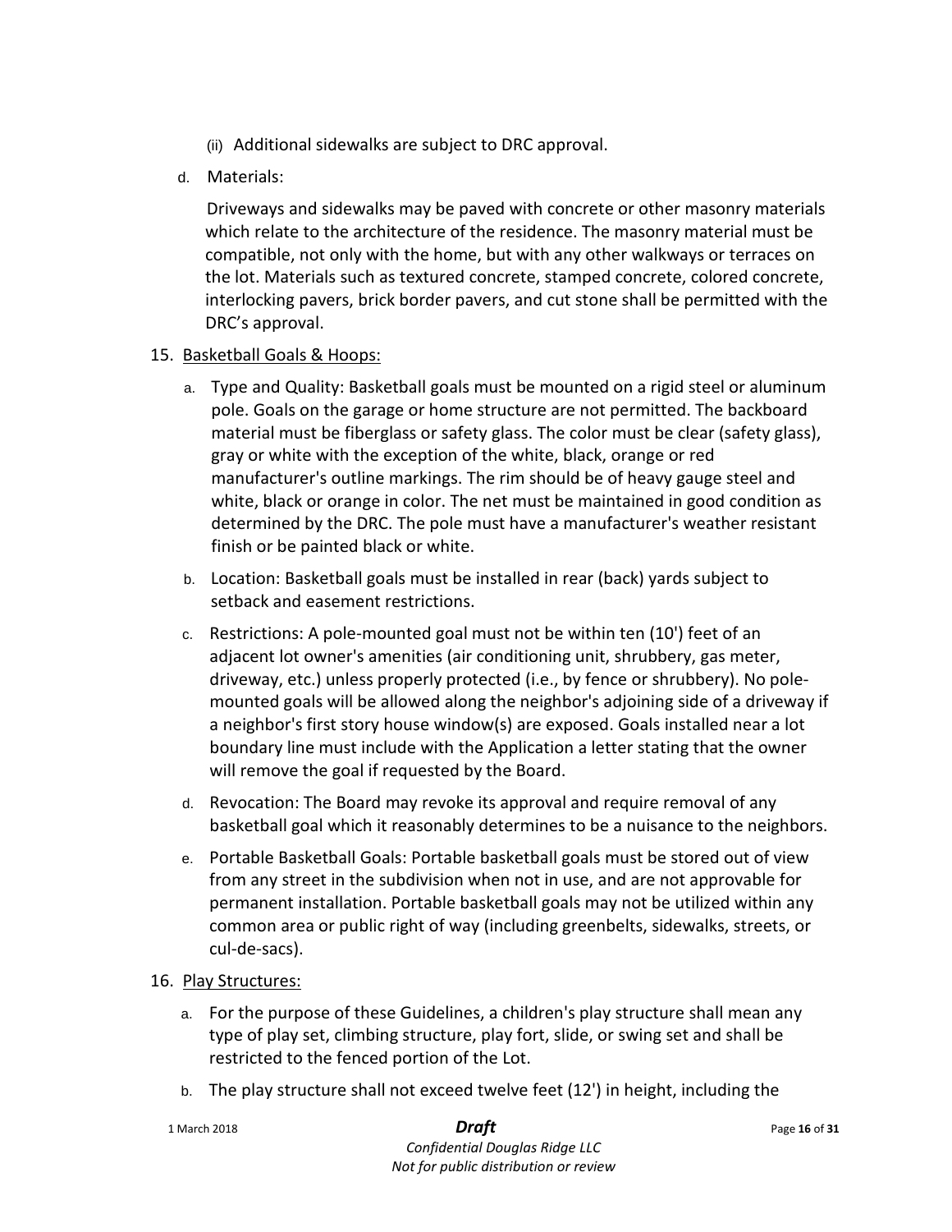(ii) Additional sidewalks are subject to DRC approval.

d. Materials:

Driveways and sidewalks may be paved with concrete or other masonry materials which relate to the architecture of the residence. The masonry material must be compatible, not only with the home, but with any other walkways or terraces on the lot. Materials such as textured concrete, stamped concrete, colored concrete, interlocking pavers, brick border pavers, and cut stone shall be permitted with the DRC's approval.

15. <u>Basketball Goals & Hoops:</u>

   a. Type and Quality: Basketball goals must be mounted on a rigid steel or aluminum pole. Goals on the garage or home structure are not permitted. The backboard material must be fiberglass or safety glass. The color must be clear (safety glass), gray or white with the exception of the white, black, orange or red manufacturer's outline markings. The rim should be of heavy gauge steel and white, black or orange in color. The net must be maintained in good condition as determined by the DRC. The pole must have a manufacturer's weather resistant finish or be painted black or white.

   b. Location: Basketball goals must be installed in rear (back) yards subject to setback and easement restrictions.

   c. Restrictions: A pole-mounted goal must not be within ten (10') feet of an adjacent lot owner's amenities (air conditioning unit, shrubbery, gas meter, driveway, etc.) unless properly protected (i.e., by fence or shrubbery). No pole-mounted goals will be allowed along the neighbor's adjoining side of a driveway if a neighbor's first story house window(s) are exposed. Goals installed near a lot boundary line must include with the Application a letter stating that the owner will remove the goal if requested by the Board.

   d. Revocation: The Board may revoke its approval and require removal of any basketball goal which it reasonably determines to be a nuisance to the neighbors.

   e. Portable Basketball Goals: Portable basketball goals must be stored out of view from any street in the subdivision when not in use, and are not approvable for permanent installation. Portable basketball goals may not be utilized within any common area or public right of way (including greenbelts, sidewalks, streets, or cul-de-sacs).

16. <u>Play Structures:</u>

   a. For the purpose of these Guidelines, a children's play structure shall mean any type of play set, climbing structure, play fort, slide, or swing set and shall be restricted to the fenced portion of the Lot.

   b. The play structure shall not exceed twelve feet (12') in height, including the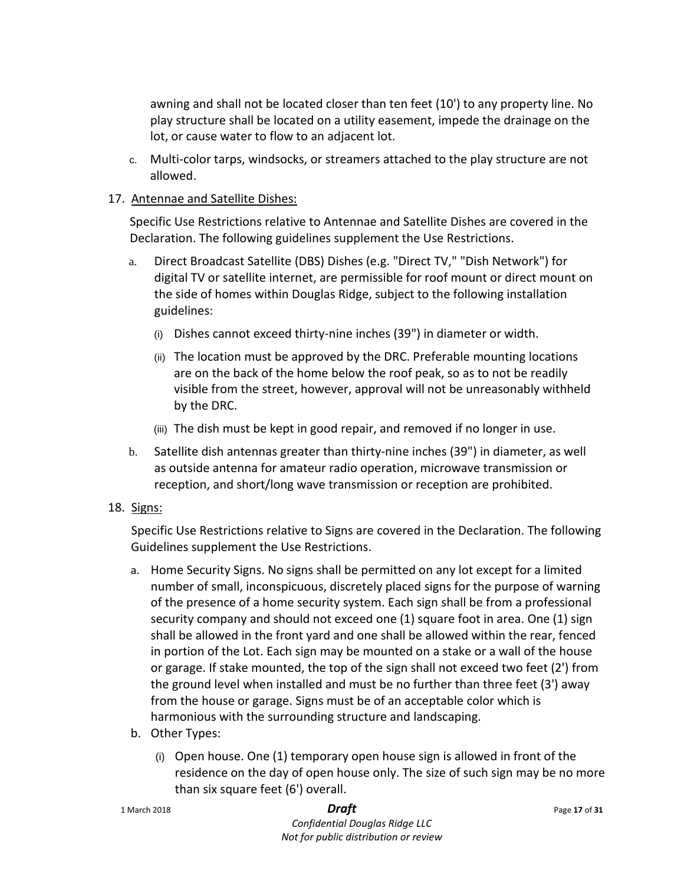awning and shall not be located closer than ten feet (10') to any property line. No play structure shall be located on a utility easement, impede the drainage on the lot, or cause water to flow to an adjacent lot.

c. Multi-color tarps, windsocks, or streamers attached to the play structure are not allowed.

17. Antennae and Satellite Dishes:

Specific Use Restrictions relative to Antennae and Satellite Dishes are covered in the Declaration. The following guidelines supplement the Use Restrictions.

a. Direct Broadcast Satellite (DBS) Dishes (e.g. "Direct TV," "Dish Network") for digital TV or satellite internet, are permissible for roof mount or direct mount on the side of homes within Douglas Ridge, subject to the following installation guidelines:

   (i) Dishes cannot exceed thirty-nine inches (39") in diameter or width.

   (ii) The location must be approved by the DRC. Preferable mounting locations are on the back of the home below the roof peak, so as to not be readily visible from the street, however, approval will not be unreasonably withheld by the DRC.

   (iii) The dish must be kept in good repair, and removed if no longer in use.

b. Satellite dish antennas greater than thirty-nine inches (39") in diameter, as well as outside antenna for amateur radio operation, microwave transmission or reception, and short/long wave transmission or reception are prohibited.

18. Signs:

Specific Use Restrictions relative to Signs are covered in the Declaration. The following Guidelines supplement the Use Restrictions.

a. Home Security Signs. No signs shall be permitted on any lot except for a limited number of small, inconspicuous, discretely placed signs for the purpose of warning of the presence of a home security system. Each sign shall be from a professional security company and should not exceed one (1) square foot in area. One (1) sign shall be allowed in the front yard and one shall be allowed within the rear, fenced in portion of the Lot. Each sign may be mounted on a stake or a wall of the house or garage. If stake mounted, the top of the sign shall not exceed two feet (2') from the ground level when installed and must be no further than three feet (3') away from the house or garage. Signs must be of an acceptable color which is harmonious with the surrounding structure and landscaping.

b. Other Types:

   (i) Open house. One (1) temporary open house sign is allowed in front of the residence on the day of open house only. The size of such sign may be no more than six square feet (6') overall.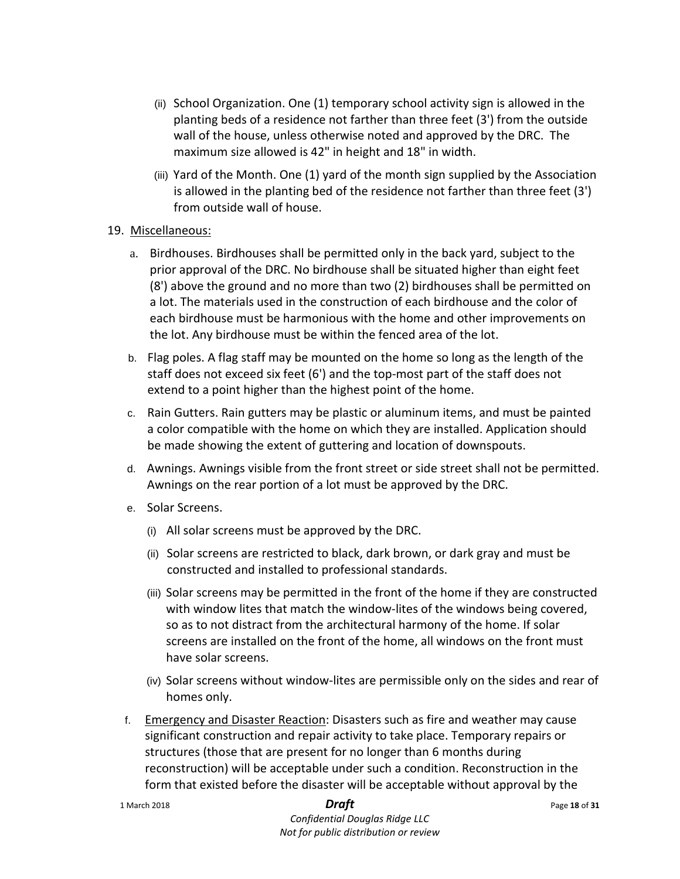(ii) School Organization. One (1) temporary school activity sign is allowed in the planting beds of a residence not farther than three feet (3') from the outside wall of the house, unless otherwise noted and approved by the DRC. The maximum size allowed is 42" in height and 18" in width.

(iii) Yard of the Month. One (1) yard of the month sign supplied by the Association is allowed in the planting bed of the residence not farther than three feet (3') from outside wall of house.

19. Miscellaneous:

a. Birdhouses. Birdhouses shall be permitted only in the back yard, subject to the prior approval of the DRC. No birdhouse shall be situated higher than eight feet (8') above the ground and no more than two (2) birdhouses shall be permitted on a lot. The materials used in the construction of each birdhouse and the color of each birdhouse must be harmonious with the home and other improvements on the lot. Any birdhouse must be within the fenced area of the lot.

b. Flag poles. A flag staff may be mounted on the home so long as the length of the staff does not exceed six feet (6') and the top-most part of the staff does not extend to a point higher than the highest point of the home.

c. Rain Gutters. Rain gutters may be plastic or aluminum items, and must be painted a color compatible with the home on which they are installed. Application should be made showing the extent of guttering and location of downspouts.

d. Awnings. Awnings visible from the front street or side street shall not be permitted. Awnings on the rear portion of a lot must be approved by the DRC.

e. Solar Screens.

(i) All solar screens must be approved by the DRC.

(ii) Solar screens are restricted to black, dark brown, or dark gray and must be constructed and installed to professional standards.

(iii) Solar screens may be permitted in the front of the home if they are constructed with window lites that match the window-lites of the windows being covered, so as to not distract from the architectural harmony of the home. If solar screens are installed on the front of the home, all windows on the front must have solar screens.

(iv) Solar screens without window-lites are permissible only on the sides and rear of homes only.

f. Emergency and Disaster Reaction: Disasters such as fire and weather may cause significant construction and repair activity to take place. Temporary repairs or structures (those that are present for no longer than 6 months during reconstruction) will be acceptable under such a condition. Reconstruction in the form that existed before the disaster will be acceptable without approval by the

***Draft***

*Confidential Douglas Ridge LLC*
*Not for public distribution or review*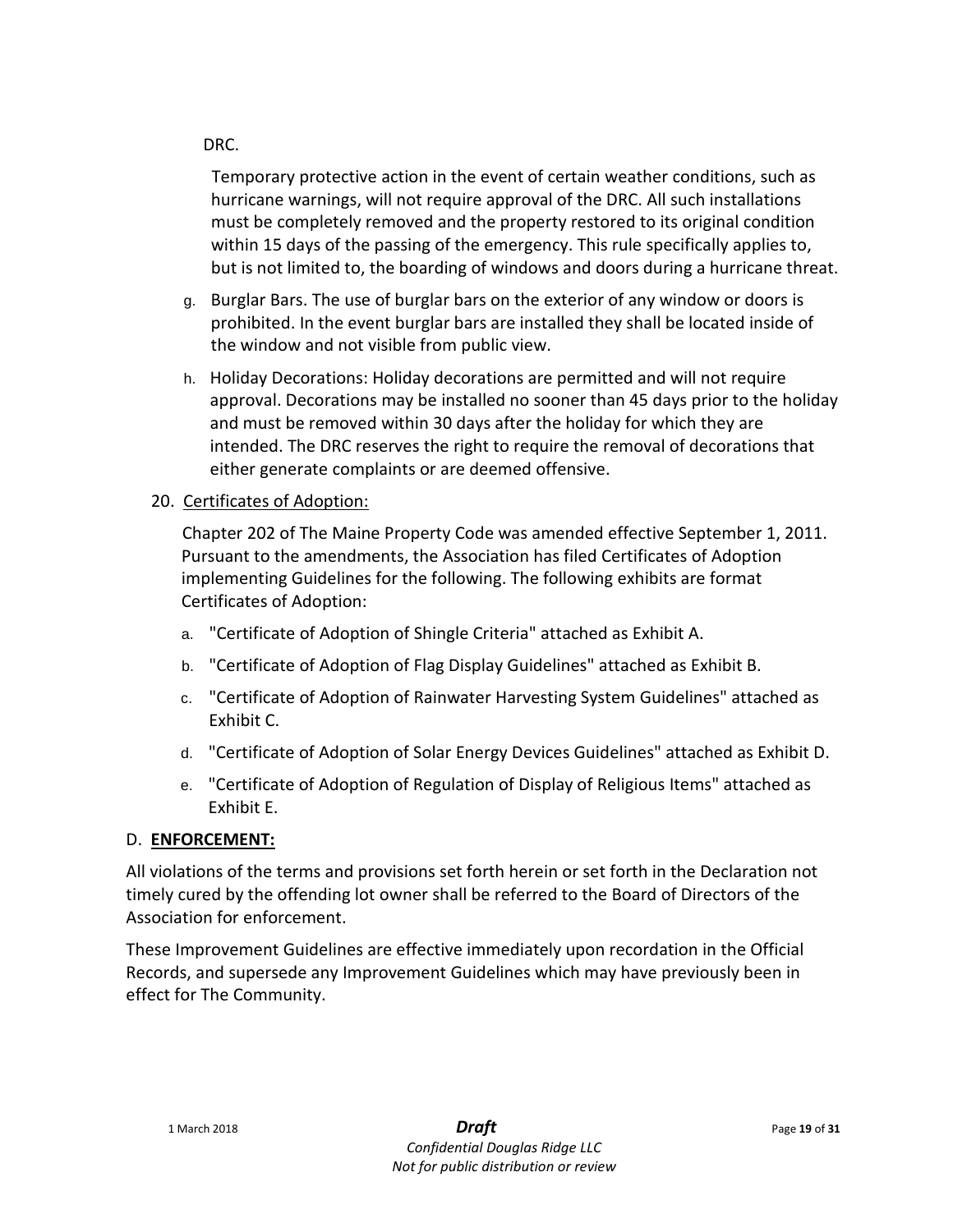DRC.

Temporary protective action in the event of certain weather conditions, such as hurricane warnings, will not require approval of the DRC. All such installations must be completely removed and the property restored to its original condition within 15 days of the passing of the emergency. This rule specifically applies to, but is not limited to, the boarding of windows and doors during a hurricane threat.

g. Burglar Bars. The use of burglar bars on the exterior of any window or doors is prohibited. In the event burglar bars are installed they shall be located inside of the window and not visible from public view.

h. Holiday Decorations: Holiday decorations are permitted and will not require approval. Decorations may be installed no sooner than 45 days prior to the holiday and must be removed within 30 days after the holiday for which they are intended. The DRC reserves the right to require the removal of decorations that either generate complaints or are deemed offensive.

20. Certificates of Adoption:

Chapter 202 of The Maine Property Code was amended effective September 1, 2011. Pursuant to the amendments, the Association has filed Certificates of Adoption implementing Guidelines for the following. The following exhibits are format Certificates of Adoption:

a. "Certificate of Adoption of Shingle Criteria" attached as Exhibit A.

b. "Certificate of Adoption of Flag Display Guidelines" attached as Exhibit B.

c. "Certificate of Adoption of Rainwater Harvesting System Guidelines" attached as Exhibit C.

d. "Certificate of Adoption of Solar Energy Devices Guidelines" attached as Exhibit D.

e. "Certificate of Adoption of Regulation of Display of Religious Items" attached as Exhibit E.

## D. **ENFORCEMENT:**

All violations of the terms and provisions set forth herein or set forth in the Declaration not timely cured by the offending lot owner shall be referred to the Board of Directors of the Association for enforcement.

These Improvement Guidelines are effective immediately upon recordation in the Official Records, and supersede any Improvement Guidelines which may have previously been in effect for The Community.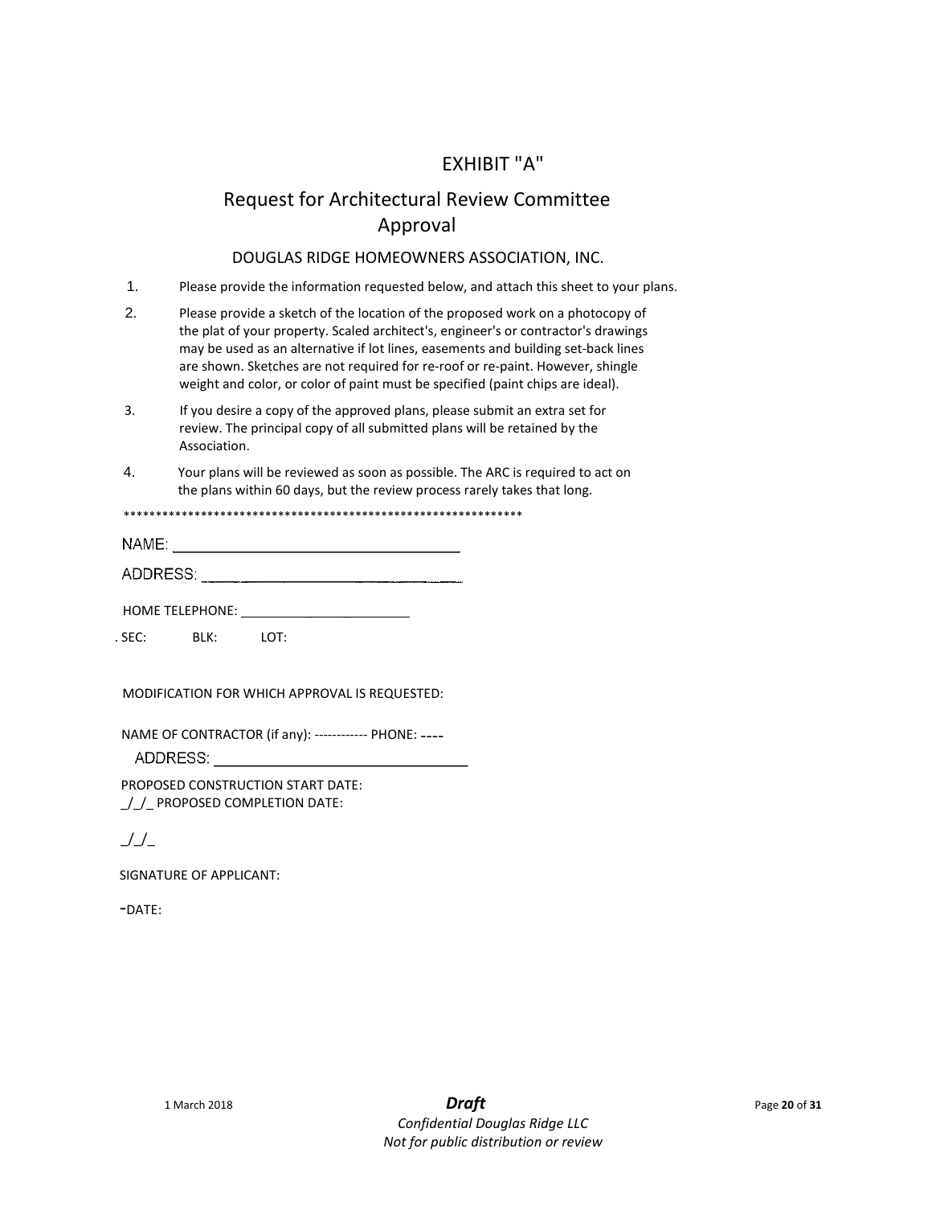# EXHIBIT "A"

## Request for Architectural Review Committee Approval

DOUGLAS RIDGE HOMEOWNERS ASSOCIATION, INC.

1. Please provide the information requested below, and attach this sheet to your plans.
2. Please provide a sketch of the location of the proposed work on a photocopy of the plat of your property. Scaled architect's, engineer's or contractor's drawings may be used as an alternative if lot lines, easements and building set-back lines are shown. Sketches are not required for re-roof or re-paint. However, shingle weight and color, or color of paint must be specified (paint chips are ideal).
3. If you desire a copy of the approved plans, please submit an extra set for review. The principal copy of all submitted plans will be retained by the Association.
4. Your plans will be reviewed as soon as possible. The ARC is required to act on the plans within 60 days, but the review process rarely takes that long.

***************************************************************

NAME: ___________________________________

ADDRESS: ________________________________

HOME TELEPHONE: ______________________

. SEC: BLK: LOT:

MODIFICATION FOR WHICH APPROVAL IS REQUESTED:

NAME OF CONTRACTOR (if any): ------------ PHONE: ----

ADDRESS: ______________________________

PROPOSED CONSTRUCTION START DATE:
_/_/_ PROPOSED COMPLETION DATE:

_/_/_

SIGNATURE OF APPLICANT:

-DATE:

1 March 2018 **Draft**

*Confidential Douglas Ridge LLC*
*Not for public distribution or review*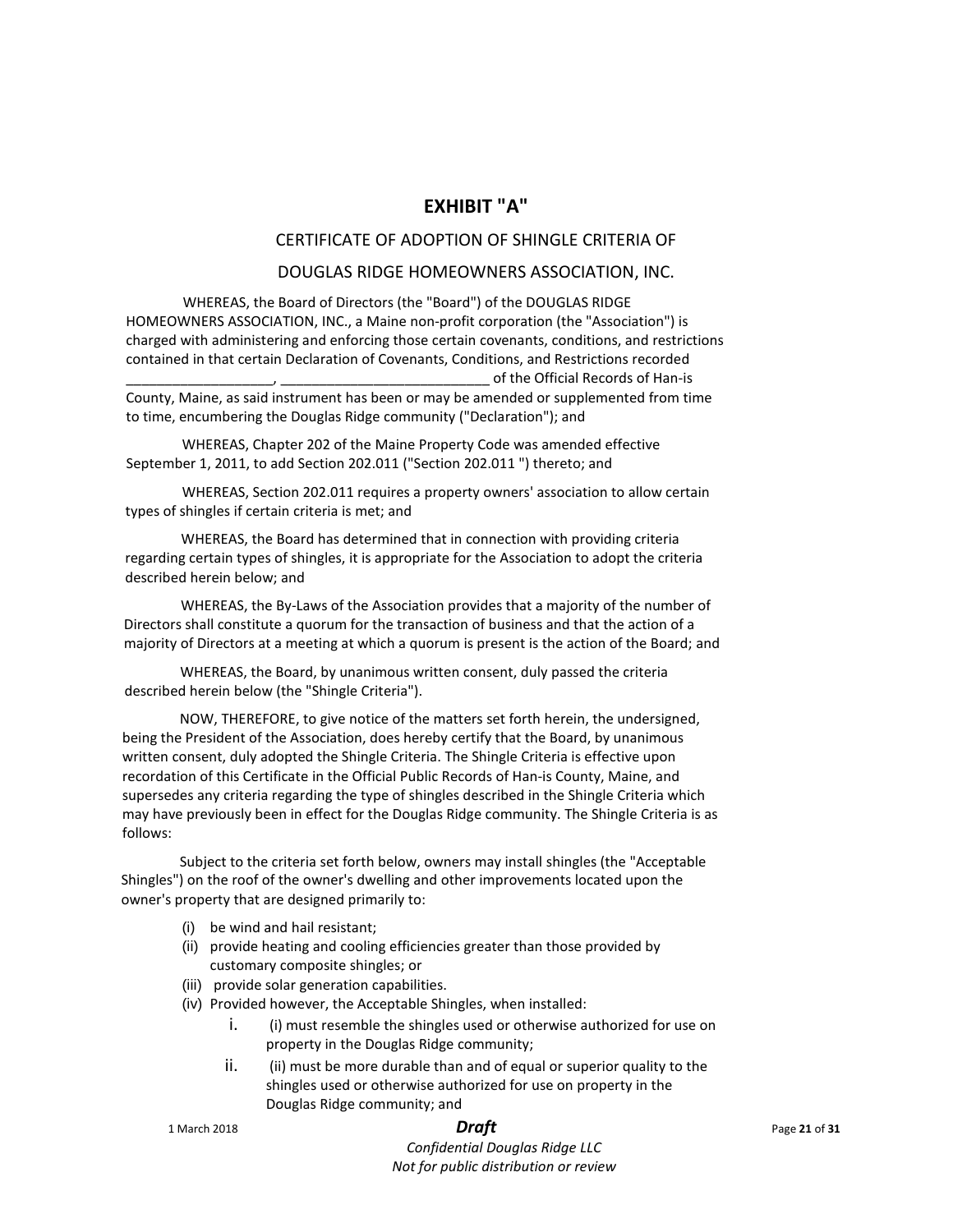# EXHIBIT "A"

CERTIFICATE OF ADOPTION OF SHINGLE CRITERIA OF

DOUGLAS RIDGE HOMEOWNERS ASSOCIATION, INC.

WHEREAS, the Board of Directors (the "Board") of the DOUGLAS RIDGE HOMEOWNERS ASSOCIATION, INC., a Maine non-profit corporation (the "Association") is charged with administering and enforcing those certain covenants, conditions, and restrictions contained in that certain Declaration of Covenants, Conditions, and Restrictions recorded ___________________, ___________________________ of the Official Records of Han-is County, Maine, as said instrument has been or may be amended or supplemented from time to time, encumbering the Douglas Ridge community ("Declaration"); and

WHEREAS, Chapter 202 of the Maine Property Code was amended effective September 1, 2011, to add Section 202.011 ("Section 202.011 ") thereto; and

WHEREAS, Section 202.011 requires a property owners' association to allow certain types of shingles if certain criteria is met; and

WHEREAS, the Board has determined that in connection with providing criteria regarding certain types of shingles, it is appropriate for the Association to adopt the criteria described herein below; and

WHEREAS, the By-Laws of the Association provides that a majority of the number of Directors shall constitute a quorum for the transaction of business and that the action of a majority of Directors at a meeting at which a quorum is present is the action of the Board; and

WHEREAS, the Board, by unanimous written consent, duly passed the criteria described herein below (the "Shingle Criteria").

NOW, THEREFORE, to give notice of the matters set forth herein, the undersigned, being the President of the Association, does hereby certify that the Board, by unanimous written consent, duly adopted the Shingle Criteria. The Shingle Criteria is effective upon recordation of this Certificate in the Official Public Records of Han-is County, Maine, and supersedes any criteria regarding the type of shingles described in the Shingle Criteria which may have previously been in effect for the Douglas Ridge community. The Shingle Criteria is as follows:

Subject to the criteria set forth below, owners may install shingles (the "Acceptable Shingles") on the roof of the owner's dwelling and other improvements located upon the owner's property that are designed primarily to:

(i) be wind and hail resistant;
(ii) provide heating and cooling efficiencies greater than those provided by customary composite shingles; or
(iii) provide solar generation capabilities.
(iv) Provided however, the Acceptable Shingles, when installed:
   i. (i) must resemble the shingles used or otherwise authorized for use on property in the Douglas Ridge community;
   ii. (ii) must be more durable than and of equal or superior quality to the shingles used or otherwise authorized for use on property in the Douglas Ridge community; and

1 March 2018 — ***Draft*** — *Confidential Douglas Ridge LLC* — *Not for public distribution or review*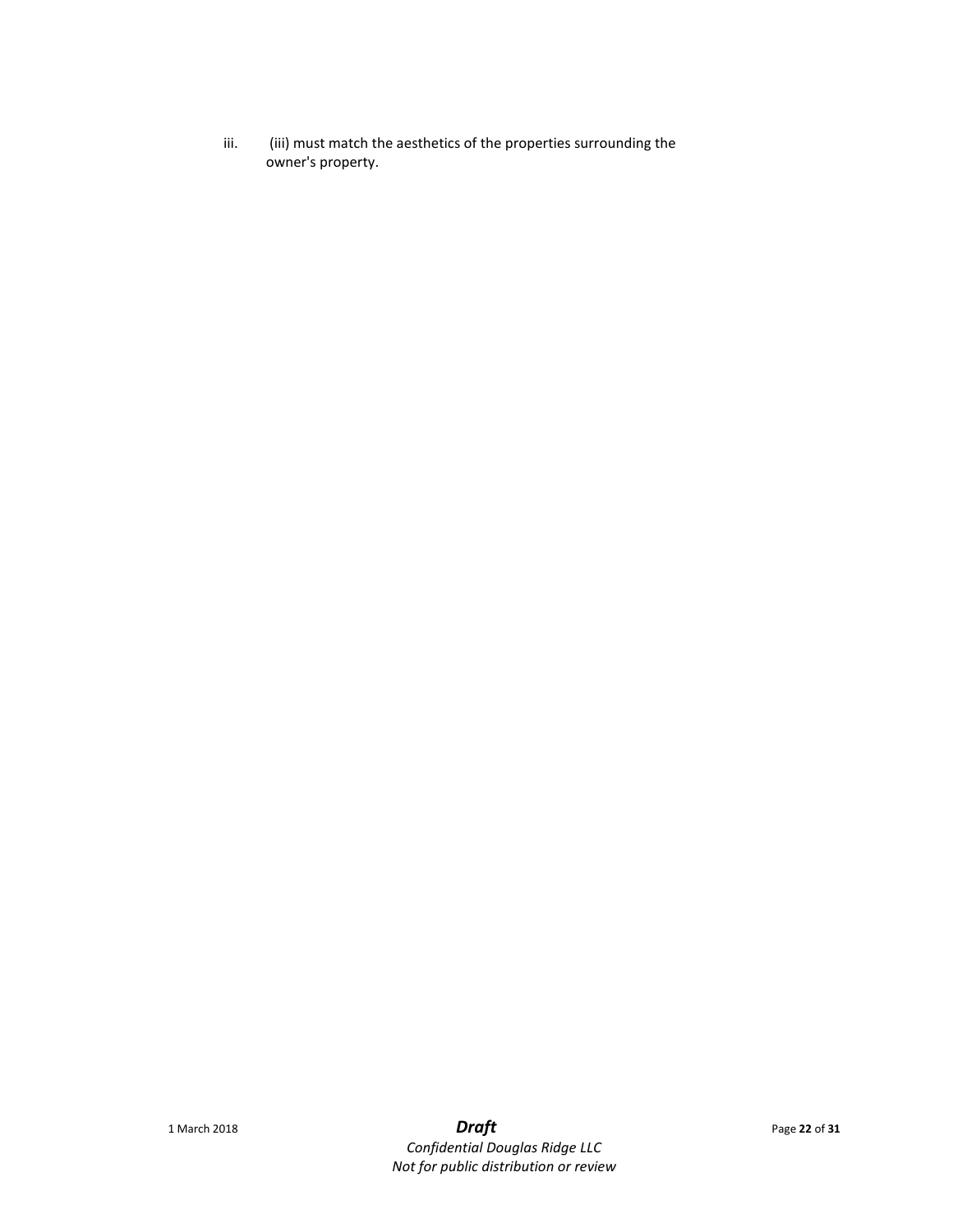iii. (iii) must match the aesthetics of the properties surrounding the owner's property.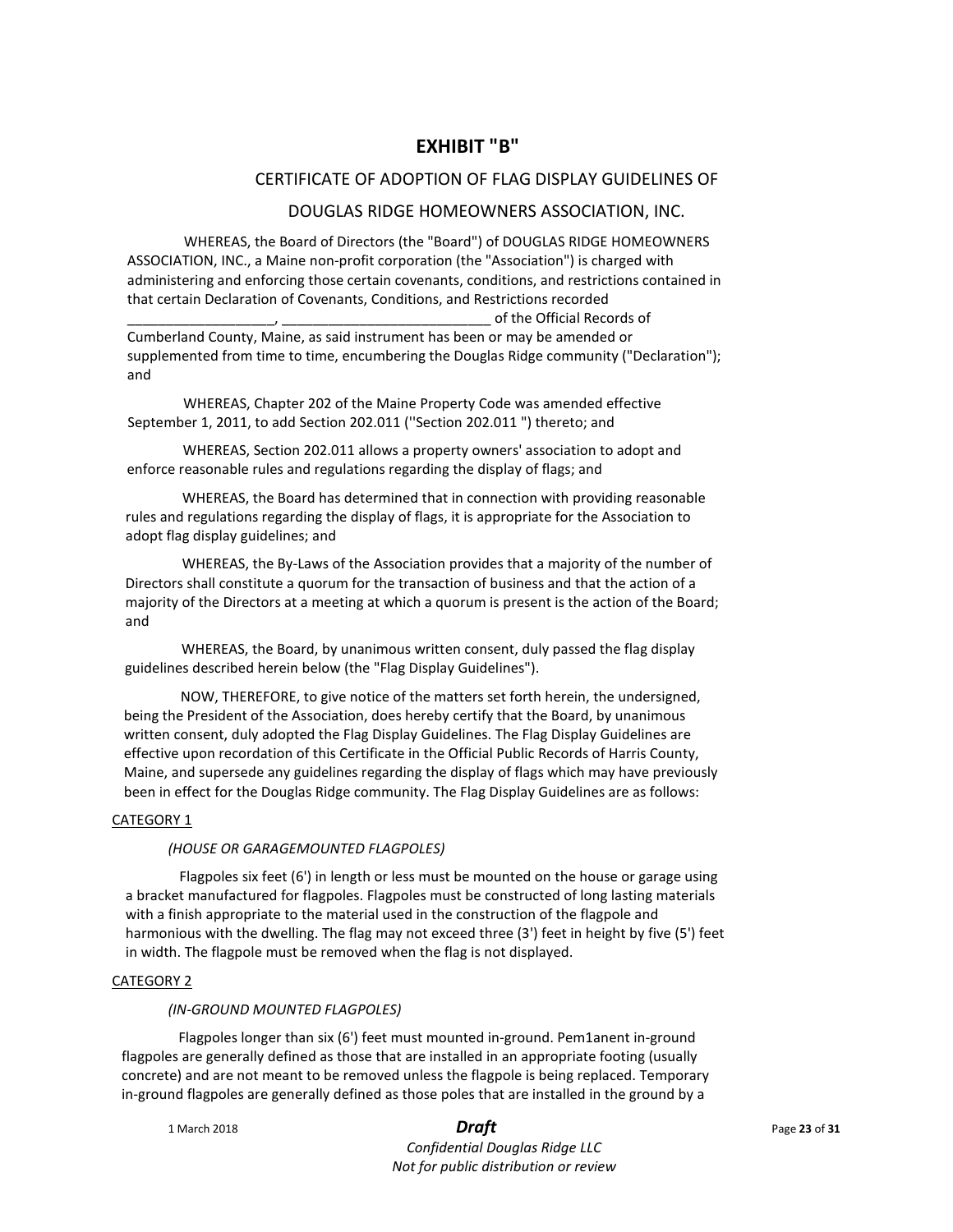# EXHIBIT "B"

## CERTIFICATE OF ADOPTION OF FLAG DISPLAY GUIDELINES OF

## DOUGLAS RIDGE HOMEOWNERS ASSOCIATION, INC.

WHEREAS, the Board of Directors (the "Board") of DOUGLAS RIDGE HOMEOWNERS ASSOCIATION, INC., a Maine non-profit corporation (the "Association") is charged with administering and enforcing those certain covenants, conditions, and restrictions contained in that certain Declaration of Covenants, Conditions, and Restrictions recorded ___________________, ___________________________ of the Official Records of Cumberland County, Maine, as said instrument has been or may be amended or supplemented from time to time, encumbering the Douglas Ridge community ("Declaration"); and

WHEREAS, Chapter 202 of the Maine Property Code was amended effective September 1, 2011, to add Section 202.011 (''Section 202.011 ") thereto; and

WHEREAS, Section 202.011 allows a property owners' association to adopt and enforce reasonable rules and regulations regarding the display of flags; and

WHEREAS, the Board has determined that in connection with providing reasonable rules and regulations regarding the display of flags, it is appropriate for the Association to adopt flag display guidelines; and

WHEREAS, the By-Laws of the Association provides that a majority of the number of Directors shall constitute a quorum for the transaction of business and that the action of a majority of the Directors at a meeting at which a quorum is present is the action of the Board; and

WHEREAS, the Board, by unanimous written consent, duly passed the flag display guidelines described herein below (the "Flag Display Guidelines").

NOW, THEREFORE, to give notice of the matters set forth herein, the undersigned, being the President of the Association, does hereby certify that the Board, by unanimous written consent, duly adopted the Flag Display Guidelines. The Flag Display Guidelines are effective upon recordation of this Certificate in the Official Public Records of Harris County, Maine, and supersede any guidelines regarding the display of flags which may have previously been in effect for the Douglas Ridge community. The Flag Display Guidelines are as follows:

CATEGORY 1

*(HOUSE OR GARAGEMOUNTED FLAGPOLES)*

Flagpoles six feet (6') in length or less must be mounted on the house or garage using a bracket manufactured for flagpoles. Flagpoles must be constructed of long lasting materials with a finish appropriate to the material used in the construction of the flagpole and harmonious with the dwelling. The flag may not exceed three (3') feet in height by five (5') feet in width. The flagpole must be removed when the flag is not displayed.

CATEGORY 2

*(IN-GROUND MOUNTED FLAGPOLES)*

Flagpoles longer than six (6') feet must mounted in-ground. Pem1anent in-ground flagpoles are generally defined as those that are installed in an appropriate footing (usually concrete) and are not meant to be removed unless the flagpole is being replaced. Temporary in-ground flagpoles are generally defined as those poles that are installed in the ground by a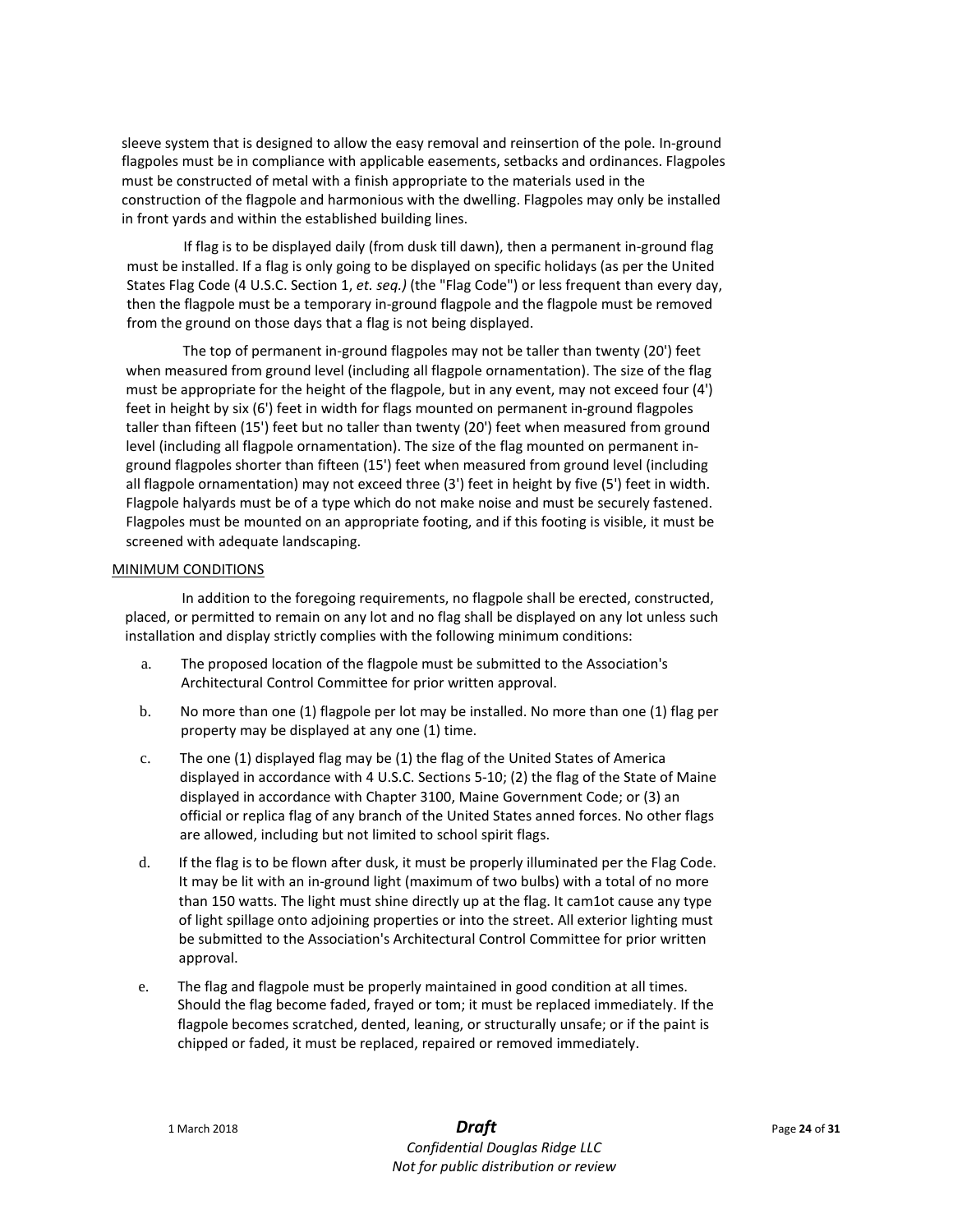sleeve system that is designed to allow the easy removal and reinsertion of the pole. In-ground flagpoles must be in compliance with applicable easements, setbacks and ordinances. Flagpoles must be constructed of metal with a finish appropriate to the materials used in the construction of the flagpole and harmonious with the dwelling. Flagpoles may only be installed in front yards and within the established building lines.

If flag is to be displayed daily (from dusk till dawn), then a permanent in-ground flag must be installed. If a flag is only going to be displayed on specific holidays (as per the United States Flag Code (4 U.S.C. Section 1, *et. seq.)* (the "Flag Code") or less frequent than every day, then the flagpole must be a temporary in-ground flagpole and the flagpole must be removed from the ground on those days that a flag is not being displayed.

The top of permanent in-ground flagpoles may not be taller than twenty (20') feet when measured from ground level (including all flagpole ornamentation). The size of the flag must be appropriate for the height of the flagpole, but in any event, may not exceed four (4') feet in height by six (6') feet in width for flags mounted on permanent in-ground flagpoles taller than fifteen (15') feet but no taller than twenty (20') feet when measured from ground level (including all flagpole ornamentation). The size of the flag mounted on permanent in-ground flagpoles shorter than fifteen (15') feet when measured from ground level (including all flagpole ornamentation) may not exceed three (3') feet in height by five (5') feet in width. Flagpole halyards must be of a type which do not make noise and must be securely fastened. Flagpoles must be mounted on an appropriate footing, and if this footing is visible, it must be screened with adequate landscaping.

MINIMUM CONDITIONS

In addition to the foregoing requirements, no flagpole shall be erected, constructed, placed, or permitted to remain on any lot and no flag shall be displayed on any lot unless such installation and display strictly complies with the following minimum conditions:

a. The proposed location of the flagpole must be submitted to the Association's Architectural Control Committee for prior written approval.

b. No more than one (1) flagpole per lot may be installed. No more than one (1) flag per property may be displayed at any one (1) time.

c. The one (1) displayed flag may be (1) the flag of the United States of America displayed in accordance with 4 U.S.C. Sections 5-10; (2) the flag of the State of Maine displayed in accordance with Chapter 3100, Maine Government Code; or (3) an official or replica flag of any branch of the United States anned forces. No other flags are allowed, including but not limited to school spirit flags.

d. If the flag is to be flown after dusk, it must be properly illuminated per the Flag Code. It may be lit with an in-ground light (maximum of two bulbs) with a total of no more than 150 watts. The light must shine directly up at the flag. It cam1ot cause any type of light spillage onto adjoining properties or into the street. All exterior lighting must be submitted to the Association's Architectural Control Committee for prior written approval.

e. The flag and flagpole must be properly maintained in good condition at all times. Should the flag become faded, frayed or tom; it must be replaced immediately. If the flagpole becomes scratched, dented, leaning, or structurally unsafe; or if the paint is chipped or faded, it must be replaced, repaired or removed immediately.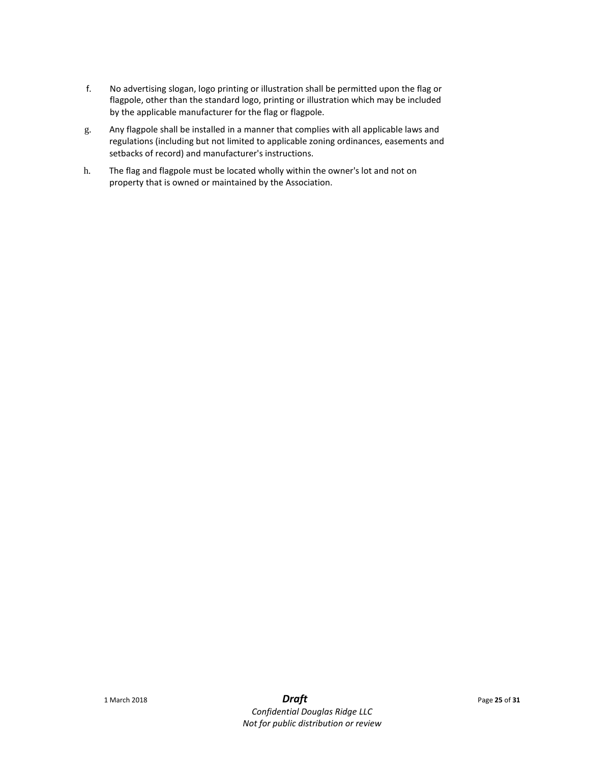f. No advertising slogan, logo printing or illustration shall be permitted upon the flag or flagpole, other than the standard logo, printing or illustration which may be included by the applicable manufacturer for the flag or flagpole.

g. Any flagpole shall be installed in a manner that complies with all applicable laws and regulations (including but not limited to applicable zoning ordinances, easements and setbacks of record) and manufacturer's instructions.

h. The flag and flagpole must be located wholly within the owner's lot and not on property that is owned or maintained by the Association.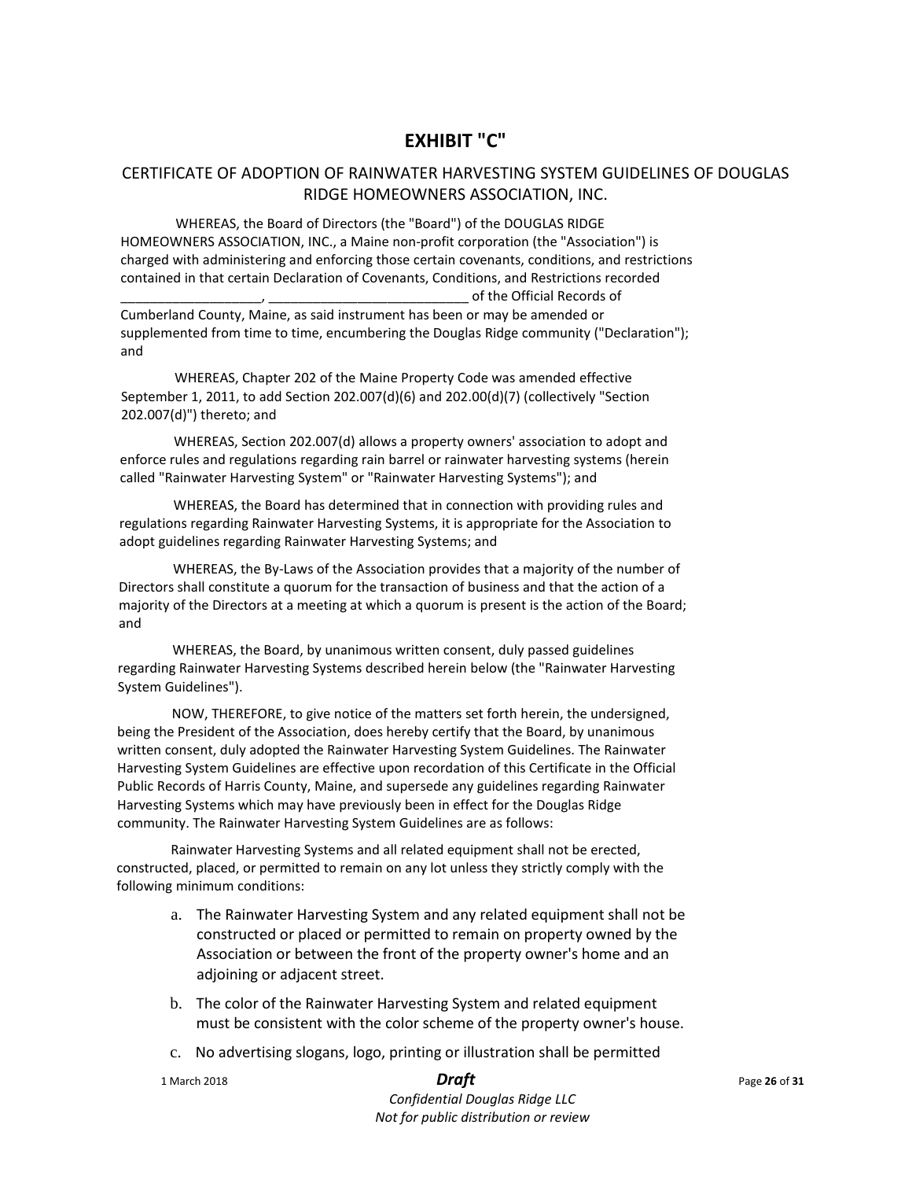# EXHIBIT "C"

## CERTIFICATE OF ADOPTION OF RAINWATER HARVESTING SYSTEM GUIDELINES OF DOUGLAS RIDGE HOMEOWNERS ASSOCIATION, INC.

WHEREAS, the Board of Directors (the "Board") of the DOUGLAS RIDGE HOMEOWNERS ASSOCIATION, INC., a Maine non-profit corporation (the "Association") is charged with administering and enforcing those certain covenants, conditions, and restrictions contained in that certain Declaration of Covenants, Conditions, and Restrictions recorded ___________________, ___________________________ of the Official Records of Cumberland County, Maine, as said instrument has been or may be amended or supplemented from time to time, encumbering the Douglas Ridge community ("Declaration"); and

WHEREAS, Chapter 202 of the Maine Property Code was amended effective September 1, 2011, to add Section 202.007(d)(6) and 202.00(d)(7) (collectively "Section 202.007(d)") thereto; and

WHEREAS, Section 202.007(d) allows a property owners' association to adopt and enforce rules and regulations regarding rain barrel or rainwater harvesting systems (herein called "Rainwater Harvesting System" or "Rainwater Harvesting Systems"); and

WHEREAS, the Board has determined that in connection with providing rules and regulations regarding Rainwater Harvesting Systems, it is appropriate for the Association to adopt guidelines regarding Rainwater Harvesting Systems; and

WHEREAS, the By-Laws of the Association provides that a majority of the number of Directors shall constitute a quorum for the transaction of business and that the action of a majority of the Directors at a meeting at which a quorum is present is the action of the Board; and

WHEREAS, the Board, by unanimous written consent, duly passed guidelines regarding Rainwater Harvesting Systems described herein below (the "Rainwater Harvesting System Guidelines").

NOW, THEREFORE, to give notice of the matters set forth herein, the undersigned, being the President of the Association, does hereby certify that the Board, by unanimous written consent, duly adopted the Rainwater Harvesting System Guidelines. The Rainwater Harvesting System Guidelines are effective upon recordation of this Certificate in the Official Public Records of Harris County, Maine, and supersede any guidelines regarding Rainwater Harvesting Systems which may have previously been in effect for the Douglas Ridge community. The Rainwater Harvesting System Guidelines are as follows:

Rainwater Harvesting Systems and all related equipment shall not be erected, constructed, placed, or permitted to remain on any lot unless they strictly comply with the following minimum conditions:

a. The Rainwater Harvesting System and any related equipment shall not be constructed or placed or permitted to remain on property owned by the Association or between the front of the property owner's home and an adjoining or adjacent street.

b. The color of the Rainwater Harvesting System and related equipment must be consistent with the color scheme of the property owner's house.

c. No advertising slogans, logo, printing or illustration shall be permitted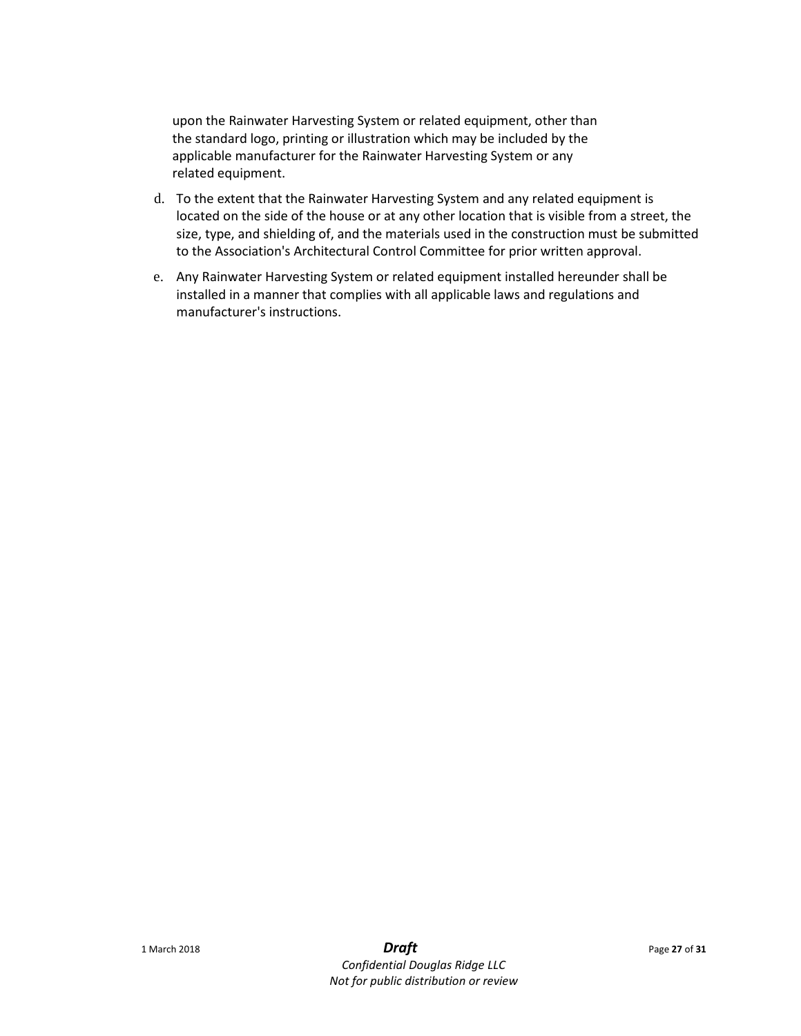upon the Rainwater Harvesting System or related equipment, other than the standard logo, printing or illustration which may be included by the applicable manufacturer for the Rainwater Harvesting System or any related equipment.

d. To the extent that the Rainwater Harvesting System and any related equipment is located on the side of the house or at any other location that is visible from a street, the size, type, and shielding of, and the materials used in the construction must be submitted to the Association's Architectural Control Committee for prior written approval.

e. Any Rainwater Harvesting System or related equipment installed hereunder shall be installed in a manner that complies with all applicable laws and regulations and manufacturer's instructions.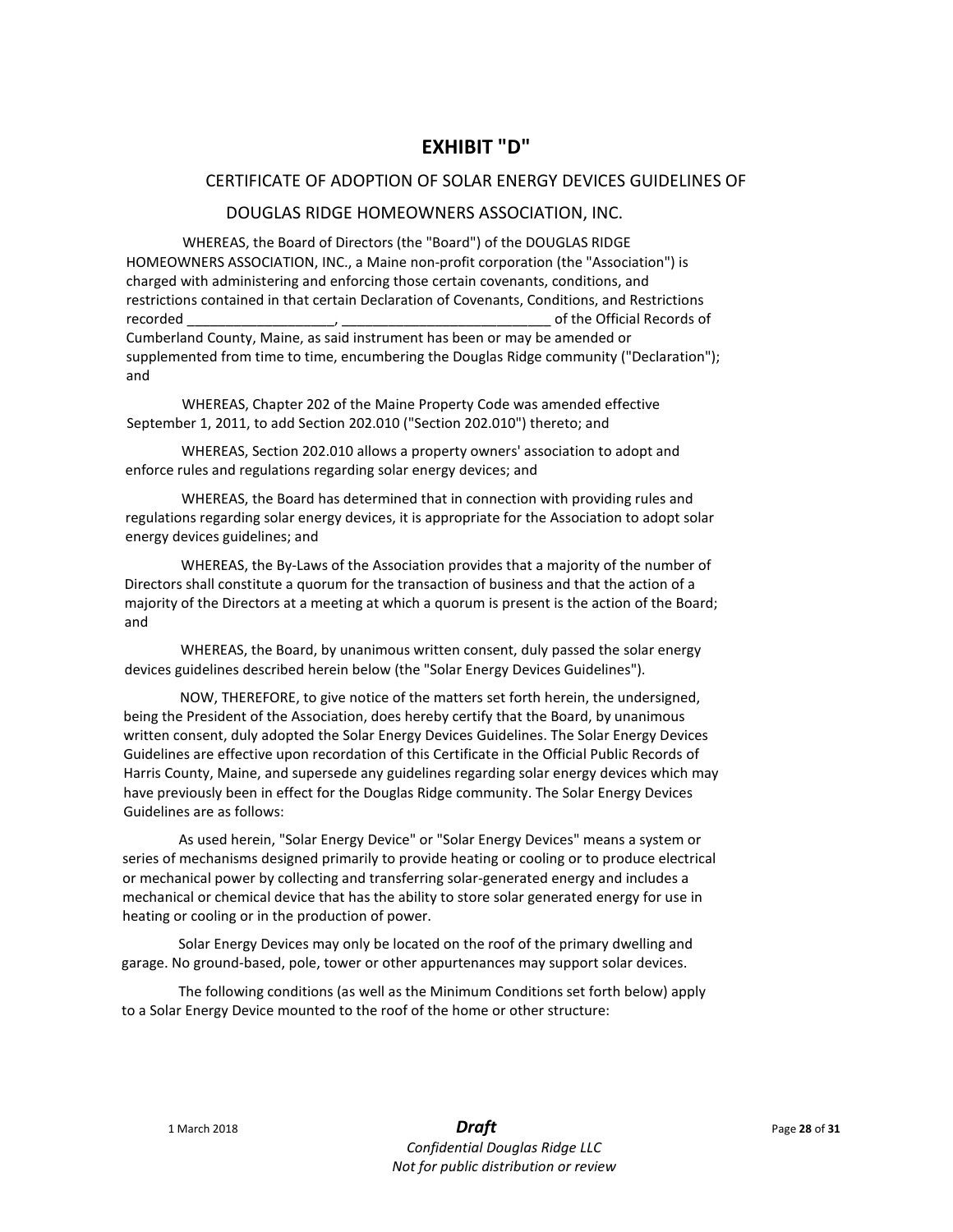# EXHIBIT "D"

## CERTIFICATE OF ADOPTION OF SOLAR ENERGY DEVICES GUIDELINES OF DOUGLAS RIDGE HOMEOWNERS ASSOCIATION, INC.

WHEREAS, the Board of Directors (the "Board") of the DOUGLAS RIDGE HOMEOWNERS ASSOCIATION, INC., a Maine non-profit corporation (the "Association") is charged with administering and enforcing those certain covenants, conditions, and restrictions contained in that certain Declaration of Covenants, Conditions, and Restrictions recorded ___________________, ___________________________ of the Official Records of Cumberland County, Maine, as said instrument has been or may be amended or supplemented from time to time, encumbering the Douglas Ridge community ("Declaration"); and

WHEREAS, Chapter 202 of the Maine Property Code was amended effective September 1, 2011, to add Section 202.010 ("Section 202.010") thereto; and

WHEREAS, Section 202.010 allows a property owners' association to adopt and enforce rules and regulations regarding solar energy devices; and

WHEREAS, the Board has determined that in connection with providing rules and regulations regarding solar energy devices, it is appropriate for the Association to adopt solar energy devices guidelines; and

WHEREAS, the By-Laws of the Association provides that a majority of the number of Directors shall constitute a quorum for the transaction of business and that the action of a majority of the Directors at a meeting at which a quorum is present is the action of the Board; and

WHEREAS, the Board, by unanimous written consent, duly passed the solar energy devices guidelines described herein below (the "Solar Energy Devices Guidelines").

NOW, THEREFORE, to give notice of the matters set forth herein, the undersigned, being the President of the Association, does hereby certify that the Board, by unanimous written consent, duly adopted the Solar Energy Devices Guidelines. The Solar Energy Devices Guidelines are effective upon recordation of this Certificate in the Official Public Records of Harris County, Maine, and supersede any guidelines regarding solar energy devices which may have previously been in effect for the Douglas Ridge community. The Solar Energy Devices Guidelines are as follows:

As used herein, "Solar Energy Device" or "Solar Energy Devices" means a system or series of mechanisms designed primarily to provide heating or cooling or to produce electrical or mechanical power by collecting and transferring solar-generated energy and includes a mechanical or chemical device that has the ability to store solar generated energy for use in heating or cooling or in the production of power.

Solar Energy Devices may only be located on the roof of the primary dwelling and garage. No ground-based, pole, tower or other appurtenances may support solar devices.

The following conditions (as well as the Minimum Conditions set forth below) apply to a Solar Energy Device mounted to the roof of the home or other structure: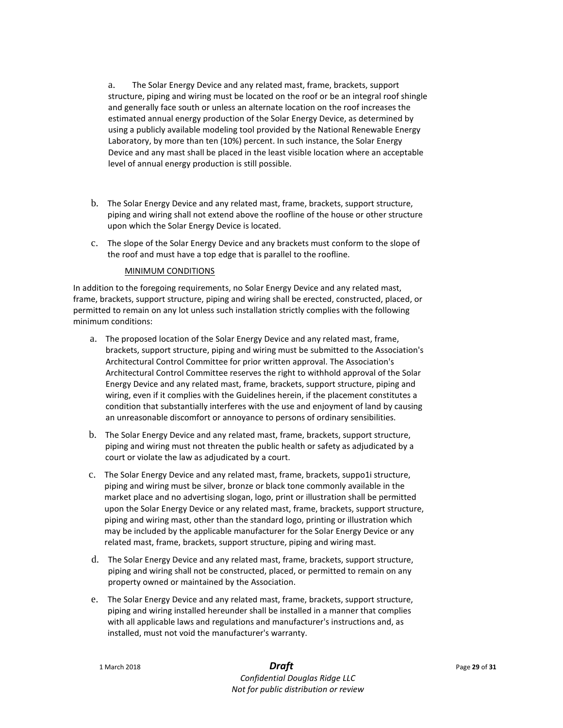a. The Solar Energy Device and any related mast, frame, brackets, support structure, piping and wiring must be located on the roof or be an integral roof shingle and generally face south or unless an alternate location on the roof increases the estimated annual energy production of the Solar Energy Device, as determined by using a publicly available modeling tool provided by the National Renewable Energy Laboratory, by more than ten (10%) percent. In such instance, the Solar Energy Device and any mast shall be placed in the least visible location where an acceptable level of annual energy production is still possible.

b. The Solar Energy Device and any related mast, frame, brackets, support structure, piping and wiring shall not extend above the roofline of the house or other structure upon which the Solar Energy Device is located.

c. The slope of the Solar Energy Device and any brackets must conform to the slope of the roof and must have a top edge that is parallel to the roofline.

MINIMUM CONDITIONS

In addition to the foregoing requirements, no Solar Energy Device and any related mast, frame, brackets, support structure, piping and wiring shall be erected, constructed, placed, or permitted to remain on any lot unless such installation strictly complies with the following minimum conditions:

a. The proposed location of the Solar Energy Device and any related mast, frame, brackets, support structure, piping and wiring must be submitted to the Association's Architectural Control Committee for prior written approval. The Association's Architectural Control Committee reserves the right to withhold approval of the Solar Energy Device and any related mast, frame, brackets, support structure, piping and wiring, even if it complies with the Guidelines herein, if the placement constitutes a condition that substantially interferes with the use and enjoyment of land by causing an unreasonable discomfort or annoyance to persons of ordinary sensibilities.

b. The Solar Energy Device and any related mast, frame, brackets, support structure, piping and wiring must not threaten the public health or safety as adjudicated by a court or violate the law as adjudicated by a court.

c. The Solar Energy Device and any related mast, frame, brackets, suppo1i structure, piping and wiring must be silver, bronze or black tone commonly available in the market place and no advertising slogan, logo, print or illustration shall be permitted upon the Solar Energy Device or any related mast, frame, brackets, support structure, piping and wiring mast, other than the standard logo, printing or illustration which may be included by the applicable manufacturer for the Solar Energy Device or any related mast, frame, brackets, support structure, piping and wiring mast.

d. The Solar Energy Device and any related mast, frame, brackets, support structure, piping and wiring shall not be constructed, placed, or permitted to remain on any property owned or maintained by the Association.

e. The Solar Energy Device and any related mast, frame, brackets, support structure, piping and wiring installed hereunder shall be installed in a manner that complies with all applicable laws and regulations and manufacturer's instructions and, as installed, must not void the manufacturer's warranty.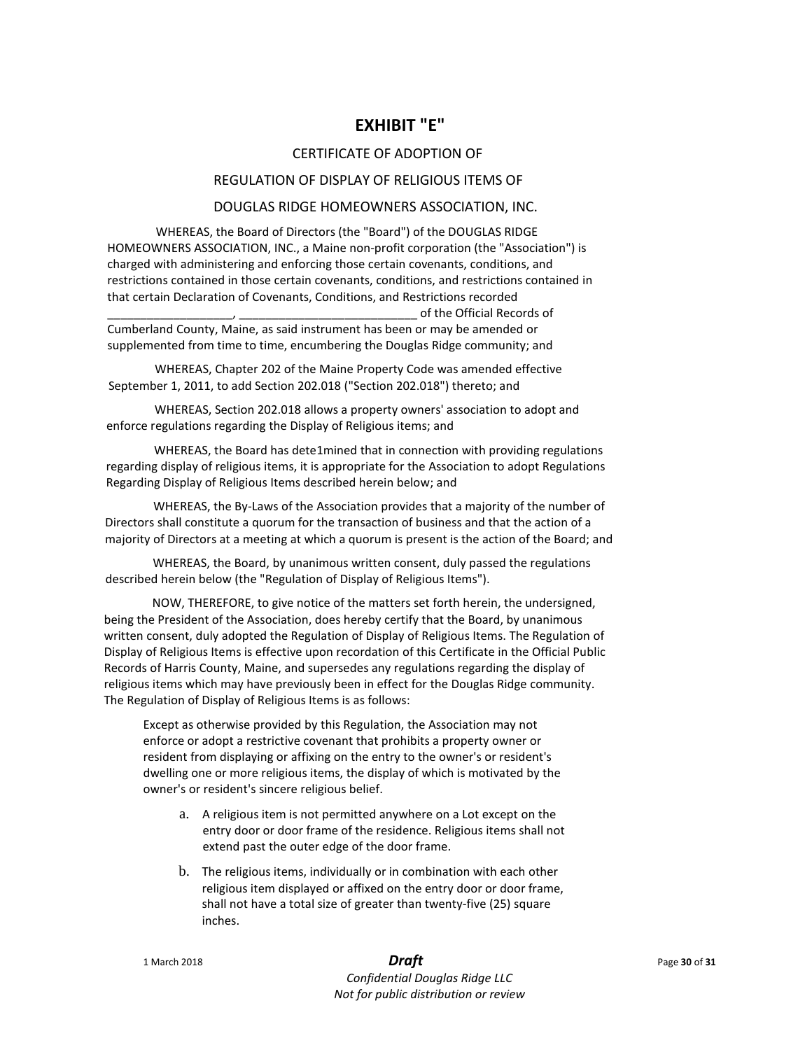# EXHIBIT "E"

CERTIFICATE OF ADOPTION OF

REGULATION OF DISPLAY OF RELIGIOUS ITEMS OF

DOUGLAS RIDGE HOMEOWNERS ASSOCIATION, INC.

WHEREAS, the Board of Directors (the "Board") of the DOUGLAS RIDGE HOMEOWNERS ASSOCIATION, INC., a Maine non-profit corporation (the "Association") is charged with administering and enforcing those certain covenants, conditions, and restrictions contained in those certain covenants, conditions, and restrictions contained in that certain Declaration of Covenants, Conditions, and Restrictions recorded ___________________, ___________________________ of the Official Records of Cumberland County, Maine, as said instrument has been or may be amended or supplemented from time to time, encumbering the Douglas Ridge community; and

WHEREAS, Chapter 202 of the Maine Property Code was amended effective September 1, 2011, to add Section 202.018 ("Section 202.018") thereto; and

WHEREAS, Section 202.018 allows a property owners' association to adopt and enforce regulations regarding the Display of Religious items; and

WHEREAS, the Board has dete1mined that in connection with providing regulations regarding display of religious items, it is appropriate for the Association to adopt Regulations Regarding Display of Religious Items described herein below; and

WHEREAS, the By-Laws of the Association provides that a majority of the number of Directors shall constitute a quorum for the transaction of business and that the action of a majority of Directors at a meeting at which a quorum is present is the action of the Board; and

WHEREAS, the Board, by unanimous written consent, duly passed the regulations described herein below (the "Regulation of Display of Religious Items").

NOW, THEREFORE, to give notice of the matters set forth herein, the undersigned, being the President of the Association, does hereby certify that the Board, by unanimous written consent, duly adopted the Regulation of Display of Religious Items. The Regulation of Display of Religious Items is effective upon recordation of this Certificate in the Official Public Records of Harris County, Maine, and supersedes any regulations regarding the display of religious items which may have previously been in effect for the Douglas Ridge community. The Regulation of Display of Religious Items is as follows:

> Except as otherwise provided by this Regulation, the Association may not enforce or adopt a restrictive covenant that prohibits a property owner or resident from displaying or affixing on the entry to the owner's or resident's dwelling one or more religious items, the display of which is motivated by the owner's or resident's sincere religious belief.
>
> a. A religious item is not permitted anywhere on a Lot except on the entry door or door frame of the residence. Religious items shall not extend past the outer edge of the door frame.
>
> b. The religious items, individually or in combination with each other religious item displayed or affixed on the entry door or door frame, shall not have a total size of greater than twenty-five (25) square inches.

1 March 2018 **_Draft_**

*Confidential Douglas Ridge LLC*
*Not for public distribution or review*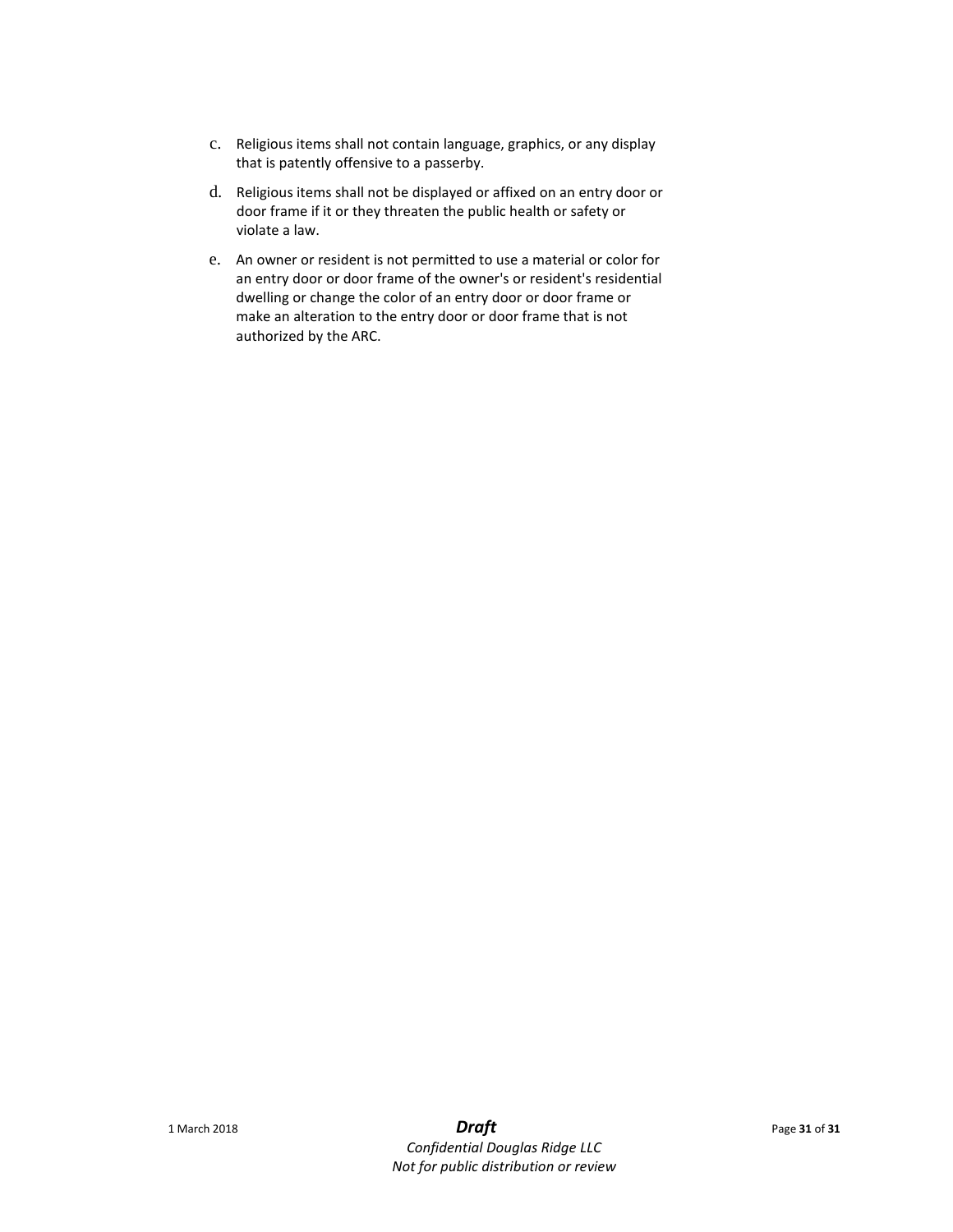c. Religious items shall not contain language, graphics, or any display that is patently offensive to a passerby.

d. Religious items shall not be displayed or affixed on an entry door or door frame if it or they threaten the public health or safety or violate a law.

e. An owner or resident is not permitted to use a material or color for an entry door or door frame of the owner's or resident's residential dwelling or change the color of an entry door or door frame or make an alteration to the entry door or door frame that is not authorized by the ARC.